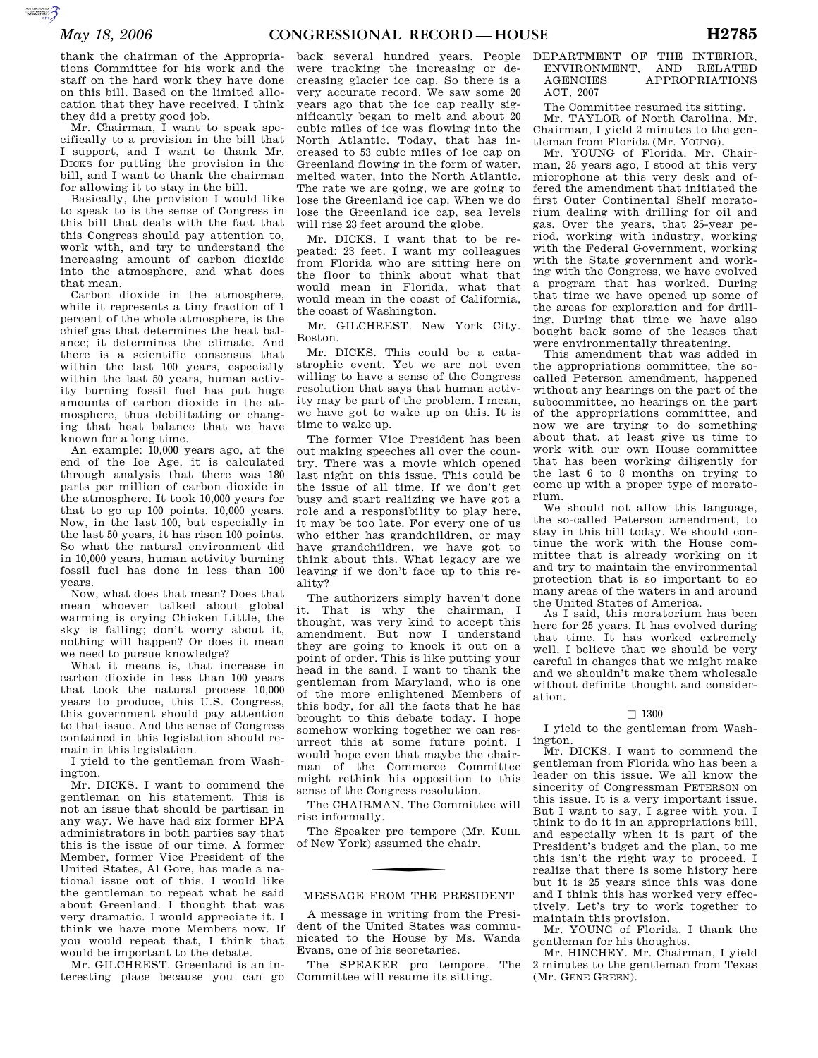thank the chairman of the Appropriations Committee for his work and the staff on the hard work they have done on this bill. Based on the limited allocation that they have received, I think they did a pretty good job.

Mr. Chairman, I want to speak specifically to a provision in the bill that I support, and I want to thank Mr. DICKS for putting the provision in the bill, and I want to thank the chairman for allowing it to stay in the bill.

Basically, the provision I would like to speak to is the sense of Congress in this bill that deals with the fact that this Congress should pay attention to, work with, and try to understand the increasing amount of carbon dioxide into the atmosphere, and what does that mean.

Carbon dioxide in the atmosphere, while it represents a tiny fraction of 1 percent of the whole atmosphere, is the chief gas that determines the heat balance; it determines the climate. And there is a scientific consensus that within the last 100 years, especially within the last 50 years, human activity burning fossil fuel has put huge amounts of carbon dioxide in the atmosphere, thus debilitating or changing that heat balance that we have known for a long time.

An example: 10,000 years ago, at the end of the Ice Age, it is calculated through analysis that there was 180 parts per million of carbon dioxide in the atmosphere. It took 10,000 years for that to go up 100 points. 10,000 years. Now, in the last 100, but especially in the last 50 years, it has risen 100 points. So what the natural environment did in 10,000 years, human activity burning fossil fuel has done in less than 100 years.

Now, what does that mean? Does that mean whoever talked about global warming is crying Chicken Little, the sky is falling; don't worry about it, nothing will happen? Or does it mean we need to pursue knowledge?

What it means is, that increase in carbon dioxide in less than 100 years that took the natural process 10,000 years to produce, this U.S. Congress, this government should pay attention to that issue. And the sense of Congress contained in this legislation should remain in this legislation.

I yield to the gentleman from Washington.

Mr. DICKS. I want to commend the gentleman on his statement. This is not an issue that should be partisan in any way. We have had six former EPA administrators in both parties say that this is the issue of our time. A former Member, former Vice President of the United States, Al Gore, has made a national issue out of this. I would like the gentleman to repeat what he said about Greenland. I thought that was very dramatic. I would appreciate it. I think we have more Members now. If you would repeat that, I think that would be important to the debate.

Mr. GILCHREST. Greenland is an interesting place because you can go back several hundred years. People were tracking the increasing or decreasing glacier ice cap. So there is a very accurate record. We saw some 20 years ago that the ice cap really significantly began to melt and about 20 cubic miles of ice was flowing into the North Atlantic. Today, that has increased to 53 cubic miles of ice cap on Greenland flowing in the form of water, melted water, into the North Atlantic. The rate we are going, we are going to lose the Greenland ice cap. When we do lose the Greenland ice cap, sea levels will rise 23 feet around the globe.

Mr. DICKS. I want that to be repeated: 23 feet. I want my colleagues from Florida who are sitting here on the floor to think about what that would mean in Florida, what that would mean in the coast of California, the coast of Washington.

Mr. GILCHREST. New York City. Boston.

Mr. DICKS. This could be a catastrophic event. Yet we are not even willing to have a sense of the Congress resolution that says that human activity may be part of the problem. I mean, we have got to wake up on this. It is time to wake up.

The former Vice President has been out making speeches all over the country. There was a movie which opened last night on this issue. This could be the issue of all time. If we don't get busy and start realizing we have got a role and a responsibility to play here, it may be too late. For every one of us who either has grandchildren, or may have grandchildren, we have got to think about this. What legacy are we leaving if we don't face up to this reality?

The authorizers simply haven't done it. That is why the chairman, I thought, was very kind to accept this amendment. But now I understand they are going to knock it out on a point of order. This is like putting your head in the sand. I want to thank the gentleman from Maryland, who is one of the more enlightened Members of this body, for all the facts that he has brought to this debate today. I hope somehow working together we can resurrect this at some future point. I would hope even that maybe the chairman of the Commerce Committee might rethink his opposition to this sense of the Congress resolution.

The CHAIRMAN. The Committee will rise informally.

The Speaker pro tempore (Mr. KUHL of New York) assumed the chair.

## MESSAGE FROM THE PRESIDENT

A message in writing from the President of the United States was communicated to the House by Ms. Wanda Evans, one of his secretaries.

The SPEAKER pro tempore. The Committee will resume its sitting.

## DEPARTMENT OF THE INTERIOR, ENVIRONMENT, AND RELATED AGENCIES APPROPRIATIONS ACT, 2007

The Committee resumed its sitting.

Mr. TAYLOR of North Carolina. Mr. Chairman, I yield 2 minutes to the gentleman from Florida (Mr. YOUNG).

Mr. YOUNG of Florida. Mr. Chairman, 25 years ago, I stood at this very microphone at this very desk and offered the amendment that initiated the first Outer Continental Shelf moratorium dealing with drilling for oil and gas. Over the years, that 25-year period, working with industry, working with the Federal Government, working with the State government and working with the Congress, we have evolved a program that has worked. During that time we have opened up some of the areas for exploration and for drilling. During that time we have also bought back some of the leases that were environmentally threatening.

This amendment that was added in the appropriations committee, the so-called Peterson amendment, happened without any hearings on the part of the subcommittee, no hearings on the part of the appropriations committee, and now we are trying to do something about that, at least give us time to work with our own House committee that has been working diligently for the last 6 to 8 months on trying to come up with a proper type of moratorium.

We should not allow this language, the so-called Peterson amendment, to stay in this bill today. We should continue the work with the House committee that is already working on it and try to maintain the environmental protection that is so important to so many areas of the waters in and around the United States of America.

As I said, this moratorium has been here for 25 years. It has evolved during that time. It has worked extremely well. I believe that we should be very careful in changes that we might make and we shouldn't make them wholesale without definite thought and consideration.

□ 1300

I yield to the gentleman from Washington.

Mr. DICKS. I want to commend the gentleman from Florida who has been a leader on this issue. We all know the sincerity of Congressman PETERSON on this issue. It is a very important issue. But I want to say, I agree with you. I think to do it in an appropriations bill, and especially when it is part of the President's budget and the plan, to me this isn't the right way to proceed. I realize that there is some history here but it is 25 years since this was done and I think this has worked very effectively. Let's try to work together to maintain this provision.

Mr. YOUNG of Florida. I thank the gentleman for his thoughts.

Mr. HINCHEY. Mr. Chairman, I yield 2 minutes to the gentleman from Texas (Mr. GENE GREEN).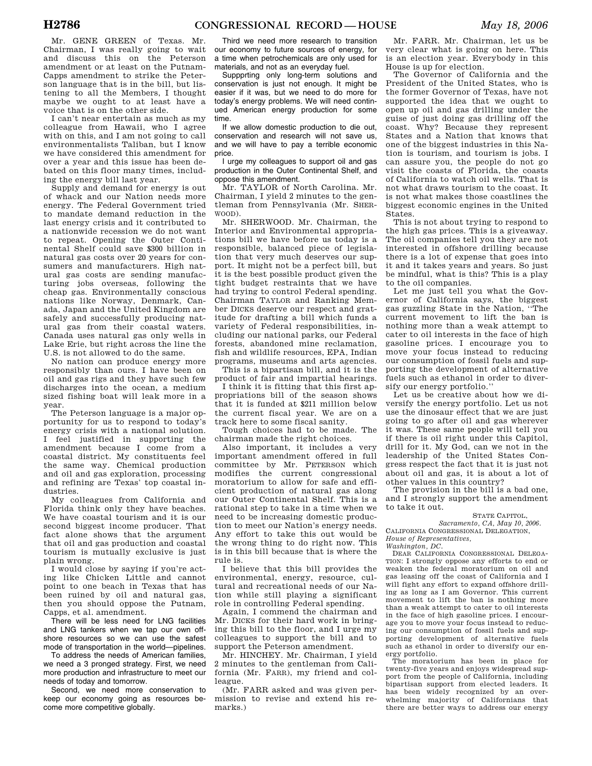Mr. GENE GREEN of Texas. Mr. Chairman, I was really going to wait and discuss this on the Peterson amendment or at least on the Putnam-Capps amendment to strike the Peterson language that is in the bill, but listening to all the Members, I thought maybe we ought to at least have a voice that is on the other side.

I can't near entertain as much as my colleague from Hawaii, who I agree with on this, and I am not going to call environmentalists Taliban, but I know we have considered this amendment for over a year and this issue has been debated on this floor many times, including the energy bill last year.

Supply and demand for energy is out of whack and our Nation needs more energy. The Federal Government tried to mandate demand reduction in the last energy crisis and it contributed to a nationwide recession we do not want to repeat. Opening the Outer Continental Shelf could save $300 billion in natural gas costs over 20 years for consumers and manufacturers. High natural gas costs are sending manufacturing jobs overseas, following the cheap gas. Environmentally conscious nations like Norway, Denmark, Canada, Japan and the United Kingdom are safely and successfully producing natural gas from their coastal waters. Canada uses natural gas only wells in Lake Erie, but right across the line the U.S. is not allowed to do the same.

No nation can produce energy more responsibly than ours. I have been on oil and gas rigs and they have such few discharges into the ocean, a medium sized fishing boat will leak more in a year.

The Peterson language is a major opportunity for us to respond to today's energy crisis with a national solution. I feel justified in supporting the amendment because I come from a coastal district. My constituents feel the same way. Chemical production and oil and gas exploration, processing and refining are Texas' top coastal industries.

My colleagues from California and Florida think only they have beaches. We have coastal tourism and it is our second biggest income producer. That fact alone shows that the argument that oil and gas production and coastal tourism is mutually exclusive is just plain wrong.

I would close by saying if you're acting like Chicken Little and cannot point to one beach in Texas that has been ruined by oil and natural gas, then you should oppose the Putnam, Capps, et al. amendment.

There will be less need for LNG facilities and LNG tankers when we tap our own offshore resources so we can use the safest mode of transportation in the world—pipelines.

To address the needs of American families, we need a 3 pronged strategy. First, we need more production and infrastructure to meet our needs of today and tomorrow.

Second, we need more conservation to keep our economy going as resources become more competitive globally.

Third we need more research to transition our economy to future sources of energy, for a time when petrochemicals are only used for materials, and not as an everyday fuel.

Suppprting only long-term solutions and conservation is just not enough. It might be easier if it was, but we need to do more for today's energy problems. We will need continued American energy production for some time.

If we allow domestic production to die out, conservation and research will not save us, and we will have to pay a terrible economic price.

I urge my colleagues to support oil and gas production in the Outer Continental Shelf, and oppose this amendment.

Mr. TAYLOR of North Carolina. Mr. Chairman, I yield 2 minutes to the gentleman from Pennsylvania (Mr. SHERWOOD).

Mr. SHERWOOD. Mr. Chairman, the Interior and Environmental appropriations bill we have before us today is a responsible, balanced piece of legislation that very much deserves our support. It might not be a perfect bill, but it is the best possible product given the tight budget restraints that we have had trying to control Federal spending. Chairman TAYLOR and Ranking Member DICKS deserve our respect and gratitude for drafting a bill which funds a variety of Federal responsibilities, including our national parks, our Federal forests, abandoned mine reclamation, fish and wildlife resources, EPA, Indian programs, museums and arts agencies.

This is a bipartisan bill, and it is the product of fair and impartial hearings.

I think it is fitting that this first appropriations bill of the season shows that it is funded at $211 million below the current fiscal year. We are on a track here to some fiscal sanity.

Tough choices had to be made. The chairman made the right choices.

Also important, it includes a very important amendment offered in full committee by Mr. PETERSON which modifies the current congressional moratorium to allow for safe and efficient production of natural gas along our Outer Continental Shelf. This is a rational step to take in a time when we need to be increasing domestic production to meet our Nation's energy needs. Any effort to take this out would be the wrong thing to do right now. This is in this bill because that is where the rule is.

I believe that this bill provides the environmental, energy, resource, cultural and recreational needs of our Nation while still playing a significant role in controlling Federal spending.

Again, I commend the chairman and Mr. DICKS for their hard work in bringing this bill to the floor, and I urge my colleagues to support the bill and to support the Peterson amendment.

Mr. HINCHEY. Mr. Chairman, I yield 2 minutes to the gentleman from California (Mr. FARR), my friend and colleague.

(Mr. FARR asked and was given permission to revise and extend his remarks.)

Mr. FARR. Mr. Chairman, let us be very clear what is going on here. This is an election year. Everybody in this House is up for election.

The Governor of California and the President of the United States, who is the former Governor of Texas, have not supported the idea that we ought to open up oil and gas drilling under the guise of just doing gas drilling off the coast. Why? Because they represent States and a Nation that knows that one of the biggest industries in this Nation is tourism, and tourism is jobs. I can assure you, the people do not go visit the coasts of Florida, the coasts of California to watch oil wells. That is not what draws tourism to the coast. It is not what makes those coastlines the biggest economic engines in the United States.

This is not about trying to respond to the high gas prices. This is a giveaway. The oil companies tell you they are not interested in offshore drilling because there is a lot of expense that goes into it and it takes years and years. So just be mindful, what is this? This is a play to the oil companies.

Let me just tell you what the Governor of California says, the biggest gas guzzling State in the Nation, "The current movement to lift the ban is nothing more than a weak attempt to cater to oil interests in the face of high gasoline prices. I encourage you to move your focus instead to reducing our consumption of fossil fuels and supporting the development of alternative fuels such as ethanol in order to diversify our energy portfolio."

Let us be creative about how we diversify the energy portfolio. Let us not use the dinosaur effect that we are just going to go after oil and gas wherever it was. These same people will tell you if there is oil right under this Capitol, drill for it. My God, can we not in the leadership of the United States Congress respect the fact that it is just not about oil and gas, it is about a lot of other values in this country?

The provision in the bill is a bad one, and I strongly support the amendment to take it out.

STATE CAPITOL,
*Sacramento, CA, May 10, 2006.*

CALIFORNIA CONGRESSIONAL DELEGATION,
*House of Representatives,*
*Washington, DC.*

DEAR CALIFORNIA CONGRESSIONAL DELEGATION: I strongly oppose any efforts to end or weaken the federal moratorium on oil and gas leasing off the coast of California and I will fight any effort to expand offshore drilling as long as I am Governor. This current movement to lift the ban is nothing more than a weak attempt to cater to oil interests in the face of high gasoline prices. I encourage you to move your focus instead to reducing our consumption of fossil fuels and supporting development of alternative fuels such as ethanol in order to diversify our energy portfolio.

The moratorium has been in place for twenty-five years and enjoys widespread support from the people of California, including bipartisan support from elected leaders. It has been widely recognized by an overwhelming majority of Californians that there are better ways to address our energy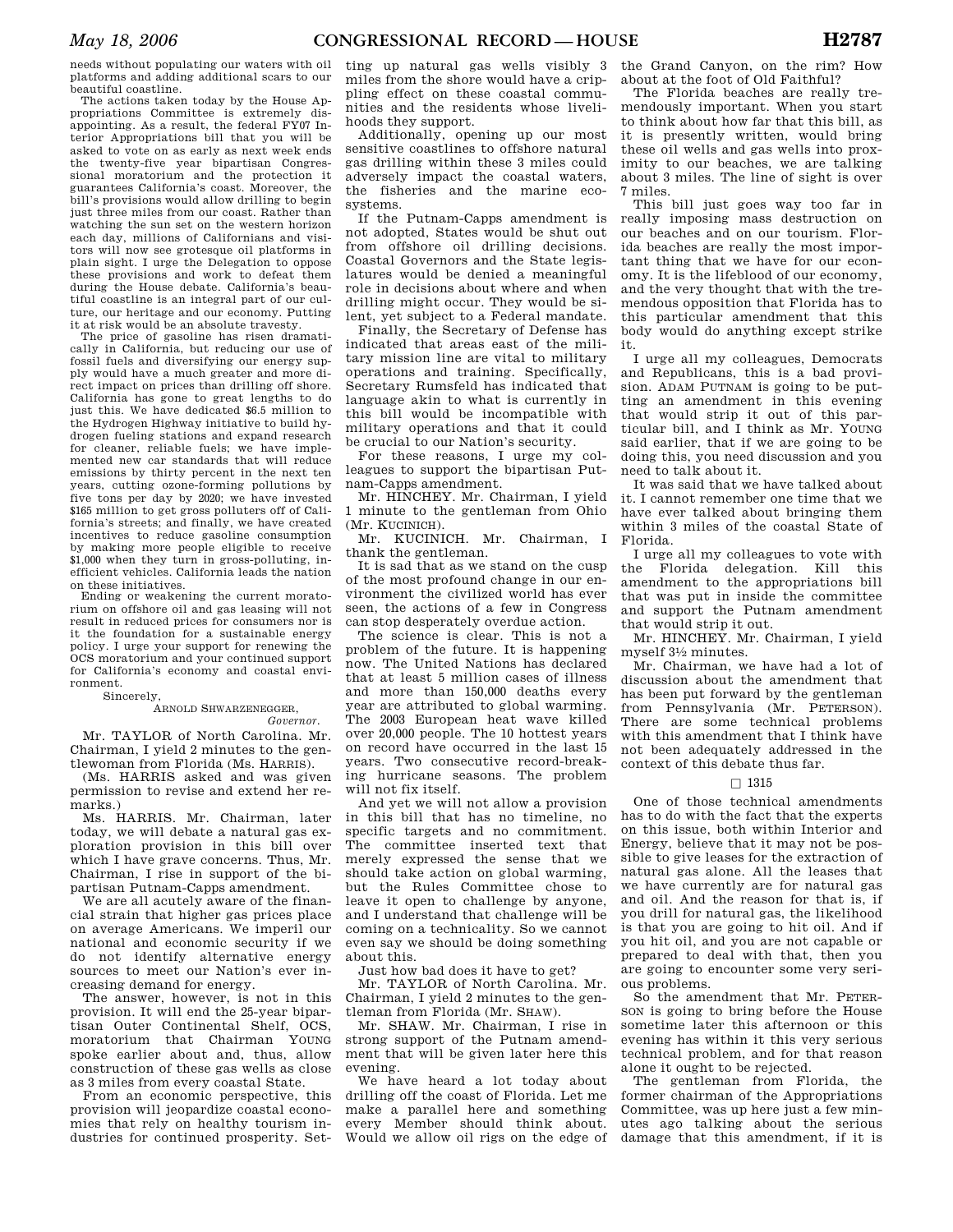needs without populating our waters with oil platforms and adding additional scars to our beautiful coastline.

The actions taken today by the House Appropriations Committee is extremely disappointing. As a result, the federal FY07 Interior Appropriations bill that you will be asked to vote on as early as next week ends the twenty-five year bipartisan Congressional moratorium and the protection it guarantees California's coast. Moreover, the bill's provisions would allow drilling to begin just three miles from our coast. Rather than watching the sun set on the western horizon each day, millions of Californians and visitors will now see grotesque oil platforms in plain sight. I urge the Delegation to oppose these provisions and work to defeat them during the House debate. California's beautiful coastline is an integral part of our culture, our heritage and our economy. Putting it at risk would be an absolute travesty.

The price of gasoline has risen dramatically in California, but reducing our use of fossil fuels and diversifying our energy supply would have a much greater and more direct impact on prices than drilling off shore. California has gone to great lengths to do just this. We have dedicated $6.5 million to the Hydrogen Highway initiative to build hydrogen fueling stations and expand research for cleaner, reliable fuels; we have implemented new car standards that will reduce emissions by thirty percent in the next ten years, cutting ozone-forming pollutions by five tons per day by 2020; we have invested $165 million to get gross polluters off of California's streets; and finally, we have created incentives to reduce gasoline consumption by making more people eligible to receive $1,000 when they turn in gross-polluting, inefficient vehicles. California leads the nation on these initiatives.

Ending or weakening the current moratorium on offshore oil and gas leasing will not result in reduced prices for consumers nor is it the foundation for a sustainable energy policy. I urge your support for renewing the OCS moratorium and your continued support for California's economy and coastal environment.

Sincerely,

ARNOLD SHWARZENEGGER,
*Governor.*

Mr. TAYLOR of North Carolina. Mr. Chairman, I yield 2 minutes to the gentlewoman from Florida (Ms. HARRIS).

(Ms. HARRIS asked and was given permission to revise and extend her remarks.)

Ms. HARRIS. Mr. Chairman, later today, we will debate a natural gas exploration provision in this bill over which I have grave concerns. Thus, Mr. Chairman, I rise in support of the bipartisan Putnam-Capps amendment.

We are all acutely aware of the financial strain that higher gas prices place on average Americans. We imperil our national and economic security if we do not identify alternative energy sources to meet our Nation's ever increasing demand for energy.

The answer, however, is not in this provision. It will end the 25-year bipartisan Outer Continental Shelf, OCS, moratorium that Chairman YOUNG spoke earlier about and, thus, allow construction of these gas wells as close as 3 miles from every coastal State.

From an economic perspective, this provision will jeopardize coastal economies that rely on healthy tourism industries for continued prosperity. Setting up natural gas wells visibly 3 miles from the shore would have a crippling effect on these coastal communities and the residents whose livelihoods they support.

Additionally, opening up our most sensitive coastlines to offshore natural gas drilling within these 3 miles could adversely impact the coastal waters, the fisheries and the marine ecosystems.

If the Putnam-Capps amendment is not adopted, States would be shut out from offshore oil drilling decisions. Coastal Governors and the State legislatures would be denied a meaningful role in decisions about where and when drilling might occur. They would be silent, yet subject to a Federal mandate.

Finally, the Secretary of Defense has indicated that areas east of the military mission line are vital to military operations and training. Specifically, Secretary Rumsfeld has indicated that language akin to what is currently in this bill would be incompatible with military operations and that it could be crucial to our Nation's security.

For these reasons, I urge my colleagues to support the bipartisan Putnam-Capps amendment.

Mr. HINCHEY. Mr. Chairman, I yield 1 minute to the gentleman from Ohio (Mr. KUCINICH).

Mr. KUCINICH. Mr. Chairman, I thank the gentleman.

It is sad that as we stand on the cusp of the most profound change in our environment the civilized world has ever seen, the actions of a few in Congress can stop desperately overdue action.

The science is clear. This is not a problem of the future. It is happening now. The United Nations has declared that at least 5 million cases of illness and more than 150,000 deaths every year are attributed to global warming. The 2003 European heat wave killed over 20,000 people. The 10 hottest years on record have occurred in the last 15 years. Two consecutive record-breaking hurricane seasons. The problem will not fix itself.

And yet we will not allow a provision in this bill that has no timeline, no specific targets and no commitment. The committee inserted text that merely expressed the sense that we should take action on global warming, but the Rules Committee chose to leave it open to challenge by anyone, and I understand that challenge will be coming on a technicality. So we cannot even say we should be doing something about this.

Just how bad does it have to get?

Mr. TAYLOR of North Carolina. Mr. Chairman, I yield 2 minutes to the gentleman from Florida (Mr. SHAW).

Mr. SHAW. Mr. Chairman, I rise in strong support of the Putnam amendment that will be given later here this evening.

We have heard a lot today about drilling off the coast of Florida. Let me make a parallel here and something every Member should think about. Would we allow oil rigs on the edge of the Grand Canyon, on the rim? How about at the foot of Old Faithful?

The Florida beaches are really tremendously important. When you start to think about how far that this bill, as it is presently written, would bring these oil wells and gas wells into proximity to our beaches, we are talking about 3 miles. The line of sight is over 7 miles.

This bill just goes way too far in really imposing mass destruction on our beaches and on our tourism. Florida beaches are really the most important thing that we have for our economy. It is the lifeblood of our economy, and the very thought that with the tremendous opposition that Florida has to this particular amendment that this body would do anything except strike it.

I urge all my colleagues, Democrats and Republicans, this is a bad provision. ADAM PUTNAM is going to be putting an amendment in this evening that would strip it out of this particular bill, and I think as Mr. YOUNG said earlier, that if we are going to be doing this, you need discussion and you need to talk about it.

It was said that we have talked about it. I cannot remember one time that we have ever talked about bringing them within 3 miles of the coastal State of Florida.

I urge all my colleagues to vote with the Florida delegation. Kill this amendment to the appropriations bill that was put in inside the committee and support the Putnam amendment that would strip it out.

Mr. HINCHEY. Mr. Chairman, I yield myself 3½ minutes.

Mr. Chairman, we have had a lot of discussion about the amendment that has been put forward by the gentleman from Pennsylvania (Mr. PETERSON). There are some technical problems with this amendment that I think have not been adequately addressed in the context of this debate thus far.

□ 1315

One of those technical amendments has to do with the fact that the experts on this issue, both within Interior and Energy, believe that it may not be possible to give leases for the extraction of natural gas alone. All the leases that we have currently are for natural gas and oil. And the reason for that is, if you drill for natural gas, the likelihood is that you are going to hit oil. And if you hit oil, and you are not capable or prepared to deal with that, then you are going to encounter some very serious problems.

So the amendment that Mr. PETERSON is going to bring before the House sometime later this afternoon or this evening has within it this very serious technical problem, and for that reason alone it ought to be rejected.

The gentleman from Florida, the former chairman of the Appropriations Committee, was up here just a few minutes ago talking about the serious damage that this amendment, if it is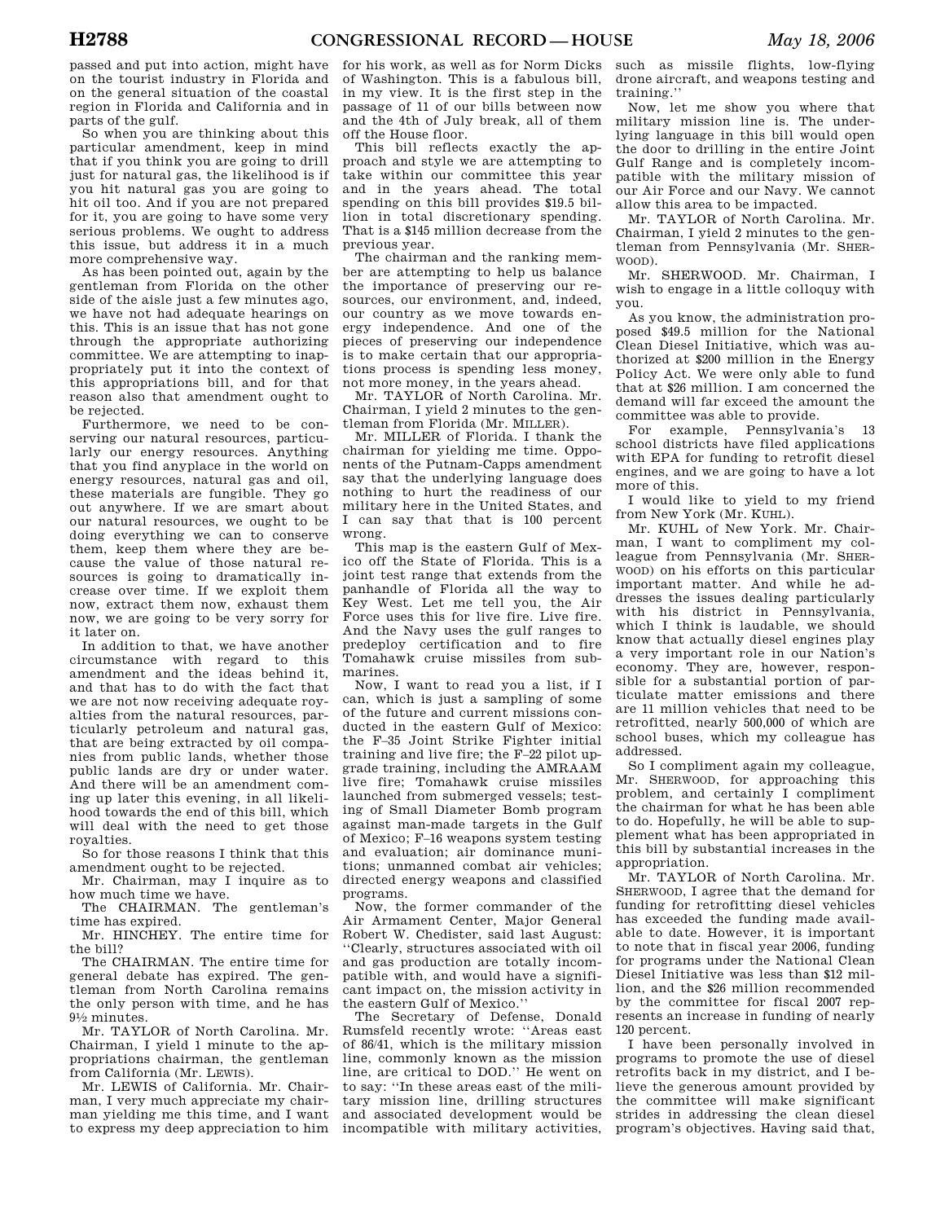passed and put into action, might have on the tourist industry in Florida and on the general situation of the coastal region in Florida and California and in parts of the gulf.

So when you are thinking about this particular amendment, keep in mind that if you think you are going to drill just for natural gas, the likelihood is if you hit natural gas you are going to hit oil too. And if you are not prepared for it, you are going to have some very serious problems. We ought to address this issue, but address it in a much more comprehensive way.

As has been pointed out, again by the gentleman from Florida on the other side of the aisle just a few minutes ago, we have not had adequate hearings on this. This is an issue that has not gone through the appropriate authorizing committee. We are attempting to inappropriately put it into the context of this appropriations bill, and for that reason also that amendment ought to be rejected.

Furthermore, we need to be conserving our natural resources, particularly our energy resources. Anything that you find anyplace in the world on energy resources, natural gas and oil, these materials are fungible. They go out anywhere. If we are smart about our natural resources, we ought to be doing everything we can to conserve them, keep them where they are because the value of those natural resources is going to dramatically increase over time. If we exploit them now, extract them now, exhaust them now, we are going to be very sorry for it later on.

In addition to that, we have another circumstance with regard to this amendment and the ideas behind it, and that has to do with the fact that we are not now receiving adequate royalties from the natural resources, particularly petroleum and natural gas, that are being extracted by oil companies from public lands, whether those public lands are dry or under water. And there will be an amendment coming up later this evening, in all likelihood towards the end of this bill, which will deal with the need to get those royalties.

So for those reasons I think that this amendment ought to be rejected.

Mr. Chairman, may I inquire as to how much time we have.

The CHAIRMAN. The gentleman's time has expired.

Mr. HINCHEY. The entire time for the bill?

The CHAIRMAN. The entire time for general debate has expired. The gentleman from North Carolina remains the only person with time, and he has 9½ minutes.

Mr. TAYLOR of North Carolina. Mr. Chairman, I yield 1 minute to the appropriations chairman, the gentleman from California (Mr. LEWIS).

Mr. LEWIS of California. Mr. Chairman, I very much appreciate my chairman yielding me this time, and I want to express my deep appreciation to him for his work, as well as for Norm Dicks of Washington. This is a fabulous bill, in my view. It is the first step in the passage of 11 of our bills between now and the 4th of July break, all of them off the House floor.

This bill reflects exactly the approach and style we are attempting to take within our committee this year and in the years ahead. The total spending on this bill provides $19.5 billion in total discretionary spending. That is a $145 million decrease from the previous year.

The chairman and the ranking member are attempting to help us balance the importance of preserving our resources, our environment, and, indeed, our country as we move towards energy independence. And one of the pieces of preserving our independence is to make certain that our appropriations process is spending less money, not more money, in the years ahead.

Mr. TAYLOR of North Carolina. Mr. Chairman, I yield 2 minutes to the gentleman from Florida (Mr. MILLER).

Mr. MILLER of Florida. I thank the chairman for yielding me time. Opponents of the Putnam-Capps amendment say that the underlying language does nothing to hurt the readiness of our military here in the United States, and I can say that that is 100 percent wrong.

This map is the eastern Gulf of Mexico off the State of Florida. This is a joint test range that extends from the panhandle of Florida all the way to Key West. Let me tell you, the Air Force uses this for live fire. Live fire. And the Navy uses the gulf ranges to predeploy certification and to fire Tomahawk cruise missiles from submarines.

Now, I want to read you a list, if I can, which is just a sampling of some of the future and current missions conducted in the eastern Gulf of Mexico: the F–35 Joint Strike Fighter initial training and live fire; the F–22 pilot upgrade training, including the AMRAAM live fire; Tomahawk cruise missiles launched from submerged vessels; testing of Small Diameter Bomb program against man-made targets in the Gulf of Mexico; F–16 weapons system testing and evaluation; air dominance munitions; unmanned combat air vehicles; directed energy weapons and classified programs.

Now, the former commander of the Air Armament Center, Major General Robert W. Chedister, said last August: "Clearly, structures associated with oil and gas production are totally incompatible with, and would have a significant impact on, the mission activity in the eastern Gulf of Mexico."

The Secretary of Defense, Donald Rumsfeld recently wrote: "Areas east of 86/41, which is the military mission line, commonly known as the mission line, are critical to DOD." He went on to say: "In these areas east of the military mission line, drilling structures and associated development would be incompatible with military activities, such as missile flights, low-flying drone aircraft, and weapons testing and training."

Now, let me show you where that military mission line is. The underlying language in this bill would open the door to drilling in the entire Joint Gulf Range and is completely incompatible with the military mission of our Air Force and our Navy. We cannot allow this area to be impacted.

Mr. TAYLOR of North Carolina. Mr. Chairman, I yield 2 minutes to the gentleman from Pennsylvania (Mr. SHERWOOD).

Mr. SHERWOOD. Mr. Chairman, I wish to engage in a little colloquy with you.

As you know, the administration proposed $49.5 million for the National Clean Diesel Initiative, which was authorized at $200 million in the Energy Policy Act. We were only able to fund that at $26 million. I am concerned the demand will far exceed the amount the committee was able to provide.

For example, Pennsylvania's 13 school districts have filed applications with EPA for funding to retrofit diesel engines, and we are going to have a lot more of this.

I would like to yield to my friend from New York (Mr. KUHL).

Mr. KUHL of New York. Mr. Chairman, I want to compliment my colleague from Pennsylvania (Mr. SHERWOOD) on his efforts on this particular important matter. And while he addresses the issues dealing particularly with his district in Pennsylvania, which I think is laudable, we should know that actually diesel engines play a very important role in our Nation's economy. They are, however, responsible for a substantial portion of particulate matter emissions and there are 11 million vehicles that need to be retrofitted, nearly 500,000 of which are school buses, which my colleague has addressed.

So I compliment again my colleague, Mr. SHERWOOD, for approaching this problem, and certainly I compliment the chairman for what he has been able to do. Hopefully, he will be able to supplement what has been appropriated in this bill by substantial increases in the appropriation.

Mr. TAYLOR of North Carolina. Mr. SHERWOOD, I agree that the demand for funding for retrofitting diesel vehicles has exceeded the funding made available to date. However, it is important to note that in fiscal year 2006, funding for programs under the National Clean Diesel Initiative was less than $12 million, and the $26 million recommended by the committee for fiscal 2007 represents an increase in funding of nearly 120 percent.

I have been personally involved in programs to promote the use of diesel retrofits back in my district, and I believe the generous amount provided by the committee will make significant strides in addressing the clean diesel program's objectives. Having said that,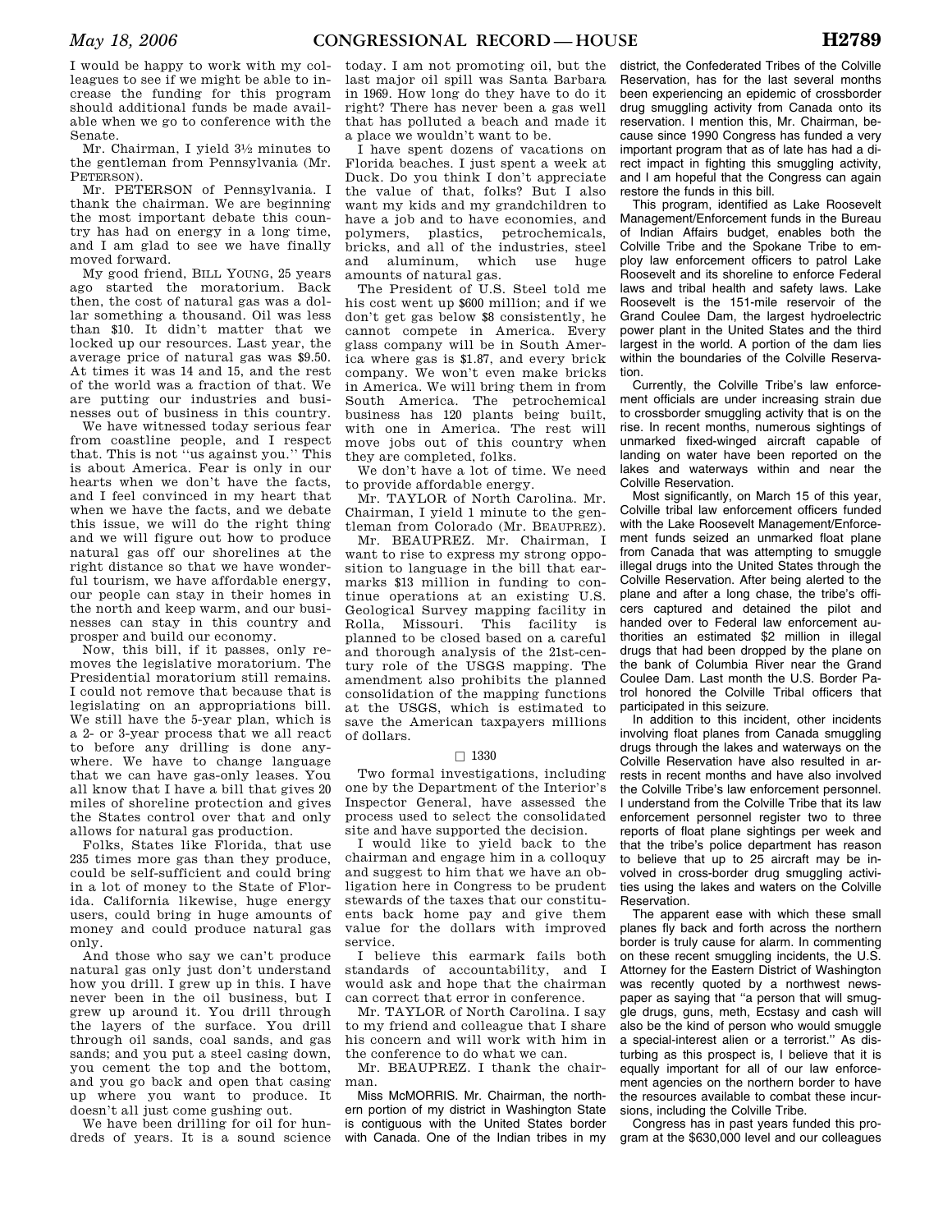I would be happy to work with my colleagues to see if we might be able to increase the funding for this program should additional funds be made available when we go to conference with the Senate.

Mr. Chairman, I yield 3½ minutes to the gentleman from Pennsylvania (Mr. PETERSON).

Mr. PETERSON of Pennsylvania. I thank the chairman. We are beginning the most important debate this country has had on energy in a long time, and I am glad to see we have finally moved forward.

My good friend, BILL YOUNG, 25 years ago started the moratorium. Back then, the cost of natural gas was a dollar something a thousand. Oil was less than $10. It didn't matter that we locked up our resources. Last year, the average price of natural gas was $9.50. At times it was 14 and 15, and the rest of the world was a fraction of that. We are putting our industries and businesses out of business in this country.

We have witnessed today serious fear from coastline people, and I respect that. This is not ''us against you.'' This is about America. Fear is only in our hearts when we don't have the facts, and I feel convinced in my heart that when we have the facts, and we debate this issue, we will do the right thing and we will figure out how to produce natural gas off our shorelines at the right distance so that we have wonderful tourism, we have affordable energy, our people can stay in their homes in the north and keep warm, and our businesses can stay in this country and prosper and build our economy.

Now, this bill, if it passes, only removes the legislative moratorium. The Presidential moratorium still remains. I could not remove that because that is legislating on an appropriations bill. We still have the 5-year plan, which is a 2- or 3-year process that we all react to before any drilling is done anywhere. We have to change language that we can have gas-only leases. You all know that I have a bill that gives 20 miles of shoreline protection and gives the States control over that and only allows for natural gas production.

Folks, States like Florida, that use 235 times more gas than they produce, could be self-sufficient and could bring in a lot of money to the State of Florida. California likewise, huge energy users, could bring in huge amounts of money and could produce natural gas only.

And those who say we can't produce natural gas only just don't understand how you drill. I grew up in this. I have never been in the oil business, but I grew up around it. You drill through the layers of the surface. You drill through oil sands, coal sands, and gas sands; and you put a steel casing down, you cement the top and the bottom, and you go back and open that casing up where you want to produce. It doesn't all just come gushing out.

We have been drilling for oil for hundreds of years. It is a sound science today. I am not promoting oil, but the last major oil spill was Santa Barbara in 1969. How long do they have to do it right? There has never been a gas well that has polluted a beach and made it a place we wouldn't want to be.

I have spent dozens of vacations on Florida beaches. I just spent a week at Duck. Do you think I don't appreciate the value of that, folks? But I also want my kids and my grandchildren to have a job and to have economies, and polymers, plastics, petrochemicals, bricks, and all of the industries, steel and aluminum, which use huge amounts of natural gas.

The President of U.S. Steel told me his cost went up $600 million; and if we don't get gas below $8 consistently, he cannot compete in America. Every glass company will be in South America where gas is $1.87, and every brick company. We won't even make bricks in America. We will bring them in from South America. The petrochemical business has 120 plants being built, with one in America. The rest will move jobs out of this country when they are completed, folks.

We don't have a lot of time. We need to provide affordable energy.

Mr. TAYLOR of North Carolina. Mr. Chairman, I yield 1 minute to the gentleman from Colorado (Mr. BEAUPREZ).

Mr. BEAUPREZ. Mr. Chairman, I want to rise to express my strong opposition to language in the bill that earmarks $13 million in funding to continue operations at an existing U.S. Geological Survey mapping facility in Rolla, Missouri. This facility is planned to be closed based on a careful and thorough analysis of the 21st-century role of the USGS mapping. The amendment also prohibits the planned consolidation of the mapping functions at the USGS, which is estimated to save the American taxpayers millions of dollars.

□ 1330

Two formal investigations, including one by the Department of the Interior's Inspector General, have assessed the process used to select the consolidated site and have supported the decision.

I would like to yield back to the chairman and engage him in a colloquy and suggest to him that we have an obligation here in Congress to be prudent stewards of the taxes that our constituents back home pay and give them value for the dollars with improved service.

I believe this earmark fails both standards of accountability, and I would ask and hope that the chairman can correct that error in conference.

Mr. TAYLOR of North Carolina. I say to my friend and colleague that I share his concern and will work with him in the conference to do what we can.

Mr. BEAUPREZ. I thank the chairman.

Miss McMORRIS. Mr. Chairman, the northern portion of my district in Washington State is contiguous with the United States border with Canada. One of the Indian tribes in my district, the Confederated Tribes of the Colville Reservation, has for the last several months been experiencing an epidemic of crossborder drug smuggling activity from Canada onto its reservation. I mention this, Mr. Chairman, because since 1990 Congress has funded a very important program that as of late has had a direct impact in fighting this smuggling activity, and I am hopeful that the Congress can again restore the funds in this bill.

This program, identified as Lake Roosevelt Management/Enforcement funds in the Bureau of Indian Affairs budget, enables both the Colville Tribe and the Spokane Tribe to employ law enforcement officers to patrol Lake Roosevelt and its shoreline to enforce Federal laws and tribal health and safety laws. Lake Roosevelt is the 151-mile reservoir of the Grand Coulee Dam, the largest hydroelectric power plant in the United States and the third largest in the world. A portion of the dam lies within the boundaries of the Colville Reservation.

Currently, the Colville Tribe's law enforcement officials are under increasing strain due to crossborder smuggling activity that is on the rise. In recent months, numerous sightings of unmarked fixed-winged aircraft capable of landing on water have been reported on the lakes and waterways within and near the Colville Reservation.

Most significantly, on March 15 of this year, Colville tribal law enforcement officers funded with the Lake Roosevelt Management/Enforcement funds seized an unmarked float plane from Canada that was attempting to smuggle illegal drugs into the United States through the Colville Reservation. After being alerted to the plane and after a long chase, the tribe's officers captured and detained the pilot and handed over to Federal law enforcement authorities an estimated $2 million in illegal drugs that had been dropped by the plane on the bank of Columbia River near the Grand Coulee Dam. Last month the U.S. Border Patrol honored the Colville Tribal officers that participated in this seizure.

In addition to this incident, other incidents involving float planes from Canada smuggling drugs through the lakes and waterways on the Colville Reservation have also resulted in arrests in recent months and have also involved the Colville Tribe's law enforcement personnel. I understand from the Colville Tribe that its law enforcement personnel register two to three reports of float plane sightings per week and that the tribe's police department has reason to believe that up to 25 aircraft may be involved in cross-border drug smuggling activities using the lakes and waters on the Colville Reservation.

The apparent ease with which these small planes fly back and forth across the northern border is truly cause for alarm. In commenting on these recent smuggling incidents, the U.S. Attorney for the Eastern District of Washington was recently quoted by a northwest newspaper as saying that ''a person that will smuggle drugs, guns, meth, Ecstasy and cash will also be the kind of person who would smuggle a special-interest alien or a terrorist.'' As disturbing as this prospect is, I believe that it is equally important for all of our law enforcement agencies on the northern border to have the resources available to combat these incursions, including the Colville Tribe.

Congress has in past years funded this program at the $630,000 level and our colleagues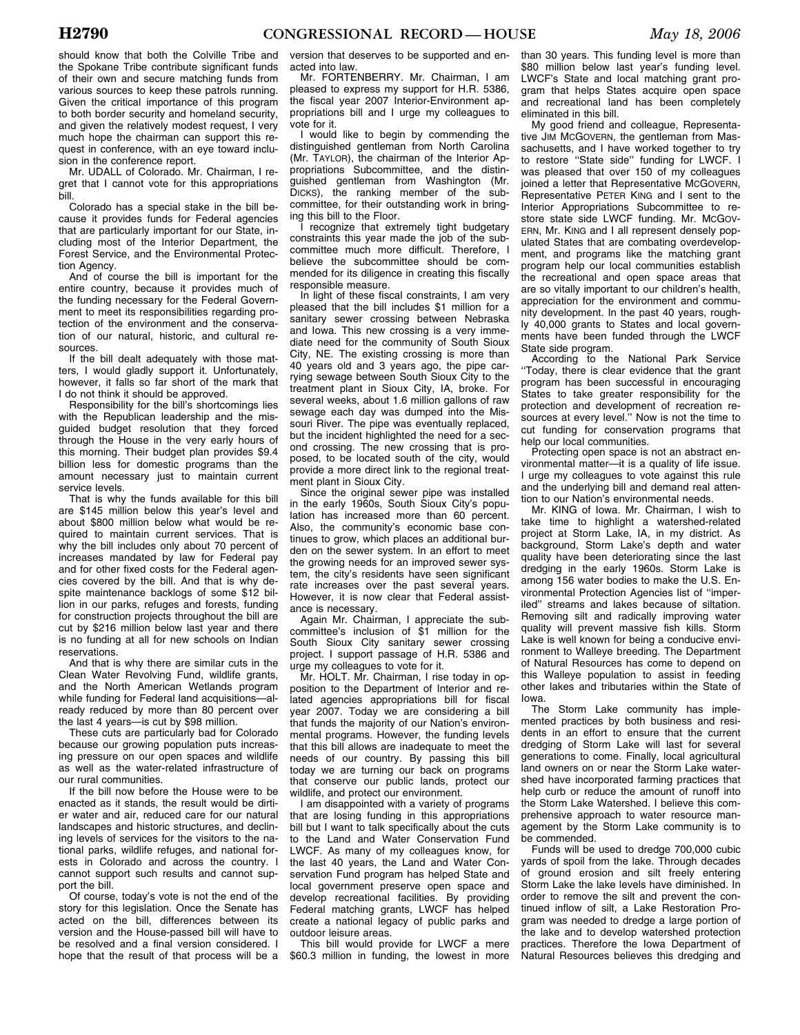should know that both the Colville Tribe and the Spokane Tribe contribute significant funds of their own and secure matching funds from various sources to keep these patrols running. Given the critical importance of this program to both border security and homeland security, and given the relatively modest request, I very much hope the chairman can support this request in conference, with an eye toward inclusion in the conference report.

Mr. UDALL of Colorado. Mr. Chairman, I regret that I cannot vote for this appropriations bill.

Colorado has a special stake in the bill because it provides funds for Federal agencies that are particularly important for our State, including most of the Interior Department, the Forest Service, and the Environmental Protection Agency.

And of course the bill is important for the entire country, because it provides much of the funding necessary for the Federal Government to meet its responsibilities regarding protection of the environment and the conservation of our natural, historic, and cultural resources.

If the bill dealt adequately with those matters, I would gladly support it. Unfortunately, however, it falls so far short of the mark that I do not think it should be approved.

Responsibility for the bill's shortcomings lies with the Republican leadership and the misguided budget resolution that they forced through the House in the very early hours of this morning. Their budget plan provides $9.4 billion less for domestic programs than the amount necessary just to maintain current service levels.

That is why the funds available for this bill are $145 million below this year's level and about $800 million below what would be required to maintain current services. That is why the bill includes only about 70 percent of increases mandated by law for Federal pay and for other fixed costs for the Federal agencies covered by the bill. And that is why despite maintenance backlogs of some $12 billion in our parks, refuges and forests, funding for construction projects throughout the bill are cut by $216 million below last year and there is no funding at all for new schools on Indian reservations.

And that is why there are similar cuts in the Clean Water Revolving Fund, wildlife grants, and the North American Wetlands program while funding for Federal land acquisitions—already reduced by more than 80 percent over the last 4 years—is cut by $98 million.

These cuts are particularly bad for Colorado because our growing population puts increasing pressure on our open spaces and wildlife as well as the water-related infrastructure of our rural communities.

If the bill now before the House were to be enacted as it stands, the result would be dirtier water and air, reduced care for our natural landscapes and historic structures, and declining levels of services for the visitors to the national parks, wildlife refuges, and national forests in Colorado and across the country. I cannot support such results and cannot support the bill.

Of course, today's vote is not the end of the story for this legislation. Once the Senate has acted on the bill, differences between its version and the House-passed bill will have to be resolved and a final version considered. I hope that the result of that process will be a version that deserves to be supported and enacted into law.

Mr. FORTENBERRY. Mr. Chairman, I am pleased to express my support for H.R. 5386, the fiscal year 2007 Interior-Environment appropriations bill and I urge my colleagues to vote for it.

I would like to begin by commending the distinguished gentleman from North Carolina (Mr. TAYLOR), the chairman of the Interior Appropriations Subcommittee, and the distinguished gentleman from Washington (Mr. DICKS), the ranking member of the subcommittee, for their outstanding work in bringing this bill to the Floor.

I recognize that extremely tight budgetary constraints this year made the job of the subcommittee much more difficult. Therefore, I believe the subcommittee should be commended for its diligence in creating this fiscally responsible measure.

In light of these fiscal constraints, I am very pleased that the bill includes $1 million for a sanitary sewer crossing between Nebraska and Iowa. This new crossing is a very immediate need for the community of South Sioux City, NE. The existing crossing is more than 40 years old and 3 years ago, the pipe carrying sewage between South Sioux City to the treatment plant in Sioux City, IA, broke. For several weeks, about 1.6 million gallons of raw sewage each day was dumped into the Missouri River. The pipe was eventually replaced, but the incident highlighted the need for a second crossing. The new crossing that is proposed, to be located south of the city, would provide a more direct link to the regional treatment plant in Sioux City.

Since the original sewer pipe was installed in the early 1960s, South Sioux City's population has increased more than 60 percent. Also, the community's economic base continues to grow, which places an additional burden on the sewer system. In an effort to meet the growing needs for an improved sewer system, the city's residents have seen significant rate increases over the past several years. However, it is now clear that Federal assistance is necessary.

Again Mr. Chairman, I appreciate the subcommittee's inclusion of $1 million for the South Sioux City sanitary sewer crossing project. I support passage of H.R. 5386 and urge my colleagues to vote for it.

Mr. HOLT. Mr. Chairman, I rise today in opposition to the Department of Interior and related agencies appropriations bill for fiscal year 2007. Today we are considering a bill that funds the majority of our Nation's environmental programs. However, the funding levels that this bill allows are inadequate to meet the needs of our country. By passing this bill today we are turning our back on programs that conserve our public lands, protect our wildlife, and protect our environment.

I am disappointed with a variety of programs that are losing funding in this appropriations bill but I want to talk specifically about the cuts to the Land and Water Conservation Fund LWCF. As many of my colleagues know, for the last 40 years, the Land and Water Conservation Fund program has helped State and local government preserve open space and develop recreational facilities. By providing Federal matching grants, LWCF has helped create a national legacy of public parks and outdoor leisure areas.

This bill would provide for LWCF a mere $60.3 million in funding, the lowest in more than 30 years. This funding level is more than $80 million below last year's funding level. LWCF's State and local matching grant program that helps States acquire open space and recreational land has been completely eliminated in this bill.

My good friend and colleague, Representative JIM MCGOVERN, the gentleman from Massachusetts, and I have worked together to try to restore "State side" funding for LWCF. I was pleased that over 150 of my colleagues joined a letter that Representative MCGOVERN, Representative PETER KING and I sent to the Interior Appropriations Subcommittee to restore state side LWCF funding. Mr. MCGOVERN, Mr. KING and I all represent densely populated States that are combating overdevelopment, and programs like the matching grant program help our local communities establish the recreational and open space areas that are so vitally important to our children's health, appreciation for the environment and community development. In the past 40 years, roughly 40,000 grants to States and local governments have been funded through the LWCF State side program.

According to the National Park Service "Today, there is clear evidence that the grant program has been successful in encouraging States to take greater responsibility for the protection and development of recreation resources at every level." Now is not the time to cut funding for conservation programs that help our local communities.

Protecting open space is not an abstract environmental matter—it is a quality of life issue. I urge my colleagues to vote against this rule and the underlying bill and demand real attention to our Nation's environmental needs.

Mr. KING of Iowa. Mr. Chairman, I wish to take time to highlight a watershed-related project at Storm Lake, IA, in my district. As background, Storm Lake's depth and water quality have been deteriorating since the last dredging in the early 1960s. Storm Lake is among 156 water bodies to make the U.S. Environmental Protection Agencies list of "imperiled" streams and lakes because of siltation. Removing silt and radically improving water quality will prevent massive fish kills. Storm Lake is well known for being a conducive environment to Walleye breeding. The Department of Natural Resources has come to depend on this Walleye population to assist in feeding other lakes and tributaries within the State of Iowa.

The Storm Lake community has implemented practices by both business and residents in an effort to ensure that the current dredging of Storm Lake will last for several generations to come. Finally, local agricultural land owners on or near the Storm Lake watershed have incorporated farming practices that help curb or reduce the amount of runoff into the Storm Lake Watershed. I believe this comprehensive approach to water resource management by the Storm Lake community is to be commended.

Funds will be used to dredge 700,000 cubic yards of spoil from the lake. Through decades of ground erosion and silt freely entering Storm Lake the lake levels have diminished. In order to remove the silt and prevent the continued inflow of silt, a Lake Restoration Program was needed to dredge a large portion of the lake and to develop watershed protection practices. Therefore the Iowa Department of Natural Resources believes this dredging and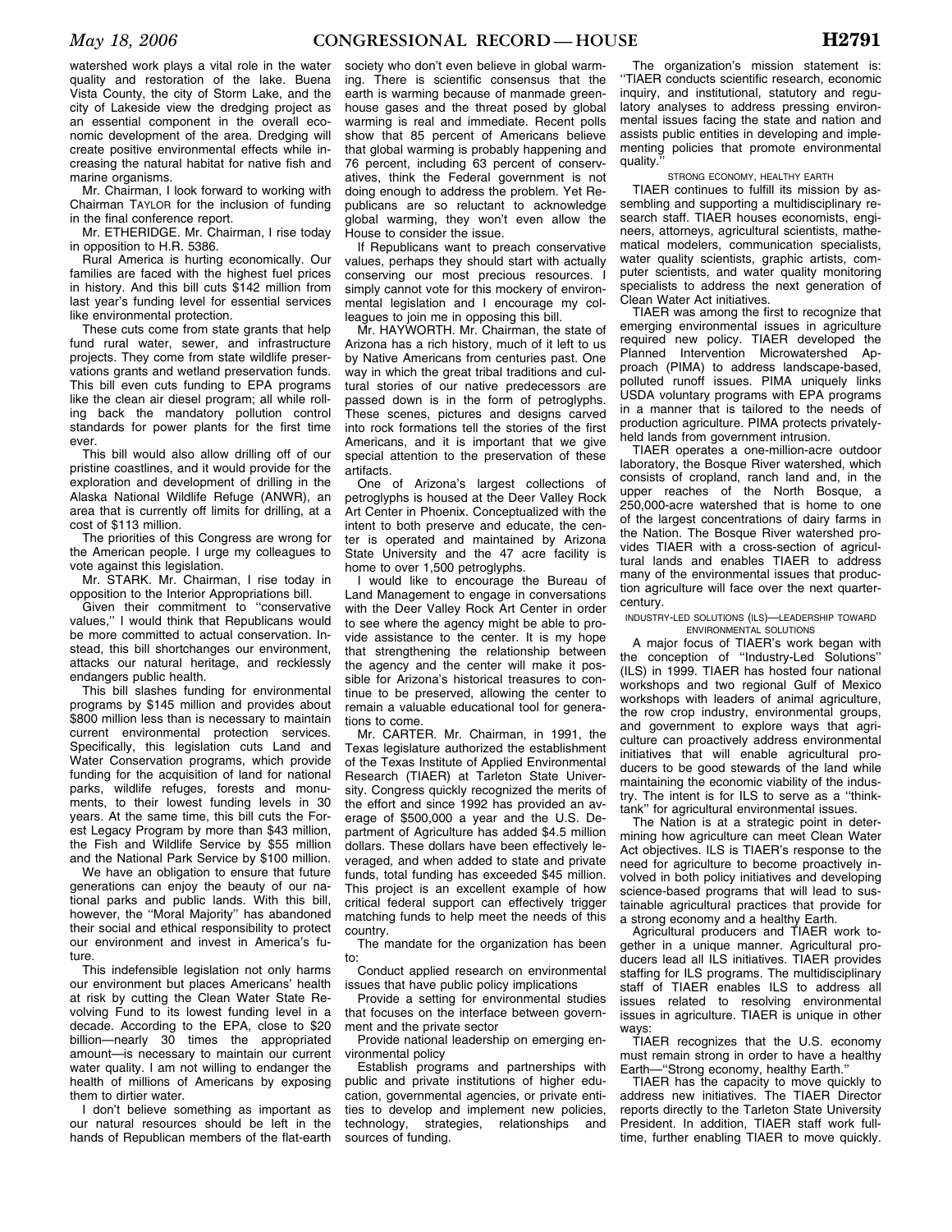watershed work plays a vital role in the water quality and restoration of the lake. Buena Vista County, the city of Storm Lake, and the city of Lakeside view the dredging project as an essential component in the overall economic development of the area. Dredging will create positive environmental effects while increasing the natural habitat for native fish and marine organisms.

Mr. Chairman, I look forward to working with Chairman TAYLOR for the inclusion of funding in the final conference report.

Mr. ETHERIDGE. Mr. Chairman, I rise today in opposition to H.R. 5386.

Rural America is hurting economically. Our families are faced with the highest fuel prices in history. And this bill cuts $142 million from last year's funding level for essential services like environmental protection.

These cuts come from state grants that help fund rural water, sewer, and infrastructure projects. They come from state wildlife preservations grants and wetland preservation funds. This bill even cuts funding to EPA programs like the clean air diesel program; all while rolling back the mandatory pollution control standards for power plants for the first time ever.

This bill would also allow drilling off of our pristine coastlines, and it would provide for the exploration and development of drilling in the Alaska National Wildlife Refuge (ANWR), an area that is currently off limits for drilling, at a cost of $113 million.

The priorities of this Congress are wrong for the American people. I urge my colleagues to vote against this legislation.

Mr. STARK. Mr. Chairman, I rise today in opposition to the Interior Appropriations bill.

Given their commitment to ''conservative values,'' I would think that Republicans would be more committed to actual conservation. Instead, this bill shortchanges our environment, attacks our natural heritage, and recklessly endangers public health.

This bill slashes funding for environmental programs by $145 million and provides about $800 million less than is necessary to maintain current environmental protection services. Specifically, this legislation cuts Land and Water Conservation programs, which provide funding for the acquisition of land for national parks, wildlife refuges, forests and monuments, to their lowest funding levels in 30 years. At the same time, this bill cuts the Forest Legacy Program by more than $43 million, the Fish and Wildlife Service by $55 million and the National Park Service by $100 million.

We have an obligation to ensure that future generations can enjoy the beauty of our national parks and public lands. With this bill, however, the ''Moral Majority'' has abandoned their social and ethical responsibility to protect our environment and invest in America's future.

This indefensible legislation not only harms our environment but places Americans' health at risk by cutting the Clean Water State Revolving Fund to its lowest funding level in a decade. According to the EPA, close to $20 billion—nearly 30 times the appropriated amount—is necessary to maintain our current water quality. I am not willing to endanger the health of millions of Americans by exposing them to dirtier water.

I don't believe something as important as our natural resources should be left in the hands of Republican members of the flat-earth society who don't even believe in global warming. There is scientific consensus that the earth is warming because of manmade greenhouse gases and the threat posed by global warming is real and immediate. Recent polls show that 85 percent of Americans believe that global warming is probably happening and 76 percent, including 63 percent of conservatives, think the Federal government is not doing enough to address the problem. Yet Republicans are so reluctant to acknowledge global warming, they won't even allow the House to consider the issue.

If Republicans want to preach conservative values, perhaps they should start with actually conserving our most precious resources. I simply cannot vote for this mockery of environmental legislation and I encourage my colleagues to join me in opposing this bill.

Mr. HAYWORTH. Mr. Chairman, the state of Arizona has a rich history, much of it left to us by Native Americans from centuries past. One way in which the great tribal traditions and cultural stories of our native predecessors are passed down is in the form of petroglyphs. These scenes, pictures and designs carved into rock formations tell the stories of the first Americans, and it is important that we give special attention to the preservation of these artifacts.

One of Arizona's largest collections of petroglyphs is housed at the Deer Valley Rock Art Center in Phoenix. Conceptualized with the intent to both preserve and educate, the center is operated and maintained by Arizona State University and the 47 acre facility is home to over 1,500 petroglyphs.

I would like to encourage the Bureau of Land Management to engage in conversations with the Deer Valley Rock Art Center in order to see where the agency might be able to provide assistance to the center. It is my hope that strengthening the relationship between the agency and the center will make it possible for Arizona's historical treasures to continue to be preserved, allowing the center to remain a valuable educational tool for generations to come.

Mr. CARTER. Mr. Chairman, in 1991, the Texas legislature authorized the establishment of the Texas Institute of Applied Environmental Research (TIAER) at Tarleton State University. Congress quickly recognized the merits of the effort and since 1992 has provided an average of $500,000 a year and the U.S. Department of Agriculture has added $4.5 million dollars. These dollars have been effectively leveraged, and when added to state and private funds, total funding has exceeded $45 million. This project is an excellent example of how critical federal support can effectively trigger matching funds to help meet the needs of this country.

The mandate for the organization has been to:

Conduct applied research on environmental issues that have public policy implications

Provide a setting for environmental studies that focuses on the interface between government and the private sector

Provide national leadership on emerging environmental policy

Establish programs and partnerships with public and private institutions of higher education, governmental agencies, or private entities to develop and implement new policies, technology, strategies, relationships and sources of funding.

The organization's mission statement is: ''TIAER conducts scientific research, economic inquiry, and institutional, statutory and regulatory analyses to address pressing environmental issues facing the state and nation and assists public entities in developing and implementing policies that promote environmental quality.''

STRONG ECONOMY, HEALTHY EARTH

TIAER continues to fulfill its mission by assembling and supporting a multidisciplinary research staff. TIAER houses economists, engineers, attorneys, agricultural scientists, mathematical modelers, communication specialists, water quality scientists, graphic artists, computer scientists, and water quality monitoring specialists to address the next generation of Clean Water Act initiatives.

TIAER was among the first to recognize that emerging environmental issues in agriculture required new policy. TIAER developed the Planned Intervention Microwatershed Approach (PIMA) to address landscape-based, polluted runoff issues. PIMA uniquely links USDA voluntary programs with EPA programs in a manner that is tailored to the needs of production agriculture. PIMA protects privately-held lands from government intrusion.

TIAER operates a one-million-acre outdoor laboratory, the Bosque River watershed, which consists of cropland, ranch land and, in the upper reaches of the North Bosque, a 250,000-acre watershed that is home to one of the largest concentrations of dairy farms in the Nation. The Bosque River watershed provides TIAER with a cross-section of agricultural lands and enables TIAER to address many of the environmental issues that production agriculture will face over the next quarter-century.

INDUSTRY-LED SOLUTIONS (ILS)—LEADERSHIP TOWARD ENVIRONMENTAL SOLUTIONS

A major focus of TIAER's work began with the conception of ''Industry-Led Solutions'' (ILS) in 1999. TIAER has hosted four national workshops and two regional Gulf of Mexico workshops with leaders of animal agriculture, the row crop industry, environmental groups, and government to explore ways that agriculture can proactively address environmental initiatives that will enable agricultural producers to be good stewards of the land while maintaining the economic viability of the industry. The intent is for ILS to serve as a ''think-tank'' for agricultural environmental issues.

The Nation is at a strategic point in determining how agriculture can meet Clean Water Act objectives. ILS is TIAER's response to the need for agriculture to become proactively involved in both policy initiatives and developing science-based programs that will lead to sustainable agricultural practices that provide for a strong economy and a healthy Earth.

Agricultural producers and TIAER work together in a unique manner. Agricultural producers lead all ILS initiatives. TIAER provides staffing for ILS programs. The multidisciplinary staff of TIAER enables ILS to address all issues related to resolving environmental issues in agriculture. TIAER is unique in other ways:

TIAER recognizes that the U.S. economy must remain strong in order to have a healthy Earth—''Strong economy, healthy Earth.''

TIAER has the capacity to move quickly to address new initiatives. The TIAER Director reports directly to the Tarleton State University President. In addition, TIAER staff work full-time, further enabling TIAER to move quickly.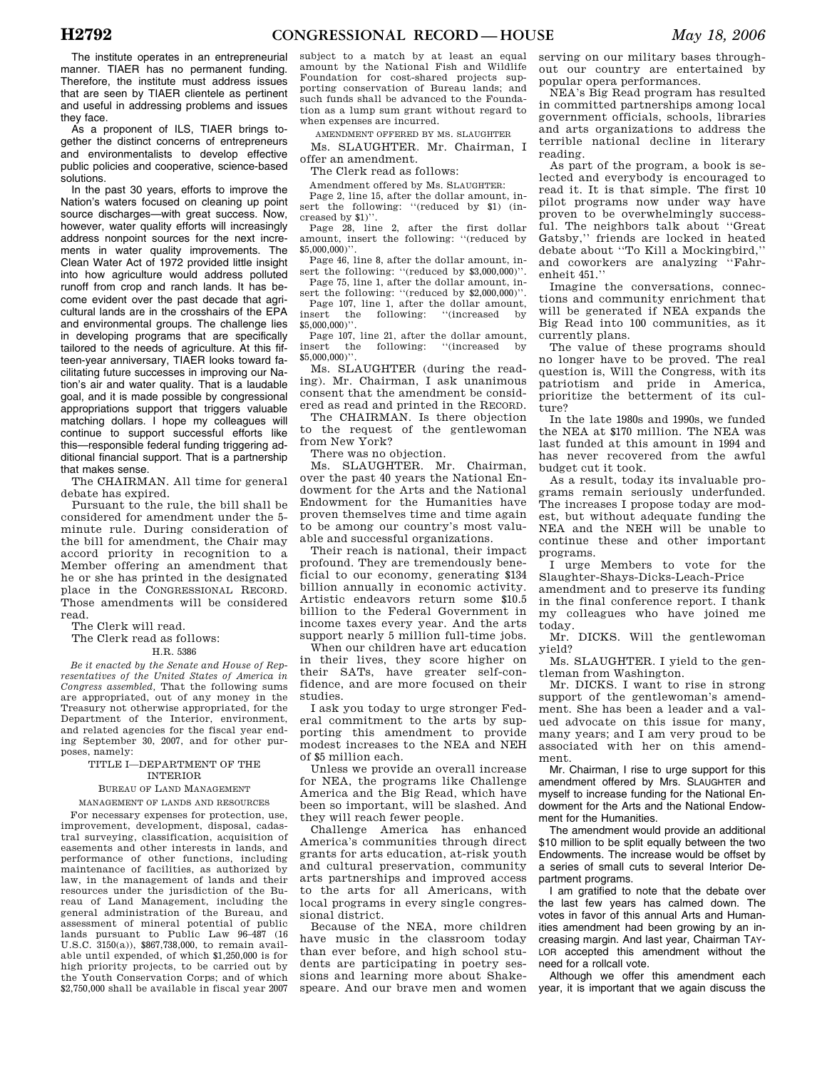The institute operates in an entrepreneurial manner. TIAER has no permanent funding. Therefore, the institute must address issues that are seen by TIAER clientele as pertinent and useful in addressing problems and issues they face.

As a proponent of ILS, TIAER brings together the distinct concerns of entrepreneurs and environmentalists to develop effective public policies and cooperative, science-based solutions.

In the past 30 years, efforts to improve the Nation's waters focused on cleaning up point source discharges—with great success. Now, however, water quality efforts will increasingly address nonpoint sources for the next increments in water quality improvements. The Clean Water Act of 1972 provided little insight into how agriculture would address polluted runoff from crop and ranch lands. It has become evident over the past decade that agricultural lands are in the crosshairs of the EPA and environmental groups. The challenge lies in developing programs that are specifically tailored to the needs of agriculture. At this fifteen-year anniversary, TIAER looks toward facilitating future successes in improving our Nation's air and water quality. That is a laudable goal, and it is made possible by congressional appropriations support that triggers valuable matching dollars. I hope my colleagues will continue to support successful efforts like this—responsible federal funding triggering additional financial support. That is a partnership that makes sense.

The CHAIRMAN. All time for general debate has expired.

Pursuant to the rule, the bill shall be considered for amendment under the 5-minute rule. During consideration of the bill for amendment, the Chair may accord priority in recognition to a Member offering an amendment that he or she has printed in the designated place in the CONGRESSIONAL RECORD. Those amendments will be considered read.

The Clerk will read.

The Clerk read as follows:

H.R. 5386

*Be it enacted by the Senate and House of Representatives of the United States of America in Congress assembled,* That the following sums are appropriated, out of any money in the Treasury not otherwise appropriated, for the Department of the Interior, environment, and related agencies for the fiscal year ending September 30, 2007, and for other purposes, namely:

TITLE I—DEPARTMENT OF THE INTERIOR

BUREAU OF LAND MANAGEMENT

MANAGEMENT OF LANDS AND RESOURCES

For necessary expenses for protection, use, improvement, development, disposal, cadastral surveying, classification, acquisition of easements and other interests in lands, and performance of other functions, including maintenance of facilities, as authorized by law, in the management of lands and their resources under the jurisdiction of the Bureau of Land Management, including the general administration of the Bureau, and assessment of mineral potential of public lands pursuant to Public Law 96–487 (16 U.S.C. 3150(a)), $867,738,000, to remain available until expended, of which $1,250,000 is for high priority projects, to be carried out by the Youth Conservation Corps; and of which $2,750,000 shall be available in fiscal year 2007 subject to a match by at least an equal amount by the National Fish and Wildlife Foundation for cost-shared projects supporting conservation of Bureau lands; and such funds shall be advanced to the Foundation as a lump sum grant without regard to when expenses are incurred.

AMENDMENT OFFERED BY MS. SLAUGHTER

Ms. SLAUGHTER. Mr. Chairman, I offer an amendment.

The Clerk read as follows:

Amendment offered by Ms. SLAUGHTER:

Page 2, line 15, after the dollar amount, insert the following: "(reduced by $1) (increased by $1)".

Page 28, line 2, after the first dollar amount, insert the following: "(reduced by $5,000,000)".

Page 46, line 8, after the dollar amount, insert the following: "(reduced by $3,000,000)".

Page 75, line 1, after the dollar amount, insert the following: "(reduced by $2,000,000)".

Page 107, line 1, after the dollar amount, insert the following: "(increased by $5,000,000)".

Page 107, line 21, after the dollar amount, insert the following: "(increased by $5,000,000)".

Ms. SLAUGHTER (during the reading). Mr. Chairman, I ask unanimous consent that the amendment be considered as read and printed in the RECORD.

The CHAIRMAN. Is there objection to the request of the gentlewoman from New York?

There was no objection.

Ms. SLAUGHTER. Mr. Chairman, over the past 40 years the National Endowment for the Arts and the National Endowment for the Humanities have proven themselves time and time again to be among our country's most valuable and successful organizations.

Their reach is national, their impact profound. They are tremendously beneficial to our economy, generating $134 billion annually in economic activity. Artistic endeavors return some $10.5 billion to the Federal Government in income taxes every year. And the arts support nearly 5 million full-time jobs.

When our children have art education in their lives, they score higher on their SATs, have greater self-confidence, and are more focused on their studies.

I ask you today to urge stronger Federal commitment to the arts by supporting this amendment to provide modest increases to the NEA and NEH of $5 million each.

Unless we provide an overall increase for NEA, the programs like Challenge America and the Big Read, which have been so important, will be slashed. And they will reach fewer people.

Challenge America has enhanced America's communities through direct grants for arts education, at-risk youth and cultural preservation, community arts partnerships and improved access to the arts for all Americans, with local programs in every single congressional district.

Because of the NEA, more children have music in the classroom today than ever before, and high school students are participating in poetry sessions and learning more about Shakespeare. And our brave men and women serving on our military bases throughout our country are entertained by popular opera performances.

NEA's Big Read program has resulted in committed partnerships among local government officials, schools, libraries and arts organizations to address the terrible national decline in literary reading.

As part of the program, a book is selected and everybody is encouraged to read it. It is that simple. The first 10 pilot programs now under way have proven to be overwhelmingly successful. The neighbors talk about "Great Gatsby," friends are locked in heated debate about "To Kill a Mockingbird," and coworkers are analyzing "Fahrenheit 451."

Imagine the conversations, connections and community enrichment that will be generated if NEA expands the Big Read into 100 communities, as it currently plans.

The value of these programs should no longer have to be proved. The real question is, Will the Congress, with its patriotism and pride in America, prioritize the betterment of its culture?

In the late 1980s and 1990s, we funded the NEA at $170 million. The NEA was last funded at this amount in 1994 and has never recovered from the awful budget cut it took.

As a result, today its invaluable programs remain seriously underfunded. The increases I propose today are modest, but without adequate funding the NEA and the NEH will be unable to continue these and other important programs.

I urge Members to vote for the Slaughter-Shays-Dicks-Leach-Price amendment and to preserve its funding in the final conference report. I thank my colleagues who have joined me today.

Mr. DICKS. Will the gentlewoman yield?

Ms. SLAUGHTER. I yield to the gentleman from Washington.

Mr. DICKS. I want to rise in strong support of the gentlewoman's amendment. She has been a leader and a valued advocate on this issue for many, many years; and I am very proud to be associated with her on this amendment.

Mr. Chairman, I rise to urge support for this amendment offered by Mrs. SLAUGHTER and myself to increase funding for the National Endowment for the Arts and the National Endowment for the Humanities.

The amendment would provide an additional $10 million to be split equally between the two Endowments. The increase would be offset by a series of small cuts to several Interior Department programs.

I am gratified to note that the debate over the last few years has calmed down. The votes in favor of this annual Arts and Humanities amendment had been growing by an increasing margin. And last year, Chairman TAYLOR accepted this amendment without the need for a rollcall vote.

Although we offer this amendment each year, it is important that we again discuss the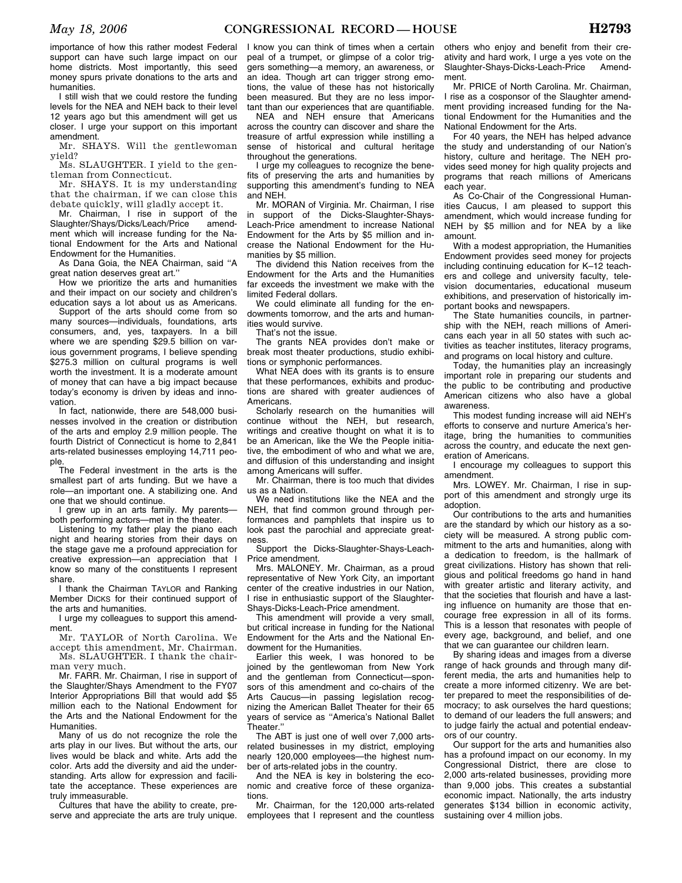importance of how this rather modest Federal support can have such large impact on our home districts. Most importantly, this seed money spurs private donations to the arts and humanities.

I still wish that we could restore the funding levels for the NEA and NEH back to their level 12 years ago but this amendment will get us closer. I urge your support on this important amendment.

Mr. SHAYS. Will the gentlewoman yield?

Ms. SLAUGHTER. I yield to the gentleman from Connecticut.

Mr. SHAYS. It is my understanding that the chairman, if we can close this debate quickly, will gladly accept it.

Mr. Chairman, I rise in support of the Slaughter/Shays/Dicks/Leach/Price amendment which will increase funding for the National Endowment for the Arts and National Endowment for the Humanities.

As Dana Goia, the NEA Chairman, said "A great nation deserves great art."

How we prioritize the arts and humanities and their impact on our society and children's education says a lot about us as Americans.

Support of the arts should come from so many sources—individuals, foundations, arts consumers, and, yes, taxpayers. In a bill where we are spending $29.5 billion on various government programs, I believe spending $275.3 million on cultural programs is well worth the investment. It is a moderate amount of money that can have a big impact because today's economy is driven by ideas and innovation.

In fact, nationwide, there are 548,000 businesses involved in the creation or distribution of the arts and employ 2.9 million people. The fourth District of Connecticut is home to 2,841 arts-related businesses employing 14,711 people.

The Federal investment in the arts is the smallest part of arts funding. But we have a role—an important one. A stabilizing one. And one that we should continue.

I grew up in an arts family. My parents—both performing actors—met in the theater.

Listening to my father play the piano each night and hearing stories from their days on the stage gave me a profound appreciation for creative expression—an appreciation that I know so many of the constituents I represent share.

I thank the Chairman TAYLOR and Ranking Member DICKS for their continued support of the arts and humanities.

I urge my colleagues to support this amendment.

Mr. TAYLOR of North Carolina. We accept this amendment, Mr. Chairman.

Ms. SLAUGHTER. I thank the chairman very much.

Mr. FARR. Mr. Chairman, I rise in support of the Slaughter/Shays Amendment to the FY07 Interior Appropriations Bill that would add $5 million each to the National Endowment for the Arts and the National Endowment for the Humanities.

Many of us do not recognize the role the arts play in our lives. But without the arts, our lives would be black and white. Arts add the color. Arts add the diversity and aid the understanding. Arts allow for expression and facilitate the acceptance. These experiences are truly immeasurable.

Cultures that have the ability to create, preserve and appreciate the arts are truly unique. I know you can think of times when a certain peal of a trumpet, or glimpse of a color triggers something—a memory, an awareness, or an idea. Though art can trigger strong emotions, the value of these has not historically been measured. But they are no less important than our experiences that are quantifiable.

NEA and NEH ensure that Americans across the country can discover and share the treasure of artful expression while instilling a sense of historical and cultural heritage throughout the generations.

I urge my colleagues to recognize the benefits of preserving the arts and humanities by supporting this amendment's funding to NEA and NEH.

Mr. MORAN of Virginia. Mr. Chairman, I rise in support of the Dicks-Slaughter-Shays-Leach-Price amendment to increase National Endowment for the Arts by $5 million and increase the National Endowment for the Humanities by $5 million.

The dividend this Nation receives from the Endowment for the Arts and the Humanities far exceeds the investment we make with the limited Federal dollars.

We could eliminate all funding for the endowments tomorrow, and the arts and humanities would survive.

That's not the issue.

The grants NEA provides don't make or break most theater productions, studio exhibitions or symphonic performances.

What NEA does with its grants is to ensure that these performances, exhibits and productions are shared with greater audiences of Americans.

Scholarly research on the humanities will continue without the NEH, but research, writings and creative thought on what it is to be an American, like the We the People initiative, the embodiment of who and what we are, and diffusion of this understanding and insight among Americans will suffer.

Mr. Chairman, there is too much that divides us as a Nation.

We need institutions like the NEA and the NEH, that find common ground through performances and pamphlets that inspire us to look past the parochial and appreciate greatness.

Support the Dicks-Slaughter-Shays-Leach-Price amendment.

Mrs. MALONEY. Mr. Chairman, as a proud representative of New York City, an important center of the creative industries in our Nation, I rise in enthusiastic support of the Slaughter-Shays-Dicks-Leach-Price amendment.

This amendment will provide a very small, but critical increase in funding for the National Endowment for the Arts and the National Endowment for the Humanities.

Earlier this week, I was honored to be joined by the gentlewoman from New York and the gentleman from Connecticut—sponsors of this amendment and co-chairs of the Arts Caucus—in passing legislation recognizing the American Ballet Theater for their 65 years of service as "America's National Ballet Theater."

The ABT is just one of well over 7,000 arts-related businesses in my district, employing nearly 120,000 employees—the highest number of arts-related jobs in the country.

And the NEA is key in bolstering the economic and creative force of these organizations.

Mr. Chairman, for the 120,000 arts-related employees that I represent and the countless others who enjoy and benefit from their creativity and hard work, I urge a yes vote on the Slaughter-Shays-Dicks-Leach-Price Amendment.

Mr. PRICE of North Carolina. Mr. Chairman, I rise as a cosponsor of the Slaughter amendment providing increased funding for the National Endowment for the Humanities and the National Endowment for the Arts.

For 40 years, the NEH has helped advance the study and understanding of our Nation's history, culture and heritage. The NEH provides seed money for high quality projects and programs that reach millions of Americans each year.

As Co-Chair of the Congressional Humanities Caucus, I am pleased to support this amendment, which would increase funding for NEH by $5 million and for NEA by a like amount.

With a modest appropriation, the Humanities Endowment provides seed money for projects including continuing education for K–12 teachers and college and university faculty, television documentaries, educational museum exhibitions, and preservation of historically important books and newspapers.

The State humanities councils, in partnership with the NEH, reach millions of Americans each year in all 50 states with such activities as teacher institutes, literacy programs, and programs on local history and culture.

Today, the humanities play an increasingly important role in preparing our students and the public to be contributing and productive American citizens who also have a global awareness.

This modest funding increase will aid NEH's efforts to conserve and nurture America's heritage, bring the humanities to communities across the country, and educate the next generation of Americans.

I encourage my colleagues to support this amendment.

Mrs. LOWEY. Mr. Chairman, I rise in support of this amendment and strongly urge its adoption.

Our contributions to the arts and humanities are the standard by which our history as a society will be measured. A strong public commitment to the arts and humanities, along with a dedication to freedom, is the hallmark of great civilizations. History has shown that religious and political freedoms go hand in hand with greater artistic and literary activity, and that the societies that flourish and have a lasting influence on humanity are those that encourage free expression in all of its forms. This is a lesson that resonates with people of every age, background, and belief, and one that we can guarantee our children learn.

By sharing ideas and images from a diverse range of hack grounds and through many different media, the arts and humanities help to create a more informed citizenry. We are better prepared to meet the responsibilities of democracy; to ask ourselves the hard questions; to demand of our leaders the full answers; and to judge fairly the actual and potential endeavors of our country.

Our support for the arts and humanities also has a profound impact on our economy. In my Congressional District, there are close to 2,000 arts-related businesses, providing more than 9,000 jobs. This creates a substantial economic impact. Nationally, the arts industry generates $134 billion in economic activity, sustaining over 4 million jobs.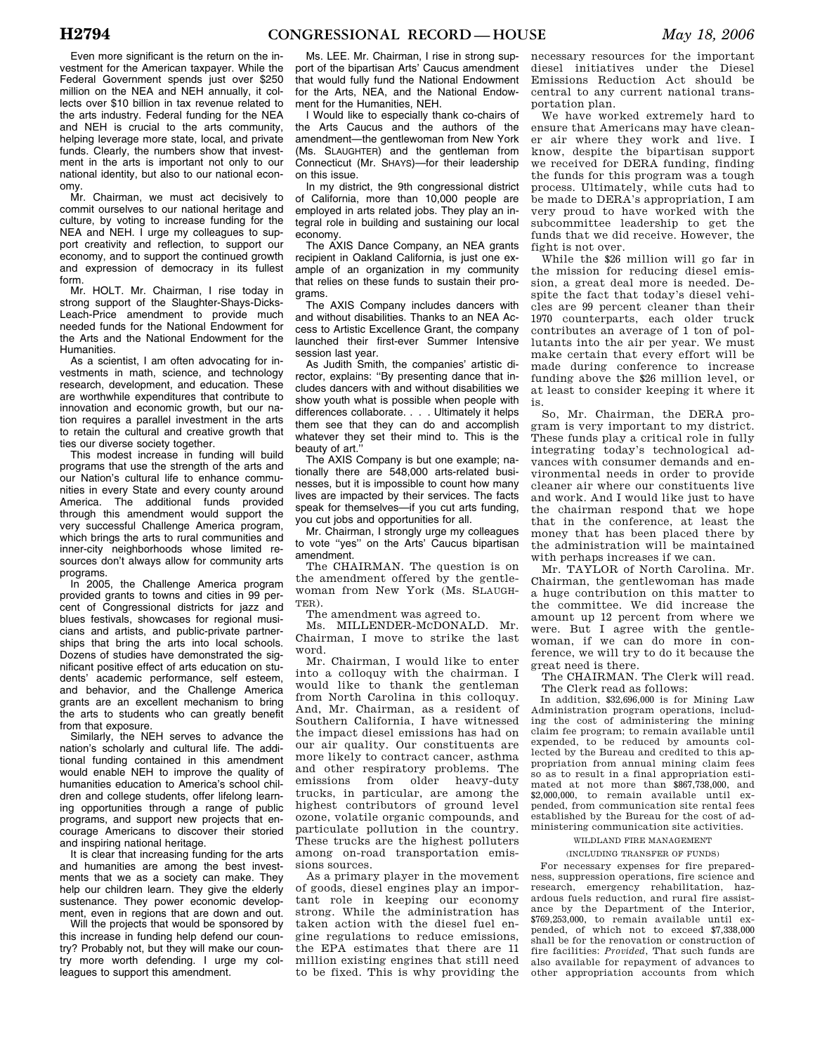Even more significant is the return on the investment for the American taxpayer. While the Federal Government spends just over $250 million on the NEA and NEH annually, it collects over $10 billion in tax revenue related to the arts industry. Federal funding for the NEA and NEH is crucial to the arts community, helping leverage more state, local, and private funds. Clearly, the numbers show that investment in the arts is important not only to our national identity, but also to our national economy.

Mr. Chairman, we must act decisively to commit ourselves to our national heritage and culture, by voting to increase funding for the NEA and NEH. I urge my colleagues to support creativity and reflection, to support our economy, and to support the continued growth and expression of democracy in its fullest form.

Mr. HOLT. Mr. Chairman, I rise today in strong support of the Slaughter-Shays-Dicks-Leach-Price amendment to provide much needed funds for the National Endowment for the Arts and the National Endowment for the Humanities.

As a scientist, I am often advocating for investments in math, science, and technology research, development, and education. These are worthwhile expenditures that contribute to innovation and economic growth, but our nation requires a parallel investment in the arts to retain the cultural and creative growth that ties our diverse society together.

This modest increase in funding will build programs that use the strength of the arts and our Nation's cultural life to enhance communities in every State and every county around America. The additional funds provided through this amendment would support the very successful Challenge America program, which brings the arts to rural communities and inner-city neighborhoods whose limited resources don't always allow for community arts programs.

In 2005, the Challenge America program provided grants to towns and cities in 99 percent of Congressional districts for jazz and blues festivals, showcases for regional musicians and artists, and public-private partnerships that bring the arts into local schools. Dozens of studies have demonstrated the significant positive effect of arts education on students' academic performance, self esteem, and behavior, and the Challenge America grants are an excellent mechanism to bring the arts to students who can greatly benefit from that exposure.

Similarly, the NEH serves to advance the nation's scholarly and cultural life. The additional funding contained in this amendment would enable NEH to improve the quality of humanities education to America's school children and college students, offer lifelong learning opportunities through a range of public programs, and support new projects that encourage Americans to discover their storied and inspiring national heritage.

It is clear that increasing funding for the arts and humanities are among the best investments that we as a society can make. They help our children learn. They give the elderly sustenance. They power economic development, even in regions that are down and out.

Will the projects that would be sponsored by this increase in funding help defend our country? Probably not, but they will make our country more worth defending. I urge my colleagues to support this amendment.

Ms. LEE. Mr. Chairman, I rise in strong support of the bipartisan Arts' Caucus amendment that would fully fund the National Endowment for the Arts, NEA, and the National Endowment for the Humanities, NEH.

I Would like to especially thank co-chairs of the Arts Caucus and the authors of the amendment—the gentlewoman from New York (Ms. SLAUGHTER) and the gentleman from Connecticut (Mr. SHAYS)—for their leadership on this issue.

In my district, the 9th congressional district of California, more than 10,000 people are employed in arts related jobs. They play an integral role in building and sustaining our local economy.

The AXIS Dance Company, an NEA grants recipient in Oakland California, is just one example of an organization in my community that relies on these funds to sustain their programs.

The AXIS Company includes dancers with and without disabilities. Thanks to an NEA Access to Artistic Excellence Grant, the company launched their first-ever Summer Intensive session last year.

As Judith Smith, the companies' artistic director, explains: "By presenting dance that includes dancers with and without disabilities we show youth what is possible when people with differences collaborate. . . . Ultimately it helps them see that they can do and accomplish whatever they set their mind to. This is the beauty of art."

The AXIS Company is but one example; nationally there are 548,000 arts-related businesses, but it is impossible to count how many lives are impacted by their services. The facts speak for themselves—if you cut arts funding, you cut jobs and opportunities for all.

Mr. Chairman, I strongly urge my colleagues to vote "yes" on the Arts' Caucus bipartisan amendment.

The CHAIRMAN. The question is on the amendment offered by the gentlewoman from New York (Ms. SLAUGHTER).

The amendment was agreed to.

Ms. MILLENDER-McDONALD. Mr. Chairman, I move to strike the last word.

Mr. Chairman, I would like to enter into a colloquy with the chairman. I would like to thank the gentleman from North Carolina in this colloquy. And, Mr. Chairman, as a resident of Southern California, I have witnessed the impact diesel emissions has had on our air quality. Our constituents are more likely to contract cancer, asthma and other respiratory problems. The emissions from older heavy-duty trucks, in particular, are among the highest contributors of ground level ozone, volatile organic compounds, and particulate pollution in the country. These trucks are the highest polluters among on-road transportation emissions sources.

As a primary player in the movement of goods, diesel engines play an important role in keeping our economy strong. While the administration has taken action with the diesel fuel engine regulations to reduce emissions, the EPA estimates that there are 11 million existing engines that still need to be fixed. This is why providing the necessary resources for the important diesel initiatives under the Diesel Emissions Reduction Act should be central to any current national transportation plan.

We have worked extremely hard to ensure that Americans may have cleaner air where they work and live. I know, despite the bipartisan support we received for DERA funding, finding the funds for this program was a tough process. Ultimately, while cuts had to be made to DERA's appropriation, I am very proud to have worked with the subcommittee leadership to get the funds that we did receive. However, the fight is not over.

While the $26 million will go far in the mission for reducing diesel emission, a great deal more is needed. Despite the fact that today's diesel vehicles are 99 percent cleaner than their 1970 counterparts, each older truck contributes an average of 1 ton of pollutants into the air per year. We must make certain that every effort will be made during conference to increase funding above the $26 million level, or at least to consider keeping it where it is.

So, Mr. Chairman, the DERA program is very important to my district. These funds play a critical role in fully integrating today's technological advances with consumer demands and environmental needs in order to provide cleaner air where our constituents live and work. And I would like just to have the chairman respond that we hope that in the conference, at least the money that has been placed there by the administration will be maintained with perhaps increases if we can.

Mr. TAYLOR of North Carolina. Mr. Chairman, the gentlewoman has made a huge contribution on this matter to the committee. We did increase the amount up 12 percent from where we were. But I agree with the gentlewoman, if we can do more in conference, we will try to do it because the great need is there.

The CHAIRMAN. The Clerk will read.

The Clerk read as follows:

In addition, $32,696,000 is for Mining Law Administration program operations, including the cost of administering the mining claim fee program; to remain available until expended, to be reduced by amounts collected by the Bureau and credited to this appropriation from annual mining claim fees so as to result in a final appropriation estimated at not more than $867,738,000, and $2,000,000, to remain available until expended, from communication site rental fees established by the Bureau for the cost of administering communication site activities.

WILDLAND FIRE MANAGEMENT

(INCLUDING TRANSFER OF FUNDS)

For necessary expenses for fire preparedness, suppression operations, fire science and research, emergency rehabilitation, hazardous fuels reduction, and rural fire assistance by the Department of the Interior, $769,253,000, to remain available until expended, of which not to exceed $7,338,000 shall be for the renovation or construction of fire facilities: *Provided*, That such funds are also available for repayment of advances to other appropriation accounts from which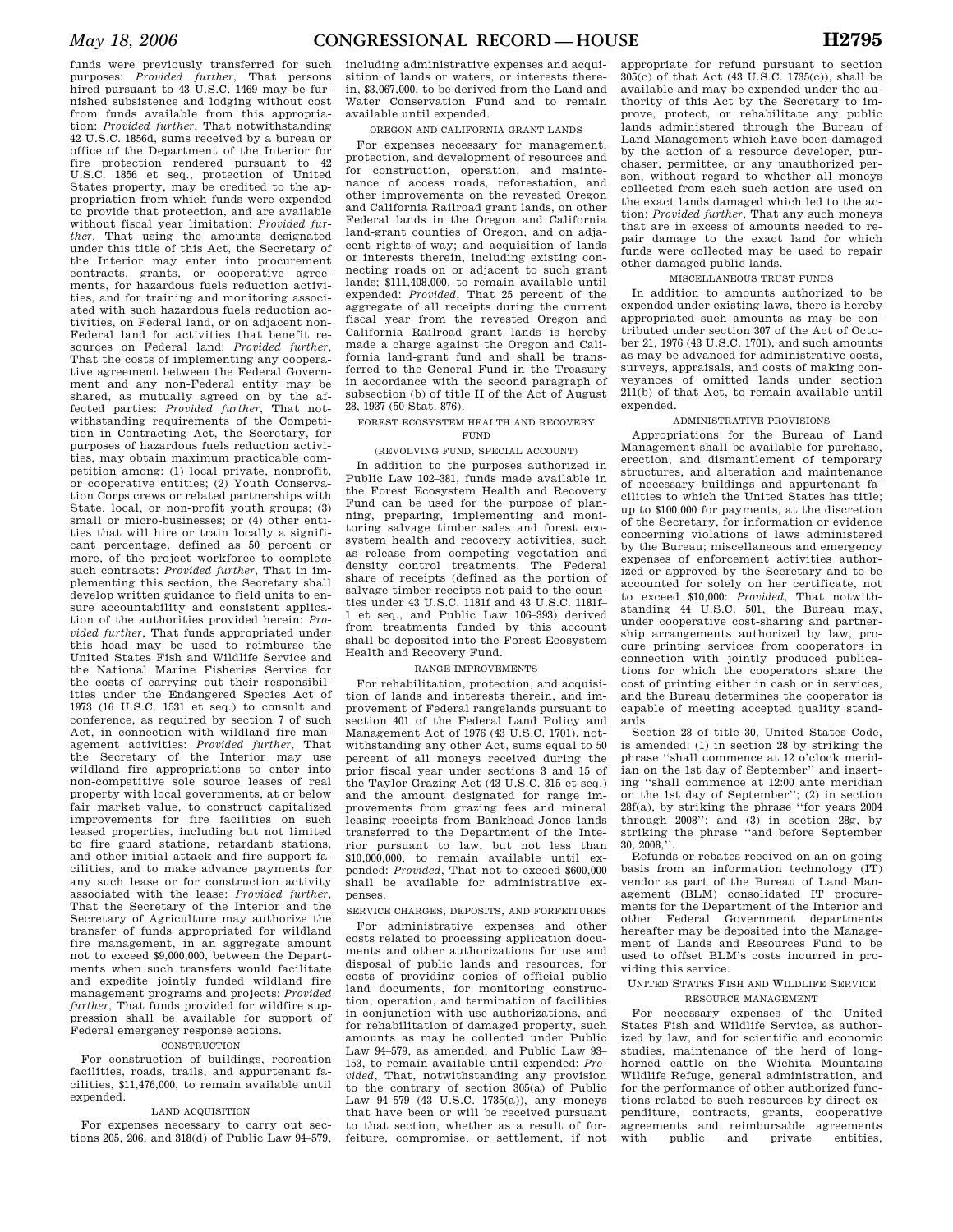funds were previously transferred for such purposes: *Provided further*, That persons hired pursuant to 43 U.S.C. 1469 may be furnished subsistence and lodging without cost from funds available from this appropriation: *Provided further*, That notwithstanding 42 U.S.C. 1856d, sums received by a bureau or office of the Department of the Interior for fire protection rendered pursuant to 42 U.S.C. 1856 et seq., protection of United States property, may be credited to the appropriation from which funds were expended to provide that protection, and are available without fiscal year limitation: *Provided further*, That using the amounts designated under this title of this Act, the Secretary of the Interior may enter into procurement contracts, grants, or cooperative agreements, for hazardous fuels reduction activities, and for training and monitoring associated with such hazardous fuels reduction activities, on Federal land, or on adjacent non-Federal land for activities that benefit resources on Federal land: *Provided further*, That the costs of implementing any cooperative agreement between the Federal Government and any non-Federal entity may be shared, as mutually agreed on by the affected parties: *Provided further*, That notwithstanding requirements of the Competition in Contracting Act, the Secretary, for purposes of hazardous fuels reduction activities, may obtain maximum practicable competition among: (1) local private, nonprofit, or cooperative entities; (2) Youth Conservation Corps crews or related partnerships with State, local, or non-profit youth groups; (3) small or micro-businesses; or (4) other entities that will hire or train locally a significant percentage, defined as 50 percent or more, of the project workforce to complete such contracts: *Provided further*, That in implementing this section, the Secretary shall develop written guidance to field units to ensure accountability and consistent application of the authorities provided herein: *Provided further*, That funds appropriated under this head may be used to reimburse the United States Fish and Wildlife Service and the National Marine Fisheries Service for the costs of carrying out their responsibilities under the Endangered Species Act of 1973 (16 U.S.C. 1531 et seq.) to consult and conference, as required by section 7 of such Act, in connection with wildland fire management activities: *Provided further*, That the Secretary of the Interior may use wildland fire appropriations to enter into non-competitive sole source leases of real property with local governments, at or below fair market value, to construct capitalized improvements for fire facilities on such leased properties, including but not limited to fire guard stations, retardant stations, and other initial attack and fire support facilities, and to make advance payments for any such lease or for construction activity associated with the lease: *Provided further*, That the Secretary of the Interior and the Secretary of Agriculture may authorize the transfer of funds appropriated for wildland fire management, in an aggregate amount not to exceed $9,000,000, between the Departments when such transfers would facilitate and expedite jointly funded wildland fire management programs and projects: *Provided further*, That funds provided for wildfire suppression shall be available for support of Federal emergency response actions.

CONSTRUCTION

For construction of buildings, recreation facilities, roads, trails, and appurtenant facilities, $11,476,000, to remain available until expended.

LAND ACQUISITION

For expenses necessary to carry out sections 205, 206, and 318(d) of Public Law 94–579, including administrative expenses and acquisition of lands or waters, or interests therein, $3,067,000, to be derived from the Land and Water Conservation Fund and to remain available until expended.

OREGON AND CALIFORNIA GRANT LANDS

For expenses necessary for management, protection, and development of resources and for construction, operation, and maintenance of access roads, reforestation, and other improvements on the revested Oregon and California Railroad grant lands, on other Federal lands in the Oregon and California land-grant counties of Oregon, and on adjacent rights-of-way; and acquisition of lands or interests therein, including existing connecting roads on or adjacent to such grant lands; $111,408,000, to remain available until expended: *Provided*, That 25 percent of the aggregate of all receipts during the current fiscal year from the revested Oregon and California Railroad grant lands is hereby made a charge against the Oregon and California land-grant fund and shall be transferred to the General Fund in the Treasury in accordance with the second paragraph of subsection (b) of title II of the Act of August 28, 1937 (50 Stat. 876).

FOREST ECOSYSTEM HEALTH AND RECOVERY FUND

(REVOLVING FUND, SPECIAL ACCOUNT)

In addition to the purposes authorized in Public Law 102–381, funds made available in the Forest Ecosystem Health and Recovery Fund can be used for the purpose of planning, preparing, implementing and monitoring salvage timber sales and forest ecosystem health and recovery activities, such as release from competing vegetation and density control treatments. The Federal share of receipts (defined as the portion of salvage timber receipts not paid to the counties under 43 U.S.C. 1181f and 43 U.S.C. 1181f–1 et seq., and Public Law 106–393) derived from treatments funded by this account shall be deposited into the Forest Ecosystem Health and Recovery Fund.

RANGE IMPROVEMENTS

For rehabilitation, protection, and acquisition of lands and interests therein, and improvement of Federal rangelands pursuant to section 401 of the Federal Land Policy and Management Act of 1976 (43 U.S.C. 1701), notwithstanding any other Act, sums equal to 50 percent of all moneys received during the prior fiscal year under sections 3 and 15 of the Taylor Grazing Act (43 U.S.C. 315 et seq.) and the amount designated for range improvements from grazing fees and mineral leasing receipts from Bankhead-Jones lands transferred to the Department of the Interior pursuant to law, but not less than $10,000,000, to remain available until expended: *Provided*, That not to exceed $600,000 shall be available for administrative expenses.

SERVICE CHARGES, DEPOSITS, AND FORFEITURES

For administrative expenses and other costs related to processing application documents and other authorizations for use and disposal of public lands and resources, for costs of providing copies of official public land documents, for monitoring construction, operation, and termination of facilities in conjunction with use authorizations, and for rehabilitation of damaged property, such amounts as may be collected under Public Law 94–579, as amended, and Public Law 93–153, to remain available until expended: *Provided*, That, notwithstanding any provision to the contrary of section 305(a) of Public Law 94–579 (43 U.S.C. 1735(a)), any moneys that have been or will be received pursuant to that section, whether as a result of forfeiture, compromise, or settlement, if not appropriate for refund pursuant to section 305(c) of that Act (43 U.S.C. 1735(c)), shall be available and may be expended under the authority of this Act by the Secretary to improve, protect, or rehabilitate any public lands administered through the Bureau of Land Management which have been damaged by the action of a resource developer, purchaser, permittee, or any unauthorized person, without regard to whether all moneys collected from each such action are used on the exact lands damaged which led to the action: *Provided further*, That any such moneys that are in excess of amounts needed to repair damage to the exact land for which funds were collected may be used to repair other damaged public lands.

MISCELLANEOUS TRUST FUNDS

In addition to amounts authorized to be expended under existing laws, there is hereby appropriated such amounts as may be contributed under section 307 of the Act of October 21, 1976 (43 U.S.C. 1701), and such amounts as may be advanced for administrative costs, surveys, appraisals, and costs of making conveyances of omitted lands under section 211(b) of that Act, to remain available until expended.

ADMINISTRATIVE PROVISIONS

Appropriations for the Bureau of Land Management shall be available for purchase, erection, and dismantlement of temporary structures, and alteration and maintenance of necessary buildings and appurtenant facilities to which the United States has title; up to $100,000 for payments, at the discretion of the Secretary, for information or evidence concerning violations of laws administered by the Bureau; miscellaneous and emergency expenses of enforcement activities authorized or approved by the Secretary and to be accounted for solely on her certificate, not to exceed $10,000: *Provided*, That notwithstanding 44 U.S.C. 501, the Bureau may, under cooperative cost-sharing and partnership arrangements authorized by law, procure printing services from cooperators in connection with jointly produced publications for which the cooperators share the cost of printing either in cash or in services, and the Bureau determines the cooperator is capable of meeting accepted quality standards.

Section 28 of title 30, United States Code, is amended: (1) in section 28 by striking the phrase ''shall commence at 12 o'clock meridian on the 1st day of September'' and inserting ''shall commence at 12:00 ante meridian on the 1st day of September''; (2) in section 28f(a), by striking the phrase ''for years 2004 through 2008''; and (3) in section 28g, by striking the phrase ''and before September 30, 2008,''.

Refunds or rebates received on an on-going basis from an information technology (IT) vendor as part of the Bureau of Land Management (BLM) consolidated IT procurements for the Department of the Interior and other Federal Government departments hereafter may be deposited into the Management of Lands and Resources Fund to be used to offset BLM's costs incurred in providing this service.

UNITED STATES FISH AND WILDLIFE SERVICE

RESOURCE MANAGEMENT

For necessary expenses of the United States Fish and Wildlife Service, as authorized by law, and for scientific and economic studies, maintenance of the herd of long-horned cattle on the Wichita Mountains Wildlife Refuge, general administration, and for the performance of other authorized functions related to such resources by direct expenditure, contracts, grants, cooperative agreements and reimbursable agreements with public and private entities,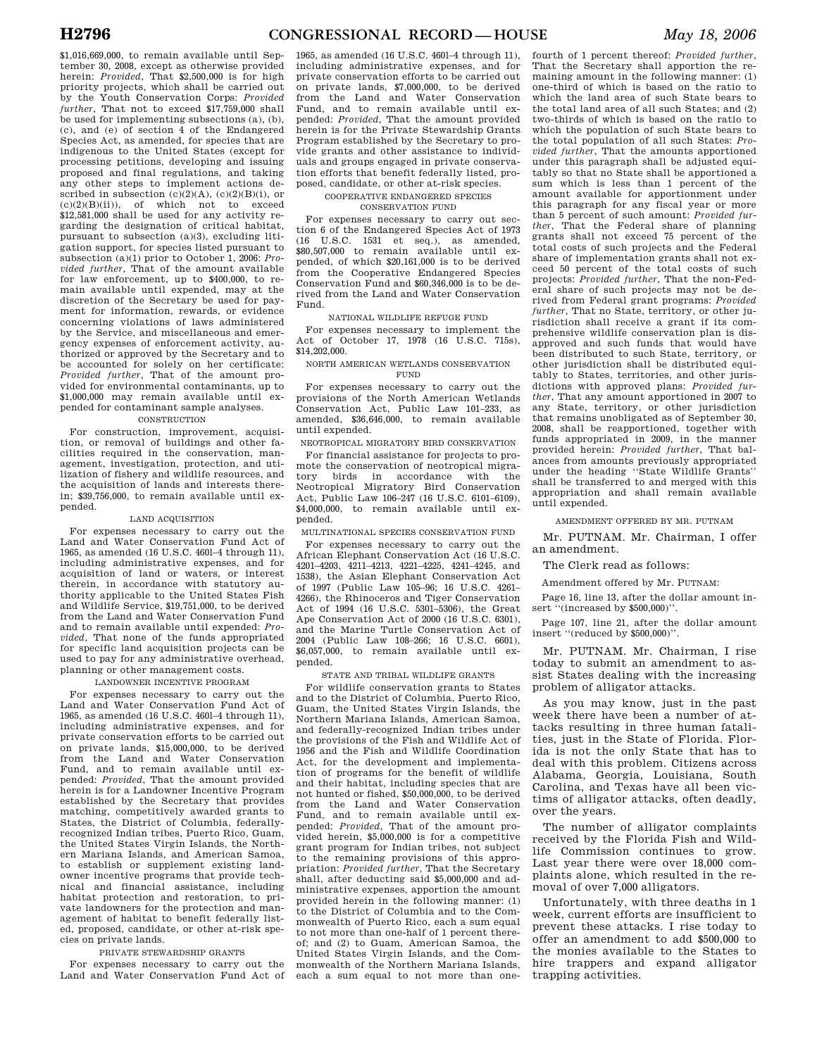$1,016,669,000, to remain available until September 30, 2008, except as otherwise provided herein: *Provided*, That $2,500,000 is for high priority projects, which shall be carried out by the Youth Conservation Corps: *Provided further*, That not to exceed $17,759,000 shall be used for implementing subsections (a), (b), (c), and (e) of section 4 of the Endangered Species Act, as amended, for species that are indigenous to the United States (except for processing petitions, developing and issuing proposed and final regulations, and taking any other steps to implement actions described in subsection (c)(2)(A), (c)(2)(B)(i), or (c)(2)(B)(ii)), of which not to exceed $12,581,000 shall be used for any activity regarding the designation of critical habitat, pursuant to subsection (a)(3), excluding litigation support, for species listed pursuant to subsection (a)(1) prior to October 1, 2006: *Provided further*, That of the amount available for law enforcement, up to $400,000, to remain available until expended, may at the discretion of the Secretary be used for payment for information, rewards, or evidence concerning violations of laws administered by the Service, and miscellaneous and emergency expenses of enforcement activity, authorized or approved by the Secretary and to be accounted for solely on her certificate: *Provided further*, That of the amount provided for environmental contaminants, up to $1,000,000 may remain available until expended for contaminant sample analyses.

CONSTRUCTION

For construction, improvement, acquisition, or removal of buildings and other facilities required in the conservation, management, investigation, protection, and utilization of fishery and wildlife resources, and the acquisition of lands and interests therein; $39,756,000, to remain available until expended.

LAND ACQUISITION

For expenses necessary to carry out the Land and Water Conservation Fund Act of 1965, as amended (16 U.S.C. 460l–4 through 11), including administrative expenses, and for acquisition of land or waters, or interest therein, in accordance with statutory authority applicable to the United States Fish and Wildlife Service, $19,751,000, to be derived from the Land and Water Conservation Fund and to remain available until expended: *Provided*, That none of the funds appropriated for specific land acquisition projects can be used to pay for any administrative overhead, planning or other management costs.

LANDOWNER INCENTIVE PROGRAM

For expenses necessary to carry out the Land and Water Conservation Fund Act of 1965, as amended (16 U.S.C. 460l–4 through 11), including administrative expenses, and for private conservation efforts to be carried out on private lands, $15,000,000, to be derived from the Land and Water Conservation Fund, and to remain available until expended: *Provided*, That the amount provided herein is for a Landowner Incentive Program established by the Secretary that provides matching, competitively awarded grants to States, the District of Columbia, federally-recognized Indian tribes, Puerto Rico, Guam, the United States Virgin Islands, the Northern Mariana Islands, and American Samoa, to establish or supplement existing landowner incentive programs that provide technical and financial assistance, including habitat protection and restoration, to private landowners for the protection and management of habitat to benefit federally listed, proposed, candidate, or other at-risk species on private lands.

PRIVATE STEWARDSHIP GRANTS

For expenses necessary to carry out the Land and Water Conservation Fund Act of 1965, as amended (16 U.S.C. 460l–4 through 11), including administrative expenses, and for private conservation efforts to be carried out on private lands, $7,000,000, to be derived from the Land and Water Conservation Fund, and to remain available until expended: *Provided*, That the amount provided herein is for the Private Stewardship Grants Program established by the Secretary to provide grants and other assistance to individuals and groups engaged in private conservation efforts that benefit federally listed, proposed, candidate, or other at-risk species.

COOPERATIVE ENDANGERED SPECIES CONSERVATION FUND

For expenses necessary to carry out section 6 of the Endangered Species Act of 1973 (16 U.S.C. 1531 et seq.), as amended, $80,507,000 to remain available until expended, of which $20,161,000 is to be derived from the Cooperative Endangered Species Conservation Fund and $60,346,000 is to be derived from the Land and Water Conservation Fund.

NATIONAL WILDLIFE REFUGE FUND

For expenses necessary to implement the Act of October 17, 1978 (16 U.S.C. 715s), $14,202,000.

NORTH AMERICAN WETLANDS CONSERVATION FUND

For expenses necessary to carry out the provisions of the North American Wetlands Conservation Act, Public Law 101–233, as amended, $36,646,000, to remain available until expended.

NEOTROPICAL MIGRATORY BIRD CONSERVATION

For financial assistance for projects to promote the conservation of neotropical migratory birds in accordance with the Neotropical Migratory Bird Conservation Act, Public Law 106–247 (16 U.S.C. 6101–6109), $4,000,000, to remain available until expended.

MULTINATIONAL SPECIES CONSERVATION FUND

For expenses necessary to carry out the African Elephant Conservation Act (16 U.S.C. 4201–4203, 4211–4213, 4221–4225, 4241–4245, and 1538), the Asian Elephant Conservation Act of 1997 (Public Law 105–96; 16 U.S.C. 4261–4266), the Rhinoceros and Tiger Conservation Act of 1994 (16 U.S.C. 5301–5306), the Great Ape Conservation Act of 2000 (16 U.S.C. 6301), and the Marine Turtle Conservation Act of 2004 (Public Law 108–266; 16 U.S.C. 6601), $6,057,000, to remain available until expended.

STATE AND TRIBAL WILDLIFE GRANTS

For wildlife conservation grants to States and to the District of Columbia, Puerto Rico, Guam, the United States Virgin Islands, the Northern Mariana Islands, American Samoa, and federally-recognized Indian tribes under the provisions of the Fish and Wildlife Act of 1956 and the Fish and Wildlife Coordination Act, for the development and implementation of programs for the benefit of wildlife and their habitat, including species that are not hunted or fished, $50,000,000, to be derived from the Land and Water Conservation Fund, and to remain available until expended: *Provided*, That of the amount provided herein, $5,000,000 is for a competitive grant program for Indian tribes, not subject to the remaining provisions of this appropriation: *Provided further*, That the Secretary shall, after deducting said $5,000,000 and administrative expenses, apportion the amount provided herein in the following manner: (1) to the District of Columbia and to the Commonwealth of Puerto Rico, each a sum equal to not more than one-half of 1 percent thereof; and (2) to Guam, American Samoa, the United States Virgin Islands, and the Commonwealth of the Northern Mariana Islands, each a sum equal to not more than one-fourth of 1 percent thereof: *Provided further*, That the Secretary shall apportion the remaining amount in the following manner: (1) one-third of which is based on the ratio to which the land area of such State bears to the total land area of all such States; and (2) two-thirds of which is based on the ratio to which the population of such State bears to the total population of all such States: *Provided further*, That the amounts apportioned under this paragraph shall be adjusted equitably so that no State shall be apportioned a sum which is less than 1 percent of the amount available for apportionment under this paragraph for any fiscal year or more than 5 percent of such amount: *Provided further*, That the Federal share of planning grants shall not exceed 75 percent of the total costs of such projects and the Federal share of implementation grants shall not exceed 50 percent of the total costs of such projects: *Provided further*, That the non-Federal share of such projects may not be derived from Federal grant programs: *Provided further*, That no State, territory, or other jurisdiction shall receive a grant if its comprehensive wildlife conservation plan is disapproved and such funds that would have been distributed to such State, territory, or other jurisdiction shall be distributed equitably to States, territories, and other jurisdictions with approved plans: *Provided further*, That any amount apportioned in 2007 to any State, territory, or other jurisdiction that remains unobligated as of September 30, 2008, shall be reapportioned, together with funds appropriated in 2009, in the manner provided herein: *Provided further*, That balances from amounts previously appropriated under the heading ''State Wildlife Grants'' shall be transferred to and merged with this appropriation and shall remain available until expended.

AMENDMENT OFFERED BY MR. PUTNAM

Mr. PUTNAM. Mr. Chairman, I offer an amendment.

The Clerk read as follows:

Amendment offered by Mr. PUTNAM:

Page 16, line 13, after the dollar amount insert ''(increased by $500,000)''.

Page 107, line 21, after the dollar amount insert ''(reduced by $500,000)''.

Mr. PUTNAM. Mr. Chairman, I rise today to submit an amendment to assist States dealing with the increasing problem of alligator attacks.

As you may know, just in the past week there have been a number of attacks resulting in three human fatalities, just in the State of Florida. Florida is not the only State that has to deal with this problem. Citizens across Alabama, Georgia, Louisiana, South Carolina, and Texas have all been victims of alligator attacks, often deadly, over the years.

The number of alligator complaints received by the Florida Fish and Wildlife Commission continues to grow. Last year there were over 18,000 complaints alone, which resulted in the removal of over 7,000 alligators.

Unfortunately, with three deaths in 1 week, current efforts are insufficient to prevent these attacks. I rise today to offer an amendment to add $500,000 to the monies available to the States to hire trappers and expand alligator trapping activities.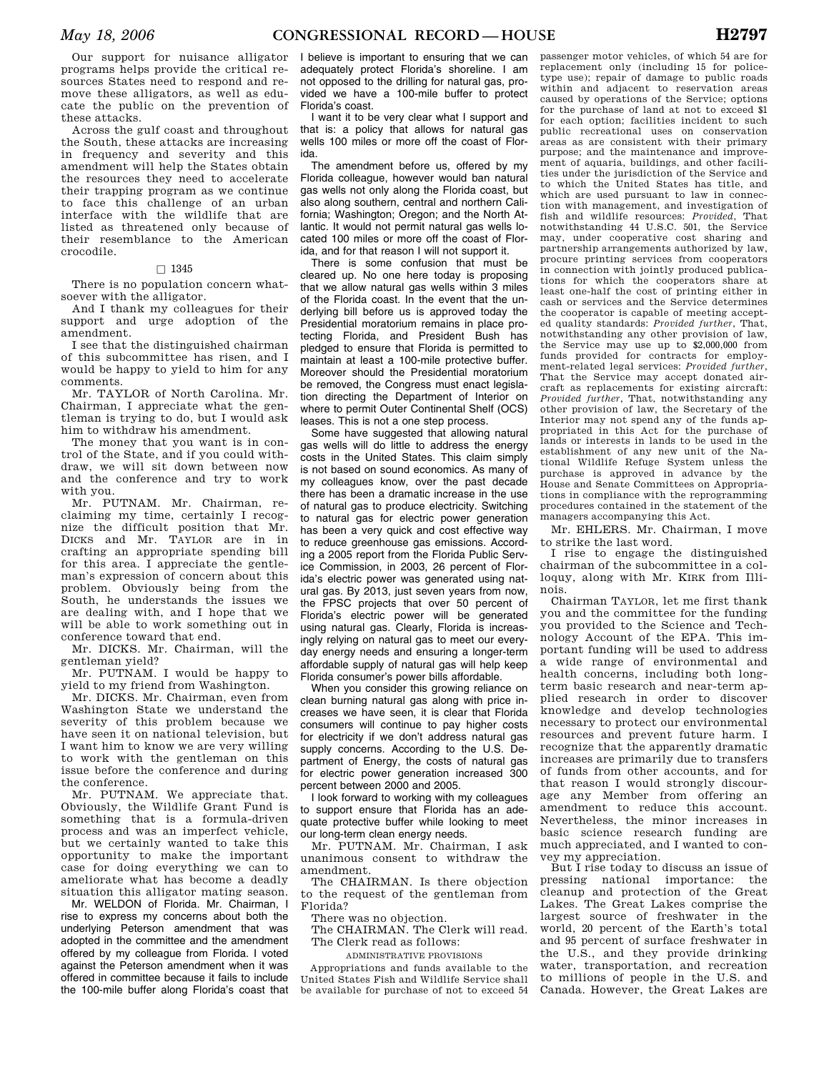Our support for nuisance alligator programs helps provide the critical resources States need to respond and remove these alligators, as well as educate the public on the prevention of these attacks.

Across the gulf coast and throughout the South, these attacks are increasing in frequency and severity and this amendment will help the States obtain the resources they need to accelerate their trapping program as we continue to face this challenge of an urban interface with the wildlife that are listed as threatened only because of their resemblance to the American crocodile.

□ 1345

There is no population concern whatsoever with the alligator.

And I thank my colleagues for their support and urge adoption of the amendment.

I see that the distinguished chairman of this subcommittee has risen, and I would be happy to yield to him for any comments.

Mr. TAYLOR of North Carolina. Mr. Chairman, I appreciate what the gentleman is trying to do, but I would ask him to withdraw his amendment.

The money that you want is in control of the State, and if you could withdraw, we will sit down between now and the conference and try to work with you.

Mr. PUTNAM. Mr. Chairman, reclaiming my time, certainly I recognize the difficult position that Mr. DICKS and Mr. TAYLOR are in in crafting an appropriate spending bill for this area. I appreciate the gentleman's expression of concern about this problem. Obviously being from the South, he understands the issues we are dealing with, and I hope that we will be able to work something out in conference toward that end.

Mr. DICKS. Mr. Chairman, will the gentleman yield?

Mr. PUTNAM. I would be happy to yield to my friend from Washington.

Mr. DICKS. Mr. Chairman, even from Washington State we understand the severity of this problem because we have seen it on national television, but I want him to know we are very willing to work with the gentleman on this issue before the conference and during the conference.

Mr. PUTNAM. We appreciate that. Obviously, the Wildlife Grant Fund is something that is a formula-driven process and was an imperfect vehicle, but we certainly wanted to take this opportunity to make the important case for doing everything we can to ameliorate what has become a deadly situation this alligator mating season.

Mr. WELDON of Florida. Mr. Chairman, I rise to express my concerns about both the underlying Peterson amendment that was adopted in the committee and the amendment offered by my colleague from Florida. I voted against the Peterson amendment when it was offered in committee because it fails to include the 100-mile buffer along Florida's coast that I believe is important to ensuring that we can adequately protect Florida's shoreline. I am not opposed to the drilling for natural gas, provided we have a 100-mile buffer to protect Florida's coast.

I want it to be very clear what I support and that is: a policy that allows for natural gas wells 100 miles or more off the coast of Florida.

The amendment before us, offered by my Florida colleague, however would ban natural gas wells not only along the Florida coast, but also along southern, central and northern California; Washington; Oregon; and the North Atlantic. It would not permit natural gas wells located 100 miles or more off the coast of Florida, and for that reason I will not support it.

There is some confusion that must be cleared up. No one here today is proposing that we allow natural gas wells within 3 miles of the Florida coast. In the event that the underlying bill before us is approved today the Presidential moratorium remains in place protecting Florida, and President Bush has pledged to ensure that Florida is permitted to maintain at least a 100-mile protective buffer. Moreover should the Presidential moratorium be removed, the Congress must enact legislation directing the Department of Interior on where to permit Outer Continental Shelf (OCS) leases. This is not a one step process.

Some have suggested that allowing natural gas wells will do little to address the energy costs in the United States. This claim simply is not based on sound economics. As many of my colleagues know, over the past decade there has been a dramatic increase in the use of natural gas to produce electricity. Switching to natural gas for electric power generation has been a very quick and cost effective way to reduce greenhouse gas emissions. According a 2005 report from the Florida Public Service Commission, in 2003, 26 percent of Florida's electric power was generated using natural gas. By 2013, just seven years from now, the FPSC projects that over 50 percent of Florida's electric power will be generated using natural gas. Clearly, Florida is increasingly relying on natural gas to meet our everyday energy needs and ensuring a longer-term affordable supply of natural gas will help keep Florida consumer's power bills affordable.

When you consider this growing reliance on clean burning natural gas along with price increases we have seen, it is clear that Florida consumers will continue to pay higher costs for electricity if we don't address natural gas supply concerns. According to the U.S. Department of Energy, the costs of natural gas for electric power generation increased 300 percent between 2000 and 2005.

I look forward to working with my colleagues to support ensure that Florida has an adequate protective buffer while looking to meet our long-term clean energy needs.

Mr. PUTNAM. Mr. Chairman, I ask unanimous consent to withdraw the amendment.

The CHAIRMAN. Is there objection to the request of the gentleman from Florida?

There was no objection.

The CHAIRMAN. The Clerk will read.

The Clerk read as follows:

ADMINISTRATIVE PROVISIONS

Appropriations and funds available to the United States Fish and Wildlife Service shall be available for purchase of not to exceed 54 passenger motor vehicles, of which 54 are for replacement only (including 15 for police-type use); repair of damage to public roads within and adjacent to reservation areas caused by operations of the Service; options for the purchase of land at not to exceed $1 for each option; facilities incident to such public recreational uses on conservation areas as are consistent with their primary purpose; and the maintenance and improvement of aquaria, buildings, and other facilities under the jurisdiction of the Service and to which the United States has title, and which are used pursuant to law in connection with management, and investigation of fish and wildlife resources: *Provided*, That notwithstanding 44 U.S.C. 501, the Service may, under cooperative cost sharing and partnership arrangements authorized by law, procure printing services from cooperators in connection with jointly produced publications for which the cooperators share at least one-half the cost of printing either in cash or services and the Service determines the cooperator is capable of meeting accepted quality standards: *Provided further*, That, notwithstanding any other provision of law, the Service may use up to $2,000,000 from funds provided for contracts for employment-related legal services: *Provided further*, That the Service may accept donated aircraft as replacements for existing aircraft: *Provided further*, That, notwithstanding any other provision of law, the Secretary of the Interior may not spend any of the funds appropriated in this Act for the purchase of lands or interests in lands to be used in the establishment of any new unit of the National Wildlife Refuge System unless the purchase is approved in advance by the House and Senate Committees on Appropriations in compliance with the reprogramming procedures contained in the statement of the managers accompanying this Act.

Mr. EHLERS. Mr. Chairman, I move to strike the last word.

I rise to engage the distinguished chairman of the subcommittee in a colloquy, along with Mr. KIRK from Illinois.

Chairman TAYLOR, let me first thank you and the committee for the funding you provided to the Science and Technology Account of the EPA. This important funding will be used to address a wide range of environmental and health concerns, including both long-term basic research and near-term applied research in order to discover knowledge and develop technologies necessary to protect our environmental resources and prevent future harm. I recognize that the apparently dramatic increases are primarily due to transfers of funds from other accounts, and for that reason I would strongly discourage any Member from offering an amendment to reduce this account. Nevertheless, the minor increases in basic science research funding are much appreciated, and I wanted to convey my appreciation.

But I rise today to discuss an issue of pressing national importance: the cleanup and protection of the Great Lakes. The Great Lakes comprise the largest source of freshwater in the world, 20 percent of the Earth's total and 95 percent of surface freshwater in the U.S., and they provide drinking water, transportation, and recreation to millions of people in the U.S. and Canada. However, the Great Lakes are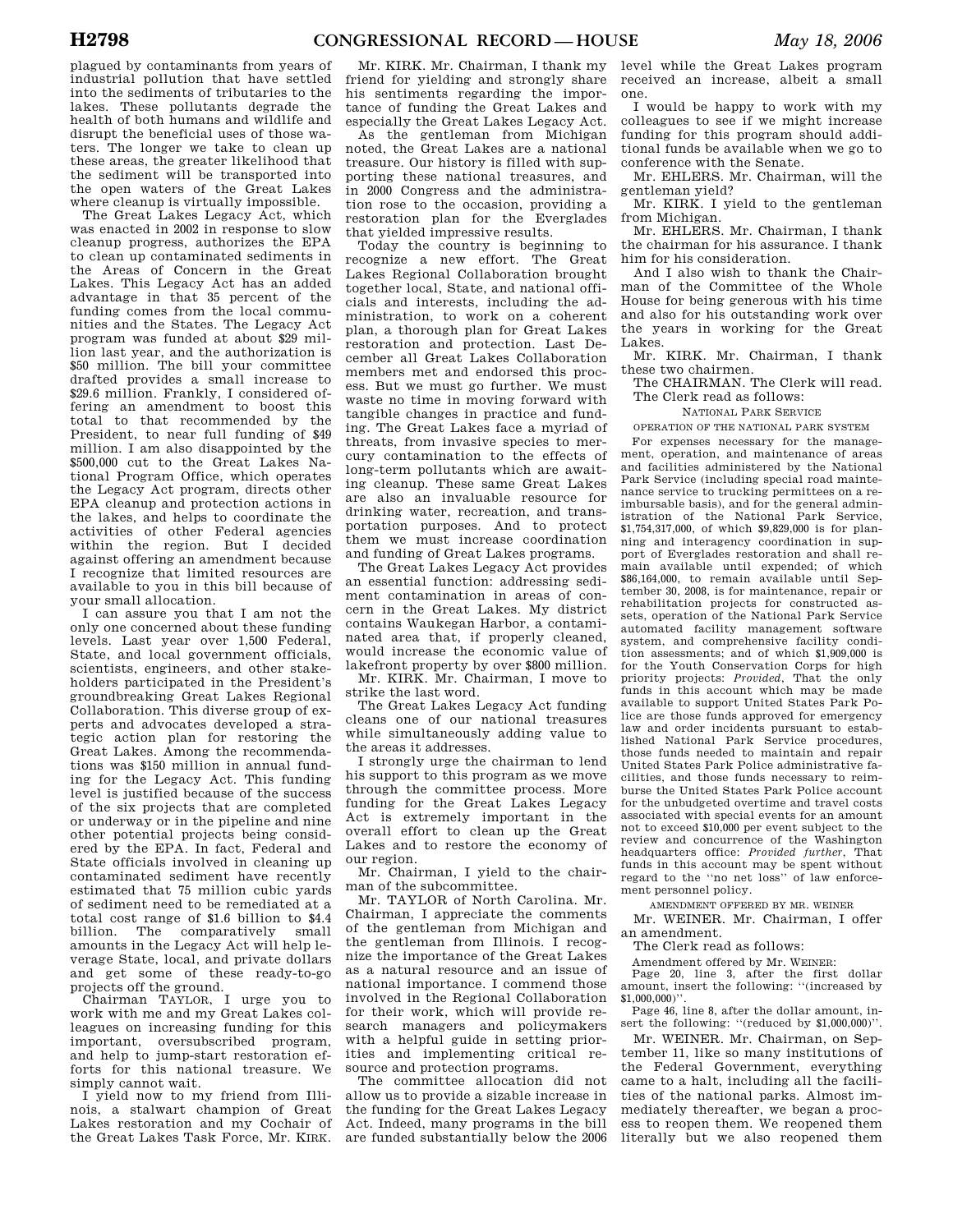plagued by contaminants from years of industrial pollution that have settled into the sediments of tributaries to the lakes. These pollutants degrade the health of both humans and wildlife and disrupt the beneficial uses of those waters. The longer we take to clean up these areas, the greater likelihood that the sediment will be transported into the open waters of the Great Lakes where cleanup is virtually impossible.

The Great Lakes Legacy Act, which was enacted in 2002 in response to slow cleanup progress, authorizes the EPA to clean up contaminated sediments in the Areas of Concern in the Great Lakes. This Legacy Act has an added advantage in that 35 percent of the funding comes from the local communities and the States. The Legacy Act program was funded at about $29 million last year, and the authorization is $50 million. The bill your committee drafted provides a small increase to $29.6 million. Frankly, I considered offering an amendment to boost this total to that recommended by the President, to near full funding of $49 million. I am also disappointed by the $500,000 cut to the Great Lakes National Program Office, which operates the Legacy Act program, directs other EPA cleanup and protection actions in the lakes, and helps to coordinate the activities of other Federal agencies within the region. But I decided against offering an amendment because I recognize that limited resources are available to you in this bill because of your small allocation.

I can assure you that I am not the only one concerned about these funding levels. Last year over 1,500 Federal, State, and local government officials, scientists, engineers, and other stakeholders participated in the President's groundbreaking Great Lakes Regional Collaboration. This diverse group of experts and advocates developed a strategic action plan for restoring the Great Lakes. Among the recommendations was $150 million in annual funding for the Legacy Act. This funding level is justified because of the success of the six projects that are completed or underway or in the pipeline and nine other potential projects being considered by the EPA. In fact, Federal and State officials involved in cleaning up contaminated sediment have recently estimated that 75 million cubic yards of sediment need to be remediated at a total cost range of $1.6 billion to $4.4 billion. The comparatively small amounts in the Legacy Act will help leverage State, local, and private dollars and get some of these ready-to-go projects off the ground.

Chairman TAYLOR, I urge you to work with me and my Great Lakes colleagues on increasing funding for this important, oversubscribed program, and help to jump-start restoration efforts for this national treasure. We simply cannot wait.

I yield now to my friend from Illinois, a stalwart champion of Great Lakes restoration and my Cochair of the Great Lakes Task Force, Mr. KIRK.

Mr. KIRK. Mr. Chairman, I thank my friend for yielding and strongly share his sentiments regarding the importance of funding the Great Lakes and especially the Great Lakes Legacy Act.

As the gentleman from Michigan noted, the Great Lakes are a national treasure. Our history is filled with supporting these national treasures, and in 2000 Congress and the administration rose to the occasion, providing a restoration plan for the Everglades that yielded impressive results.

Today the country is beginning to recognize a new effort. The Great Lakes Regional Collaboration brought together local, State, and national officials and interests, including the administration, to work on a coherent plan, a thorough plan for Great Lakes restoration and protection. Last December all Great Lakes Collaboration members met and endorsed this process. But we must go further. We must waste no time in moving forward with tangible changes in practice and funding. The Great Lakes face a myriad of threats, from invasive species to mercury contamination to the effects of long-term pollutants which are awaiting cleanup. These same Great Lakes are also an invaluable resource for drinking water, recreation, and transportation purposes. And to protect them we must increase coordination and funding of Great Lakes programs.

The Great Lakes Legacy Act provides an essential function: addressing sediment contamination in areas of concern in the Great Lakes. My district contains Waukegan Harbor, a contaminated area that, if properly cleaned, would increase the economic value of lakefront property by over $800 million.

Mr. KIRK. Mr. Chairman, I move to strike the last word.

The Great Lakes Legacy Act funding cleans one of our national treasures while simultaneously adding value to the areas it addresses.

I strongly urge the chairman to lend his support to this program as we move through the committee process. More funding for the Great Lakes Legacy Act is extremely important in the overall effort to clean up the Great Lakes and to restore the economy of our region.

Mr. Chairman, I yield to the chairman of the subcommittee.

Mr. TAYLOR of North Carolina. Mr. Chairman, I appreciate the comments of the gentleman from Michigan and the gentleman from Illinois. I recognize the importance of the Great Lakes as a natural resource and an issue of national importance. I commend those involved in the Regional Collaboration for their work, which will provide research managers and policymakers with a helpful guide in setting priorities and implementing critical resource and protection programs.

The committee allocation did not allow us to provide a sizable increase in the funding for the Great Lakes Legacy Act. Indeed, many programs in the bill are funded substantially below the 2006 level while the Great Lakes program received an increase, albeit a small one.

I would be happy to work with my colleagues to see if we might increase funding for this program should additional funds be available when we go to conference with the Senate.

Mr. EHLERS. Mr. Chairman, will the gentleman yield?

Mr. KIRK. I yield to the gentleman from Michigan.

Mr. EHLERS. Mr. Chairman, I thank the chairman for his assurance. I thank him for his consideration.

And I also wish to thank the Chairman of the Committee of the Whole House for being generous with his time and also for his outstanding work over the years in working for the Great Lakes.

Mr. KIRK. Mr. Chairman, I thank these two chairmen.

The CHAIRMAN. The Clerk will read.

The Clerk read as follows:

NATIONAL PARK SERVICE

OPERATION OF THE NATIONAL PARK SYSTEM

For expenses necessary for the management, operation, and maintenance of areas and facilities administered by the National Park Service (including special road maintenance service to trucking permittees on a reimbursable basis), and for the general administration of the National Park Service, $1,754,317,000, of which $9,829,000 is for planning and interagency coordination in support of Everglades restoration and shall remain available until expended; of which $86,164,000, to remain available until September 30, 2008, is for maintenance, repair or rehabilitation projects for constructed assets, operation of the National Park Service automated facility management software system, and comprehensive facility condition assessments; and of which $1,909,000 is for the Youth Conservation Corps for high priority projects: *Provided*, That the only funds in this account which may be made available to support United States Park Police are those funds approved for emergency law and order incidents pursuant to established National Park Service procedures, those funds needed to maintain and repair United States Park Police administrative facilities, and those funds necessary to reimburse the United States Park Police account for the unbudgeted overtime and travel costs associated with special events for an amount not to exceed $10,000 per event subject to the review and concurrence of the Washington headquarters office: *Provided further*, That funds in this account may be spent without regard to the "no net loss" of law enforcement personnel policy.

AMENDMENT OFFERED BY MR. WEINER

Mr. WEINER. Mr. Chairman, I offer an amendment.

The Clerk read as follows:

Amendment offered by Mr. WEINER:

Page 20, line 3, after the first dollar amount, insert the following: "(increased by $1,000,000)".

Page 46, line 8, after the dollar amount, insert the following: "(reduced by $1,000,000)".

Mr. WEINER. Mr. Chairman, on September 11, like so many institutions of the Federal Government, everything came to a halt, including all the facilities of the national parks. Almost immediately thereafter, we began a process to reopen them. We reopened them literally but we also reopened them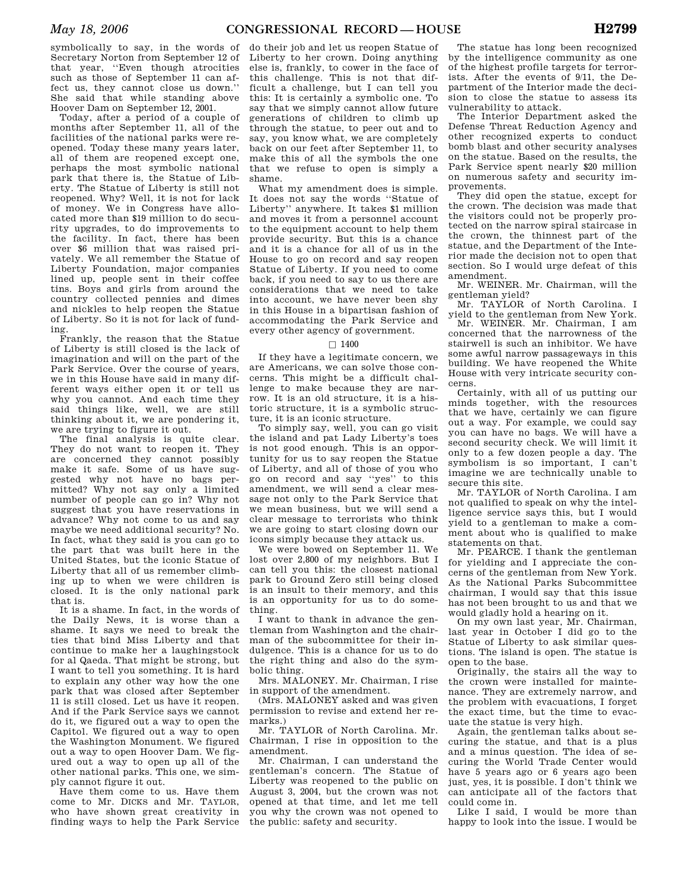symbolically to say, in the words of Secretary Norton from September 12 of that year, ''Even though atrocities such as those of September 11 can affect us, they cannot close us down.'' She said that while standing above Hoover Dam on September 12, 2001.

Today, after a period of a couple of months after September 11, all of the facilities of the national parks were reopened. Today these many years later, all of them are reopened except one, perhaps the most symbolic national park that there is, the Statue of Liberty. The Statue of Liberty is still not reopened. Why? Well, it is not for lack of money. We in Congress have allocated more than $19 million to do security upgrades, to do improvements to the facility. In fact, there has been over $6 million that was raised privately. We all remember the Statue of Liberty Foundation, major companies lined up, people sent in their coffee tins. Boys and girls from around the country collected pennies and dimes and nickles to help reopen the Statue of Liberty. So it is not for lack of funding.

Frankly, the reason that the Statue of Liberty is still closed is the lack of imagination and will on the part of the Park Service. Over the course of years, we in this House have said in many different ways either open it or tell us why you cannot. And each time they said things like, well, we are still thinking about it, we are pondering it, we are trying to figure it out.

The final analysis is quite clear. They do not want to reopen it. They are concerned they cannot possibly make it safe. Some of us have suggested why not have no bags permitted? Why not say only a limited number of people can go in? Why not suggest that you have reservations in advance? Why not come to us and say maybe we need additional security? No. In fact, what they said is you can go to the part that was built here in the United States, but the iconic Statue of Liberty that all of us remember climbing up to when we were children is closed. It is the only national park that is.

It is a shame. In fact, in the words of the Daily News, it is worse than a shame. It says we need to break the ties that bind Miss Liberty and that continue to make her a laughingstock for al Qaeda. That might be strong, but I want to tell you something. It is hard to explain any other way how the one park that was closed after September 11 is still closed. Let us have it reopen. And if the Park Service says we cannot do it, we figured out a way to open the Capitol. We figured out a way to open the Washington Monument. We figured out a way to open Hoover Dam. We figured out a way to open up all of the other national parks. This one, we simply cannot figure it out.

Have them come to us. Have them come to Mr. DICKS and Mr. TAYLOR, who have shown great creativity in finding ways to help the Park Service do their job and let us reopen Statue of Liberty to her crown. Doing anything else is, frankly, to cower in the face of this challenge. This is not that difficult a challenge, but I can tell you this: It is certainly a symbolic one. To say that we simply cannot allow future generations of children to climb up through the statue, to peer out and to say, you know what, we are completely back on our feet after September 11, to make this of all the symbols the one that we refuse to open is simply a shame.

What my amendment does is simple. It does not say the words ''Statue of Liberty'' anywhere. It takes $1 million and moves it from a personnel account to the equipment account to help them provide security. But this is a chance and it is a chance for all of us in the House to go on record and say reopen Statue of Liberty. If you need to come back, if you need to say to us there are considerations that we need to take into account, we have never been shy in this House in a bipartisan fashion of accommodating the Park Service and every other agency of government.

□ 1400

If they have a legitimate concern, we are Americans, we can solve those concerns. This might be a difficult challenge to make because they are narrow. It is an old structure, it is a historic structure, it is a symbolic structure, it is an iconic structure.

To simply say, well, you can go visit the island and pat Lady Liberty's toes is not good enough. This is an opportunity for us to say reopen the Statue of Liberty, and all of those of you who go on record and say ''yes'' to this amendment, we will send a clear message not only to the Park Service that we mean business, but we will send a clear message to terrorists who think we are going to start closing down our icons simply because they attack us.

We were bowed on September 11. We lost over 2,800 of my neighbors. But I can tell you this: the closest national park to Ground Zero still being closed is an insult to their memory, and this is an opportunity for us to do something.

I want to thank in advance the gentleman from Washington and the chairman of the subcommittee for their indulgence. This is a chance for us to do the right thing and also do the symbolic thing.

Mrs. MALONEY. Mr. Chairman, I rise in support of the amendment.

(Mrs. MALONEY asked and was given permission to revise and extend her remarks.)

Mr. TAYLOR of North Carolina. Mr. Chairman, I rise in opposition to the amendment.

Mr. Chairman, I can understand the gentleman's concern. The Statue of Liberty was reopened to the public on August 3, 2004, but the crown was not opened at that time, and let me tell you why the crown was not opened to the public: safety and security.

The statue has long been recognized by the intelligence community as one of the highest profile targets for terrorists. After the events of 9/11, the Department of the Interior made the decision to close the statue to assess its vulnerability to attack.

The Interior Department asked the Defense Threat Reduction Agency and other recognized experts to conduct bomb blast and other security analyses on the statue. Based on the results, the Park Service spent nearly $20 million on numerous safety and security improvements.

They did open the statue, except for the crown. The decision was made that the visitors could not be properly protected on the narrow spiral staircase in the crown, the thinnest part of the statue, and the Department of the Interior made the decision not to open that section. So I would urge defeat of this amendment.

Mr. WEINER. Mr. Chairman, will the gentleman yield?

Mr. TAYLOR of North Carolina. I yield to the gentleman from New York.

Mr. WEINER. Mr. Chairman, I am concerned that the narrowness of the stairwell is such an inhibitor. We have some awful narrow passageways in this building. We have reopened the White House with very intricate security concerns.

Certainly, with all of us putting our minds together, with the resources that we have, certainly we can figure out a way. For example, we could say you can have no bags. We will have a second security check. We will limit it only to a few dozen people a day. The symbolism is so important, I can't imagine we are technically unable to secure this site.

Mr. TAYLOR of North Carolina. I am not qualified to speak on why the intelligence service says this, but I would yield to a gentleman to make a comment about who is qualified to make statements on that.

Mr. PEARCE. I thank the gentleman for yielding and I appreciate the concerns of the gentleman from New York. As the National Parks Subcommittee chairman, I would say that this issue has not been brought to us and that we would gladly hold a hearing on it.

On my own last year, Mr. Chairman, last year in October I did go to the Statue of Liberty to ask similar questions. The island is open. The statue is open to the base.

Originally, the stairs all the way to the crown were installed for maintenance. They are extremely narrow, and the problem with evacuations, I forget the exact time, but the time to evacuate the statue is very high.

Again, the gentleman talks about securing the statue, and that is a plus and a minus question. The idea of securing the World Trade Center would have 5 years ago or 6 years ago been just, yes, it is possible. I don't think we can anticipate all of the factors that could come in.

Like I said, I would be more than happy to look into the issue. I would be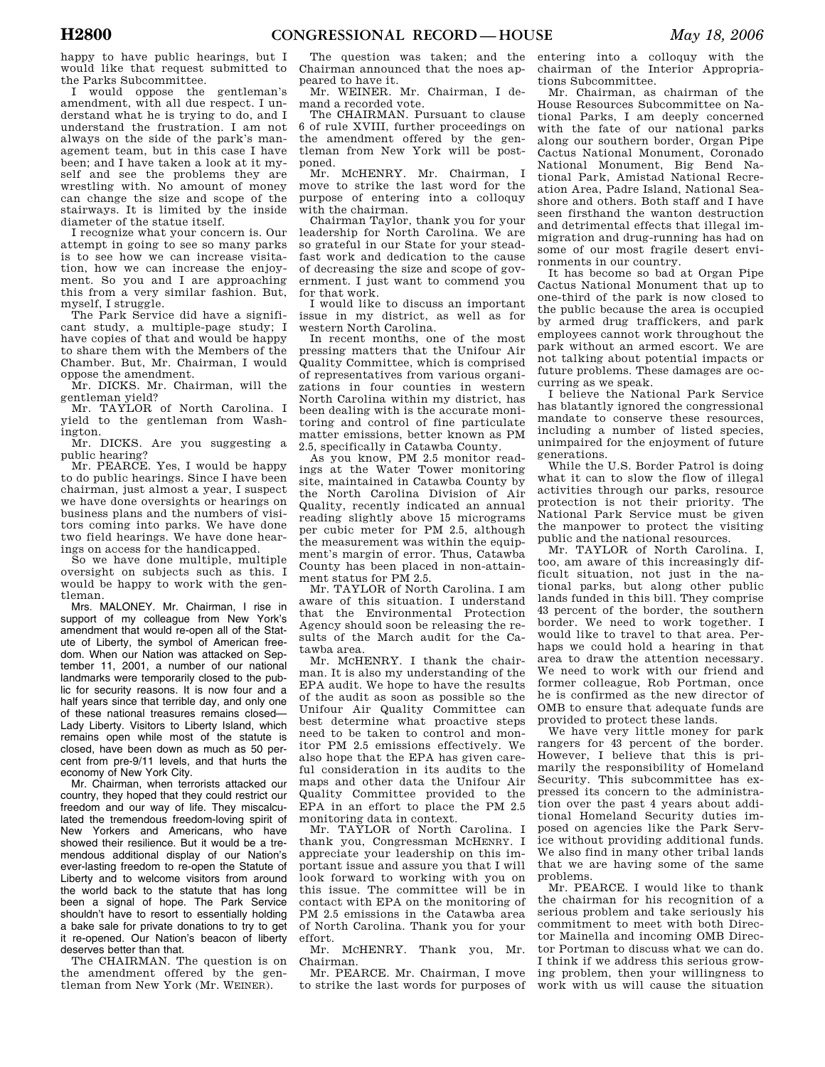happy to have public hearings, but I would like that request submitted to the Parks Subcommittee.

I would oppose the gentleman's amendment, with all due respect. I understand what he is trying to do, and I understand the frustration. I am not always on the side of the park's management team, but in this case I have been; and I have taken a look at it myself and see the problems they are wrestling with. No amount of money can change the size and scope of the stairways. It is limited by the inside diameter of the statue itself.

I recognize what your concern is. Our attempt in going to see so many parks is to see how we can increase visitation, how we can increase the enjoyment. So you and I are approaching this from a very similar fashion. But, myself, I struggle.

The Park Service did have a significant study, a multiple-page study; I have copies of that and would be happy to share them with the Members of the Chamber. But, Mr. Chairman, I would oppose the amendment.

Mr. DICKS. Mr. Chairman, will the gentleman yield?

Mr. TAYLOR of North Carolina. I yield to the gentleman from Washington.

Mr. DICKS. Are you suggesting a public hearing?

Mr. PEARCE. Yes, I would be happy to do public hearings. Since I have been chairman, just almost a year, I suspect we have done oversights or hearings on business plans and the numbers of visitors coming into parks. We have done two field hearings. We have done hearings on access for the handicapped.

So we have done multiple, multiple oversight on subjects such as this. I would be happy to work with the gentleman.

Mrs. MALONEY. Mr. Chairman, I rise in support of my colleague from New York's amendment that would re-open all of the Statute of Liberty, the symbol of American freedom. When our Nation was attacked on September 11, 2001, a number of our national landmarks were temporarily closed to the public for security reasons. It is now four and a half years since that terrible day, and only one of these national treasures remains closed—Lady Liberty. Visitors to Liberty Island, which remains open while most of the statute is closed, have been down as much as 50 percent from pre-9/11 levels, and that hurts the economy of New York City.

Mr. Chairman, when terrorists attacked our country, they hoped that they could restrict our freedom and our way of life. They miscalculated the tremendous freedom-loving spirit of New Yorkers and Americans, who have showed their resilience. But it would be a tremendous additional display of our Nation's ever-lasting freedom to re-open the Statute of Liberty and to welcome visitors from around the world back to the statute that has long been a signal of hope. The Park Service shouldn't have to resort to essentially holding a bake sale for private donations to try to get it re-opened. Our Nation's beacon of liberty deserves better than that.

The CHAIRMAN. The question is on the amendment offered by the gentleman from New York (Mr. WEINER).

The question was taken; and the Chairman announced that the noes appeared to have it.

Mr. WEINER. Mr. Chairman, I demand a recorded vote.

The CHAIRMAN. Pursuant to clause 6 of rule XVIII, further proceedings on the amendment offered by the gentleman from New York will be postponed.

Mr. MCHENRY. Mr. Chairman, I move to strike the last word for the purpose of entering into a colloquy with the chairman.

Chairman Taylor, thank you for your leadership for North Carolina. We are so grateful in our State for your steadfast work and dedication to the cause of decreasing the size and scope of government. I just want to commend you for that work.

I would like to discuss an important issue in my district, as well as for western North Carolina.

In recent months, one of the most pressing matters that the Unifour Air Quality Committee, which is comprised of representatives from various organizations in four counties in western North Carolina within my district, has been dealing with is the accurate monitoring and control of fine particulate matter emissions, better known as PM 2.5, specifically in Catawba County.

As you know, PM 2.5 monitor readings at the Water Tower monitoring site, maintained in Catawba County by the North Carolina Division of Air Quality, recently indicated an annual reading slightly above 15 micrograms per cubic meter for PM 2.5, although the measurement was within the equipment's margin of error. Thus, Catawba County has been placed in non-attainment status for PM 2.5.

Mr. TAYLOR of North Carolina. I am aware of this situation. I understand that the Environmental Protection Agency should soon be releasing the results of the March audit for the Catawba area.

Mr. MCHENRY. I thank the chairman. It is also my understanding of the EPA audit. We hope to have the results of the audit as soon as possible so the Unifour Air Quality Committee can best determine what proactive steps need to be taken to control and monitor PM 2.5 emissions effectively. We also hope that the EPA has given careful consideration in its audits to the maps and other data the Unifour Air Quality Committee provided to the EPA in an effort to place the PM 2.5 monitoring data in context.

Mr. TAYLOR of North Carolina. I thank you, Congressman MCHENRY. I appreciate your leadership on this important issue and assure you that I will look forward to working with you on this issue. The committee will be in contact with EPA on the monitoring of PM 2.5 emissions in the Catawba area of North Carolina. Thank you for your effort.

Mr. MCHENRY. Thank you, Mr. Chairman.

Mr. PEARCE. Mr. Chairman, I move to strike the last words for purposes of entering into a colloquy with the chairman of the Interior Appropriations Subcommittee.

Mr. Chairman, as chairman of the House Resources Subcommittee on National Parks, I am deeply concerned with the fate of our national parks along our southern border, Organ Pipe Cactus National Monument, Coronado National Monument, Big Bend National Park, Amistad National Recreation Area, Padre Island, National Seashore and others. Both staff and I have seen firsthand the wanton destruction and detrimental effects that illegal immigration and drug-running has had on some of our most fragile desert environments in our country.

It has become so bad at Organ Pipe Cactus National Monument that up to one-third of the park is now closed to the public because the area is occupied by armed drug traffickers, and park employees cannot work throughout the park without an armed escort. We are not talking about potential impacts or future problems. These damages are occurring as we speak.

I believe the National Park Service has blatantly ignored the congressional mandate to conserve these resources, including a number of listed species, unimpaired for the enjoyment of future generations.

While the U.S. Border Patrol is doing what it can to slow the flow of illegal activities through our parks, resource protection is not their priority. The National Park Service must be given the manpower to protect the visiting public and the national resources.

Mr. TAYLOR of North Carolina. I, too, am aware of this increasingly difficult situation, not just in the national parks, but along other public lands funded in this bill. They comprise 43 percent of the border, the southern border. We need to work together. I would like to travel to that area. Perhaps we could hold a hearing in that area to draw the attention necessary. We need to work with our friend and former colleague, Rob Portman, once he is confirmed as the new director of OMB to ensure that adequate funds are provided to protect these lands.

We have very little money for park rangers for 43 percent of the border. However, I believe that this is primarily the responsibility of Homeland Security. This subcommittee has expressed its concern to the administration over the past 4 years about additional Homeland Security duties imposed on agencies like the Park Service without providing additional funds. We also find in many other tribal lands that we are having some of the same problems.

Mr. PEARCE. I would like to thank the chairman for his recognition of a serious problem and take seriously his commitment to meet with both Director Mainella and incoming OMB Director Portman to discuss what we can do. I think if we address this serious growing problem, then your willingness to work with us will cause the situation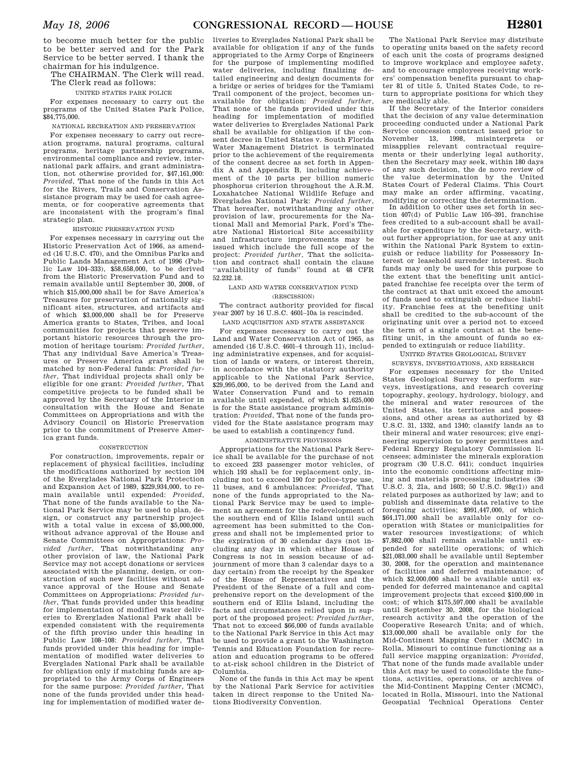to become much better for the public to be better served and for the Park Service to be better served. I thank the chairman for his indulgence.

The CHAIRMAN. The Clerk will read.

The Clerk read as follows:

UNITED STATES PARK POLICE

For expenses necessary to carry out the programs of the United States Park Police, $84,775,000.

NATIONAL RECREATION AND PRESERVATION

For expenses necessary to carry out recreation programs, natural programs, cultural programs, heritage partnership programs, environmental compliance and review, international park affairs, and grant administration, not otherwise provided for, $47,161,000: *Provided*, That none of the funds in this Act for the Rivers, Trails and Conservation Assistance program may be used for cash agreements, or for cooperative agreements that are inconsistent with the program's final strategic plan.

HISTORIC PRESERVATION FUND

For expenses necessary in carrying out the Historic Preservation Act of 1966, as amended (16 U.S.C. 470), and the Omnibus Parks and Public Lands Management Act of 1996 (Public Law 104–333), $58,658,000, to be derived from the Historic Preservation Fund and to remain available until September 30, 2008, of which $15,000,000 shall be for Save America's Treasures for preservation of nationally significant sites, structures, and artifacts and of which $3,000,000 shall be for Preserve America grants to States, Tribes, and local communities for projects that preserve important historic resources through the promotion of heritage tourism: *Provided further*, That any individual Save America's Treasures or Preserve America grant shall be matched by non-Federal funds: *Provided further*, That individual projects shall only be eligible for one grant: *Provided further*, That competitive projects to be funded shall be approved by the Secretary of the Interior in consultation with the House and Senate Committees on Appropriations and with the Advisory Council on Historic Preservation prior to the commitment of Preserve America grant funds.

CONSTRUCTION

For construction, improvements, repair or replacement of physical facilities, including the modifications authorized by section 104 of the Everglades National Park Protection and Expansion Act of 1989, $229,934,000, to remain available until expended: *Provided*, That none of the funds available to the National Park Service may be used to plan, design, or construct any partnership project with a total value in excess of $5,000,000, without advance approval of the House and Senate Committees on Appropriations: *Provided further*, That notwithstanding any other provision of law, the National Park Service may not accept donations or services associated with the planning, design, or construction of such new facilities without advance approval of the House and Senate Committees on Appropriations: *Provided further*, That funds provided under this heading for implementation of modified water deliveries to Everglades National Park shall be expended consistent with the requirements of the fifth proviso under this heading in Public Law 108–108: *Provided further*, That funds provided under this heading for implementation of modified water deliveries to Everglades National Park shall be available for obligation only if matching funds are appropriated to the Army Corps of Engineers for the same purpose: *Provided further*, That none of the funds provided under this heading for implementation of modified water deliveries to Everglades National Park shall be available for obligation if any of the funds appropriated to the Army Corps of Engineers for the purpose of implementing modified water deliveries, including finalizing detailed engineering and design documents for a bridge or series of bridges for the Tamiami Trail component of the project, becomes unavailable for obligation: *Provided further*, That none of the funds provided under this heading for implementation of modified water deliveries to Everglades National Park shall be available for obligation if the consent decree in United States v. South Florida Water Management District is terminated prior to the achievement of the requirements of the consent decree as set forth in Appendix A and Appendix B, including achievement of the 10 parts per billion numeric phosphorus criterion throughout the A.R.M. Loxahatchee National Wildlife Refuge and Everglades National Park: *Provided further*, That hereafter, notwithstanding any other provision of law, procurements for the National Mall and Memorial Park, Ford's Theatre National Historical Site accessibility and infrastructure improvements may be issued which include the full scope of the project: *Provided further*, That the solicitation and contract shall contain the clause "availability of funds" found at 48 CFR 52.232.18.

LAND AND WATER CONSERVATION FUND

(RESCISSION)

The contract authority provided for fiscal year 2007 by 16 U.S.C. 460l–10a is rescinded.

LAND ACQUISITION AND STATE ASSISTANCE

For expenses necessary to carry out the Land and Water Conservation Act of 1965, as amended (16 U.S.C. 460l–4 through 11), including administrative expenses, and for acquisition of lands or waters, or interest therein, in accordance with the statutory authority applicable to the National Park Service, $29,995,000, to be derived from the Land and Water Conservation Fund and to remain available until expended, of which $1,625,000 is for the State assistance program administration: *Provided*, That none of the funds provided for the State assistance program may be used to establish a contingency fund.

ADMINISTRATIVE PROVISIONS

Appropriations for the National Park Service shall be available for the purchase of not to exceed 233 passenger motor vehicles, of which 193 shall be for replacement only, including not to exceed 190 for police-type use, 11 buses, and 6 ambulances: *Provided*, That none of the funds appropriated to the National Park Service may be used to implement an agreement for the redevelopment of the southern end of Ellis Island until such agreement has been submitted to the Congress and shall not be implemented prior to the expiration of 30 calendar days (not including any day in which either House of Congress is not in session because of adjournment of more than 3 calendar days to a day certain) from the receipt by the Speaker of the House of Representatives and the President of the Senate of a full and comprehensive report on the development of the southern end of Ellis Island, including the facts and circumstances relied upon in support of the proposed project: *Provided further*, That not to exceed $66,000 of funds available to the National Park Service in this Act may be used to provide a grant to the Washington Tennis and Education Foundation for recreation and education programs to be offered to at-risk school children in the District of Columbia.

None of the funds in this Act may be spent by the National Park Service for activities taken in direct response to the United Nations Biodiversity Convention.

The National Park Service may distribute to operating units based on the safety record of each unit the costs of programs designed to improve workplace and employee safety, and to encourage employees receiving workers' compensation benefits pursuant to chapter 81 of title 5, United States Code, to return to appropriate positions for which they are medically able.

If the Secretary of the Interior considers that the decision of any value determination proceeding conducted under a National Park Service concession contract issued prior to November 13, 1998, misinterprets or misapplies relevant contractual requirements or their underlying legal authority, then the Secretary may seek, within 180 days of any such decision, the de novo review of the value determination by the United States Court of Federal Claims. This Court may make an order affirming, vacating, modifying or correcting the determination.

In addition to other uses set forth in section 407(d) of Public Law 105–391, franchise fees credited to a sub-account shall be available for expenditure by the Secretary, without further appropriation, for use at any unit within the National Park System to extinguish or reduce liability for Possessory Interest or leasehold surrender interest. Such funds may only be used for this purpose to the extent that the benefiting unit anticipated franchise fee receipts over the term of the contract at that unit exceed the amount of funds used to extinguish or reduce liability. Franchise fees at the benefiting unit shall be credited to the sub-account of the originating unit over a period not to exceed the term of a single contract at the benefiting unit, in the amount of funds so expended to extinguish or reduce liability.

UNITED STATES GEOLOGICAL SURVEY

SURVEYS, INVESTIGATIONS, AND RESEARCH

For expenses necessary for the United States Geological Survey to perform surveys, investigations, and research covering topography, geology, hydrology, biology, and the mineral and water resources of the United States, its territories and possessions, and other areas as authorized by 43 U.S.C. 31, 1332, and 1340; classify lands as to their mineral and water resources; give engineering supervision to power permittees and Federal Energy Regulatory Commission licensees; administer the minerals exploration program (30 U.S.C. 641); conduct inquiries into the economic conditions affecting mining and materials processing industries (30 U.S.C. 3, 21a, and 1603; 50 U.S.C. 98g(1)) and related purposes as authorized by law; and to publish and disseminate data relative to the foregoing activities; $991,447,000, of which $64,171,000 shall be available only for cooperation with States or municipalities for water resources investigations; of which $7,882,000 shall remain available until expended for satellite operations; of which $21,083,000 shall be available until September 30, 2008, for the operation and maintenance of facilities and deferred maintenance; of which $2,000,000 shall be available until expended for deferred maintenance and capital improvement projects that exceed $100,000 in cost; of which $175,597,000 shall be available until September 30, 2008, for the biological research activity and the operation of the Cooperative Research Units; and of which, $13,000,000 shall be available only for the Mid-Continent Mapping Center (MCMC) in Rolla, Missouri to continue functioning as a full service mapping organization: *Provided*, That none of the funds made available under this Act may be used to consolidate the functions, activities, operations, or archives of the Mid-Continent Mapping Center (MCMC), located in Rolla, Missouri, into the National Geospatial Technical Operations Center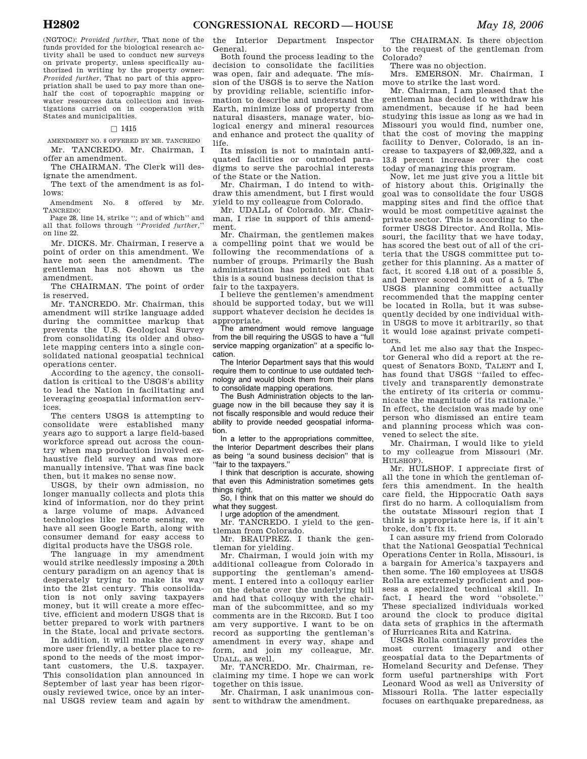(NGTOC): *Provided further*, That none of the funds provided for the biological research activity shall be used to conduct new surveys on private property, unless specifically authorized in writing by the property owner: *Provided further*, That no part of this appropriation shall be used to pay more than one-half the cost of topographic mapping or water resources data collection and investigations carried on in cooperation with States and municipalities.

□ 1415

AMENDMENT NO. 8 OFFERED BY MR. TANCREDO

Mr. TANCREDO. Mr. Chairman, I offer an amendment.

The CHAIRMAN. The Clerk will designate the amendment.

The text of the amendment is as follows:

Amendment No. 8 offered by Mr. TANCREDO:

Page 28, line 14, strike ''; and of which'' and all that follows through ''*Provided further*,'' on line 22.

Mr. DICKS. Mr. Chairman, I reserve a point of order on this amendment. We have not seen the amendment. The gentleman has not shown us the amendment.

The CHAIRMAN. The point of order is reserved.

Mr. TANCREDO. Mr. Chairman, this amendment will strike language added during the committee markup that prevents the U.S. Geological Survey from consolidating its older and obsolete mapping centers into a single consolidated national geospatial technical operations center.

According to the agency, the consolidation is critical to the USGS's ability to lead the Nation in facilitating and leveraging geospatial information services.

The centers USGS is attempting to consolidate were established many years ago to support a large field-based workforce spread out across the country when map production involved exhaustive field survey and was more manually intensive. That was fine back then, but it makes no sense now.

USGS, by their own admission, no longer manually collects and plots this kind of information, nor do they print a large volume of maps. Advanced technologies like remote sensing, we have all seen Google Earth, along with consumer demand for easy access to digital products have the USGS role.

The language in my amendment would strike needlessly imposing a 20th century paradigm on an agency that is desperately trying to make its way into the 21st century. This consolidation is not only saving taxpayers money, but it will create a more effective, efficient and modern USGS that is better prepared to work with partners in the State, local and private sectors.

In addition, it will make the agency more user friendly, a better place to respond to the needs of the most important customers, the U.S. taxpayer. This consolidation plan announced in September of last year has been rigorously reviewed twice, once by an internal USGS review team and again by the Interior Department Inspector General.

Both found the process leading to the decision to consolidate the facilities was open, fair and adequate. The mission of the USGS is to serve the Nation by providing reliable, scientific information to describe and understand the Earth, minimize loss of property from natural disasters, manage water, biological energy and mineral resources and enhance and protect the quality of life.

Its mission is not to maintain antiquated facilities or outmoded paradigms to serve the parochial interests of the State or the Nation.

Mr. Chairman, I do intend to withdraw this amendment, but I first would yield to my colleague from Colorado.

Mr. UDALL of Colorado. Mr. Chairman, I rise in support of this amendment.

Mr. Chairman, the gentlemen makes a compelling point that we would be following the recommendations of a number of groups. Primarily the Bush administration has pointed out that this is a sound business decision that is fair to the taxpayers.

I believe the gentlemen's amendment should be supported today, but we will support whatever decision he decides is appropriate.

The amendment would remove language from the bill requiring the USGS to have a "full service mapping organization" at a specific location.

The Interior Department says that this would require them to continue to use outdated technology and would block them from their plans to consolidate mapping operations.

The Bush Administration objects to the language now in the bill because they say it is not fiscally responsible and would reduce their ability to provide needed geospatial information.

In a letter to the appropriations committee, the Interior Department describes their plans as being "a sound business decision" that is "fair to the taxpayers."

I think that description is accurate, showing that even this Administration sometimes gets things right.

So, I think that on this matter we should do what they suggest.

I urge adoption of the amendment.

Mr. TANCREDO. I yield to the gentleman from Colorado.

Mr. BEAUPREZ. I thank the gentleman for yielding.

Mr. Chairman, I would join with my additional colleague from Colorado in supporting the gentleman's amendment. I entered into a colloquy earlier on the debate over the underlying bill and had that colloquy with the chairman of the subcommittee, and so my comments are in the RECORD. But I too am very supportive. I want to be on record as supporting the gentleman's amendment in every way, shape and form, and join my colleague, Mr. UDALL, as well.

Mr. TANCREDO. Mr. Chairman, reclaiming my time. I hope we can work together on this issue.

Mr. Chairman, I ask unanimous consent to withdraw the amendment.

The CHAIRMAN. Is there objection to the request of the gentleman from Colorado?

There was no objection.

Mrs. EMERSON. Mr. Chairman, I move to strike the last word.

Mr. Chairman, I am pleased that the gentleman has decided to withdraw his amendment, because if he had been studying this issue as long as we had in Missouri you would find, number one, that the cost of moving the mapping facility to Denver, Colorado, is an increase to taxpayers of $2,069,322, and a 13.8 percent increase over the cost today of managing this program.

Now, let me just give you a little bit of history about this. Originally the goal was to consolidate the four USGS mapping sites and find the office that would be most competitive against the private sector. This is according to the former USGS Director. And Rolla, Missouri, the facility that we have today, has scored the best out of all of the criteria that the USGS committee put together for this planning. As a matter of fact, it scored 4.18 out of a possible 5, and Denver scored 2.84 out of a 5. The USGS planning committee actually recommended that the mapping center be located in Rolla, but it was subsequently decided by one individual within USGS to move it arbitrarily, so that it would lose against private competitors.

And let me also say that the Inspector General who did a report at the request of Senators BOND, TALENT and I, has found that USGS ''failed to effectively and transparently demonstrate the entirety of its criteria or communicate the magnitude of its rationale.'' In effect, the decision was made by one person who dismissed an entire team and planning process which was convened to select the site.

Mr. Chairman, I would like to yield to my colleague from Missouri (Mr. HULSHOF).

Mr. HULSHOF. I appreciate first of all the tone in which the gentleman offers this amendment. In the health care field, the Hippocratic Oath says first do no harm. A colloquialism from the outstate Missouri region that I think is appropriate here is, if it ain't broke, don't fix it.

I can assure my friend from Colorado that the National Geospatial Technical Operations Center in Rolla, Missouri, is a bargain for America's taxpayers and then some. The 160 employees at USGS Rolla are extremely proficient and possess a specialized technical skill. In fact, I heard the word ''obsolete.'' These specialized individuals worked around the clock to produce digital data sets of graphics in the aftermath of Hurricanes Rita and Katrina.

USGS Rolla continually provides the most current imagery and other geospatial data to the Departments of Homeland Security and Defense. They form useful partnerships with Fort Leonard Wood as well as University of Missouri Rolla. The latter especially focuses on earthquake preparedness, as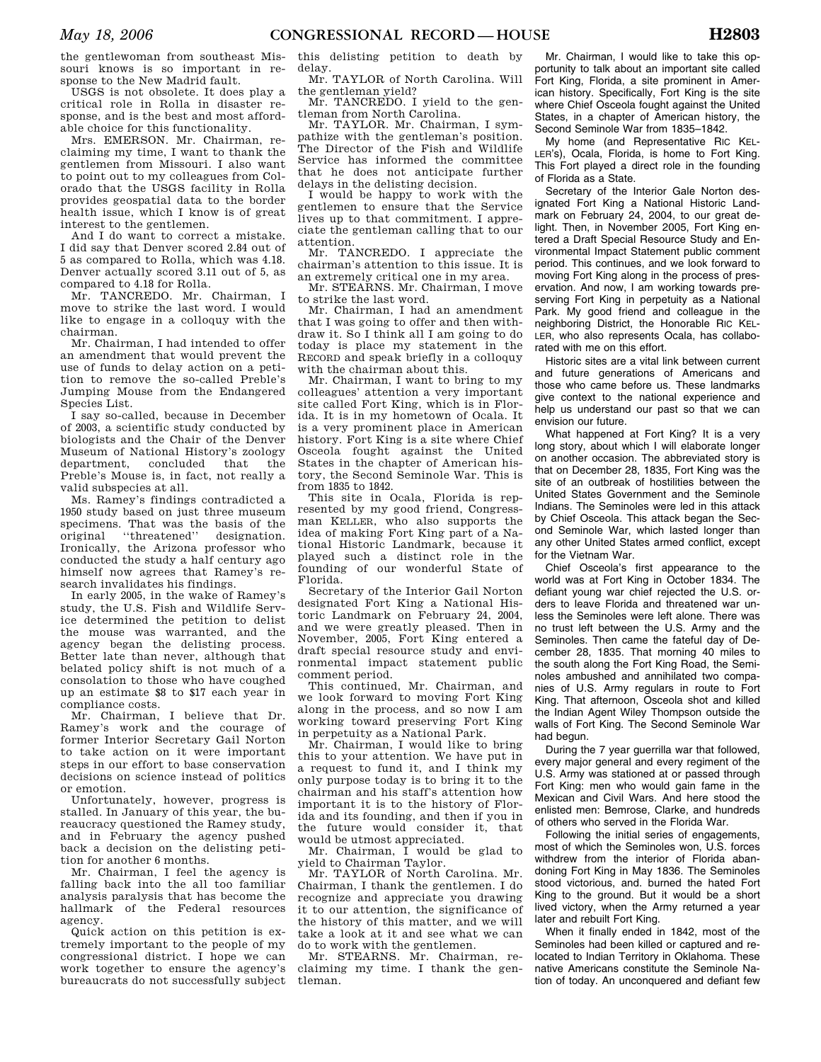the gentlewoman from southeast Missouri knows is so important in response to the New Madrid fault.

USGS is not obsolete. It does play a critical role in Rolla in disaster response, and is the best and most affordable choice for this functionality.

Mrs. EMERSON. Mr. Chairman, reclaiming my time, I want to thank the gentlemen from Missouri. I also want to point out to my colleagues from Colorado that the USGS facility in Rolla provides geospatial data to the border health issue, which I know is of great interest to the gentlemen.

And I do want to correct a mistake. I did say that Denver scored 2.84 out of 5 as compared to Rolla, which was 4.18. Denver actually scored 3.11 out of 5, as compared to 4.18 for Rolla.

Mr. TANCREDO. Mr. Chairman, I move to strike the last word. I would like to engage in a colloquy with the chairman.

Mr. Chairman, I had intended to offer an amendment that would prevent the use of funds to delay action on a petition to remove the so-called Preble's Jumping Mouse from the Endangered Species List.

I say so-called, because in December of 2003, a scientific study conducted by biologists and the Chair of the Denver Museum of National History's zoology department, concluded that the Preble's Mouse is, in fact, not really a valid subspecies at all.

Ms. Ramey's findings contradicted a 1950 study based on just three museum specimens. That was the basis of the original ''threatened'' designation. Ironically, the Arizona professor who conducted the study a half century ago himself now agrees that Ramey's research invalidates his findings.

In early 2005, in the wake of Ramey's study, the U.S. Fish and Wildlife Service determined the petition to delist the mouse was warranted, and the agency began the delisting process. Better late than never, although that belated policy shift is not much of a consolation to those who have coughed up an estimate $8 to $17 each year in compliance costs.

Mr. Chairman, I believe that Dr. Ramey's work and the courage of former Interior Secretary Gail Norton to take action on it were important steps in our effort to base conservation decisions on science instead of politics or emotion.

Unfortunately, however, progress is stalled. In January of this year, the bureaucracy questioned the Ramey study, and in February the agency pushed back a decision on the delisting petition for another 6 months.

Mr. Chairman, I feel the agency is falling back into the all too familiar analysis paralysis that has become the hallmark of the Federal resources agency.

Quick action on this petition is extremely important to the people of my congressional district. I hope we can work together to ensure the agency's bureaucrats do not successfully subject this delisting petition to death by delay.

Mr. TAYLOR of North Carolina. Will the gentleman yield?

Mr. TANCREDO. I yield to the gentleman from North Carolina.

Mr. TAYLOR. Mr. Chairman, I sympathize with the gentleman's position. The Director of the Fish and Wildlife Service has informed the committee that he does not anticipate further delays in the delisting decision.

I would be happy to work with the gentlemen to ensure that the Service lives up to that commitment. I appreciate the gentleman calling that to our attention.

Mr. TANCREDO. I appreciate the chairman's attention to this issue. It is an extremely critical one in my area.

Mr. STEARNS. Mr. Chairman, I move to strike the last word.

Mr. Chairman, I had an amendment that I was going to offer and then withdraw it. So I think all I am going to do today is place my statement in the RECORD and speak briefly in a colloquy with the chairman about this.

Mr. Chairman, I want to bring to my colleagues' attention a very important site called Fort King, which is in Florida. It is in my hometown of Ocala. It is a very prominent place in American history. Fort King is a site where Chief Osceola fought against the United States in the chapter of American history, the Second Seminole War. This is from 1835 to 1842.

This site in Ocala, Florida is represented by my good friend, Congressman KELLER, who also supports the idea of making Fort King part of a National Historic Landmark, because it played such a distinct role in the founding of our wonderful State of Florida.

Secretary of the Interior Gail Norton designated Fort King a National Historic Landmark on February 24, 2004, and we were greatly pleased. Then in November, 2005, Fort King entered a draft special resource study and environmental impact statement public comment period.

This continued, Mr. Chairman, and we look forward to moving Fort King along in the process, and so now I am working toward preserving Fort King in perpetuity as a National Park.

Mr. Chairman, I would like to bring this to your attention. We have put in a request to fund it, and I think my only purpose today is to bring it to the chairman and his staff's attention how important it is to the history of Florida and its founding, and then if you in the future would consider it, that would be utmost appreciated.

Mr. Chairman, I would be glad to yield to Chairman Taylor.

Mr. TAYLOR of North Carolina. Mr. Chairman, I thank the gentlemen. I do recognize and appreciate you drawing it to our attention, the significance of the history of this matter, and we will take a look at it and see what we can do to work with the gentlemen.

Mr. STEARNS. Mr. Chairman, reclaiming my time. I thank the gentleman.

Mr. Chairman, I would like to take this opportunity to talk about an important site called Fort King, Florida, a site prominent in American history. Specifically, Fort King is the site where Chief Osceola fought against the United States, in a chapter of American history, the Second Seminole War from 1835–1842.

My home (and Representative RIC KELLER's), Ocala, Florida, is home to Fort King. This Fort played a direct role in the founding of Florida as a State.

Secretary of the Interior Gale Norton designated Fort King a National Historic Landmark on February 24, 2004, to our great delight. Then, in November 2005, Fort King entered a Draft Special Resource Study and Environmental Impact Statement public comment period. This continues, and we look forward to moving Fort King along in the process of preservation. And now, I am working towards preserving Fort King in perpetuity as a National Park. My good friend and colleague in the neighboring District, the Honorable RIC KELLER, who also represents Ocala, has collaborated with me on this effort.

Historic sites are a vital link between current and future generations of Americans and those who came before us. These landmarks give context to the national experience and help us understand our past so that we can envision our future.

What happened at Fort King? It is a very long story, about which I will elaborate longer on another occasion. The abbreviated story is that on December 28, 1835, Fort King was the site of an outbreak of hostilities between the United States Government and the Seminole Indians. The Seminoles were led in this attack by Chief Osceola. This attack began the Second Seminole War, which lasted longer than any other United States armed conflict, except for the Vietnam War.

Chief Osceola's first appearance to the world was at Fort King in October 1834. The defiant young war chief rejected the U.S. orders to leave Florida and threatened war unless the Seminoles were left alone. There was no trust left between the U.S. Army and the Seminoles. Then came the fateful day of December 28, 1835. That morning 40 miles to the south along the Fort King Road, the Seminoles ambushed and annihilated two companies of U.S. Army regulars in route to Fort King. That afternoon, Osceola shot and killed the Indian Agent Wiley Thompson outside the walls of Fort King. The Second Seminole War had begun.

During the 7 year guerrilla war that followed, every major general and every regiment of the U.S. Army was stationed at or passed through Fort King: men who would gain fame in the Mexican and Civil Wars. And here stood the enlisted men: Bemrose, Clarke, and hundreds of others who served in the Florida War.

Following the initial series of engagements, most of which the Seminoles won, U.S. forces withdrew from the interior of Florida abandoning Fort King in May 1836. The Seminoles stood victorious, and. burned the hated Fort King to the ground. But it would be a short lived victory, when the Army returned a year later and rebuilt Fort King.

When it finally ended in 1842, most of the Seminoles had been killed or captured and relocated to Indian Territory in Oklahoma. These native Americans constitute the Seminole Nation of today. An unconquered and defiant few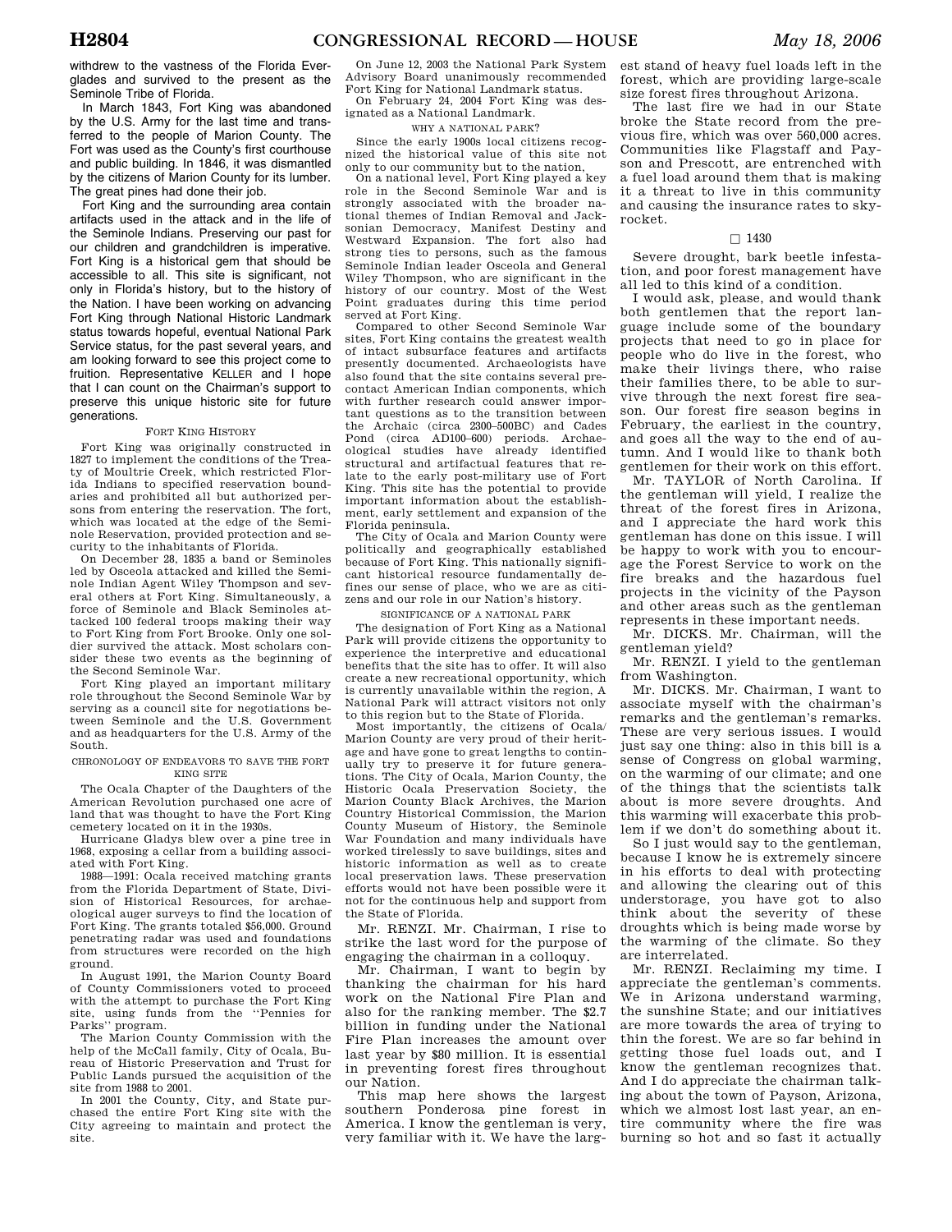withdrew to the vastness of the Florida Everglades and survived to the present as the Seminole Tribe of Florida.

In March 1843, Fort King was abandoned by the U.S. Army for the last time and transferred to the people of Marion County. The Fort was used as the County's first courthouse and public building. In 1846, it was dismantled by the citizens of Marion County for its lumber. The great pines had done their job.

Fort King and the surrounding area contain artifacts used in the attack and in the life of the Seminole Indians. Preserving our past for our children and grandchildren is imperative. Fort King is a historical gem that should be accessible to all. This site is significant, not only in Florida's history, but to the history of the Nation. I have been working on advancing Fort King through National Historic Landmark status towards hopeful, eventual National Park Service status, for the past several years, and am looking forward to see this project come to fruition. Representative KELLER and I hope that I can count on the Chairman's support to preserve this unique historic site for future generations.

FORT KING HISTORY

Fort King was originally constructed in 1827 to implement the conditions of the Treaty of Moultrie Creek, which restricted Florida Indians to specified reservation boundaries and prohibited all but authorized persons from entering the reservation. The fort, which was located at the edge of the Seminole Reservation, provided protection and security to the inhabitants of Florida.

On December 28, 1835 a band or Seminoles led by Osceola attacked and killed the Seminole Indian Agent Wiley Thompson and several others at Fort King. Simultaneously, a force of Seminole and Black Seminoles attacked 100 federal troops making their way to Fort King from Fort Brooke. Only one soldier survived the attack. Most scholars consider these two events as the beginning of the Second Seminole War.

Fort King played an important military role throughout the Second Seminole War by serving as a council site for negotiations between Seminole and the U.S. Government and as headquarters for the U.S. Army of the South.

CHRONOLOGY OF ENDEAVORS TO SAVE THE FORT KING SITE

The Ocala Chapter of the Daughters of the American Revolution purchased one acre of land that was thought to have the Fort King cemetery located on it in the 1930s.

Hurricane Gladys blew over a pine tree in 1968, exposing a cellar from a building associated with Fort King.

1988—1991: Ocala received matching grants from the Florida Department of State, Division of Historical Resources, for archaeological auger surveys to find the location of Fort King. The grants totaled $56,000. Ground penetrating radar was used and foundations from structures were recorded on the high ground.

In August 1991, the Marion County Board of County Commissioners voted to proceed with the attempt to purchase the Fort King site, using funds from the "Pennies for Parks" program.

The Marion County Commission with the help of the McCall family, City of Ocala, Bureau of Historic Preservation and Trust for Public Lands pursued the acquisition of the site from 1988 to 2001.

In 2001 the County, City, and State purchased the entire Fort King site with the City agreeing to maintain and protect the site.

On June 12, 2003 the National Park System Advisory Board unanimously recommended Fort King for National Landmark status.

On February 24, 2004 Fort King was designated as a National Landmark.

WHY A NATIONAL PARK?

Since the early 1900s local citizens recognized the historical value of this site not only to our community but to the nation,

On a national level, Fort King played a key role in the Second Seminole War and is strongly associated with the broader national themes of Indian Removal and Jacksonian Democracy, Manifest Destiny and Westward Expansion. The fort also had strong ties to persons, such as the famous Seminole Indian leader Osceola and General Wiley Thompson, who are significant in the history of our country. Most of the West Point graduates during this time period served at Fort King.

Compared to other Second Seminole War sites, Fort King contains the greatest wealth of intact subsurface features and artifacts presently documented. Archaeologists have also found that the site contains several pre-contact American Indian components, which with further research could answer important questions as to the transition between the Archaic (circa 2300–500BC) and Cades Pond (circa AD100–600) periods. Archaeological studies have already identified structural and artifactual features that relate to the early post-military use of Fort King. This site has the potential to provide important information about the establishment, early settlement and expansion of the Florida peninsula.

The City of Ocala and Marion County were politically and geographically established because of Fort King. This nationally significant historical resource fundamentally defines our sense of place, who we are as citizens and our role in our Nation's history.

SIGNIFICANCE OF A NATIONAL PARK

The designation of Fort King as a National Park will provide citizens the opportunity to experience the interpretive and educational benefits that the site has to offer. It will also create a new recreational opportunity, which is currently unavailable within the region, A National Park will attract visitors not only to this region but to the State of Florida.

Most importantly, the citizens of Ocala/Marion County are very proud of their heritage and have gone to great lengths to continually try to preserve it for future generations. The City of Ocala, Marion County, the Historic Ocala Preservation Society, the Marion County Black Archives, the Marion Country Historical Commission, the Marion County Museum of History, the Seminole War Foundation and many individuals have worked tirelessly to save buildings, sites and historic information as well as to create local preservation laws. These preservation efforts would not have been possible were it not for the continuous help and support from the State of Florida.

Mr. RENZI. Mr. Chairman, I rise to strike the last word for the purpose of engaging the chairman in a colloquy.

Mr. Chairman, I want to begin by thanking the chairman for his hard work on the National Fire Plan and also for the ranking member. The $2.7 billion in funding under the National Fire Plan increases the amount over last year by $80 million. It is essential in preventing forest fires throughout our Nation.

This map here shows the largest southern Ponderosa pine forest in America. I know the gentleman is very, very familiar with it. We have the largest stand of heavy fuel loads left in the forest, which are providing large-scale size forest fires throughout Arizona.

The last fire we had in our State broke the State record from the previous fire, which was over 560,000 acres. Communities like Flagstaff and Payson and Prescott, are entrenched with a fuel load around them that is making it a threat to live in this community and causing the insurance rates to skyrocket.

□ 1430

Severe drought, bark beetle infestation, and poor forest management have all led to this kind of a condition.

I would ask, please, and would thank both gentlemen that the report language include some of the boundary projects that need to go in place for people who do live in the forest, who make their livings there, who raise their families there, to be able to survive through the next forest fire season. Our forest fire season begins in February, the earliest in the country, and goes all the way to the end of autumn. And I would like to thank both gentlemen for their work on this effort.

Mr. TAYLOR of North Carolina. If the gentleman will yield, I realize the threat of the forest fires in Arizona, and I appreciate the hard work this gentleman has done on this issue. I will be happy to work with you to encourage the Forest Service to work on the fire breaks and the hazardous fuel projects in the vicinity of the Payson and other areas such as the gentleman represents in these important needs.

Mr. DICKS. Mr. Chairman, will the gentleman yield?

Mr. RENZI. I yield to the gentleman from Washington.

Mr. DICKS. Mr. Chairman, I want to associate myself with the chairman's remarks and the gentleman's remarks. These are very serious issues. I would just say one thing: also in this bill is a sense of Congress on global warming, on the warming of our climate; and one of the things that the scientists talk about is more severe droughts. And this warming will exacerbate this problem if we don't do something about it.

So I just would say to the gentleman, because I know he is extremely sincere in his efforts to deal with protecting and allowing the clearing out of this understorage, you have got to also think about the severity of these droughts which is being made worse by the warming of the climate. So they are interrelated.

Mr. RENZI. Reclaiming my time. I appreciate the gentleman's comments. We in Arizona understand warming, the sunshine State; and our initiatives are more towards the area of trying to thin the forest. We are so far behind in getting those fuel loads out, and I know the gentleman recognizes that. And I do appreciate the chairman talking about the town of Payson, Arizona, which we almost lost last year, an entire community where the fire was burning so hot and so fast it actually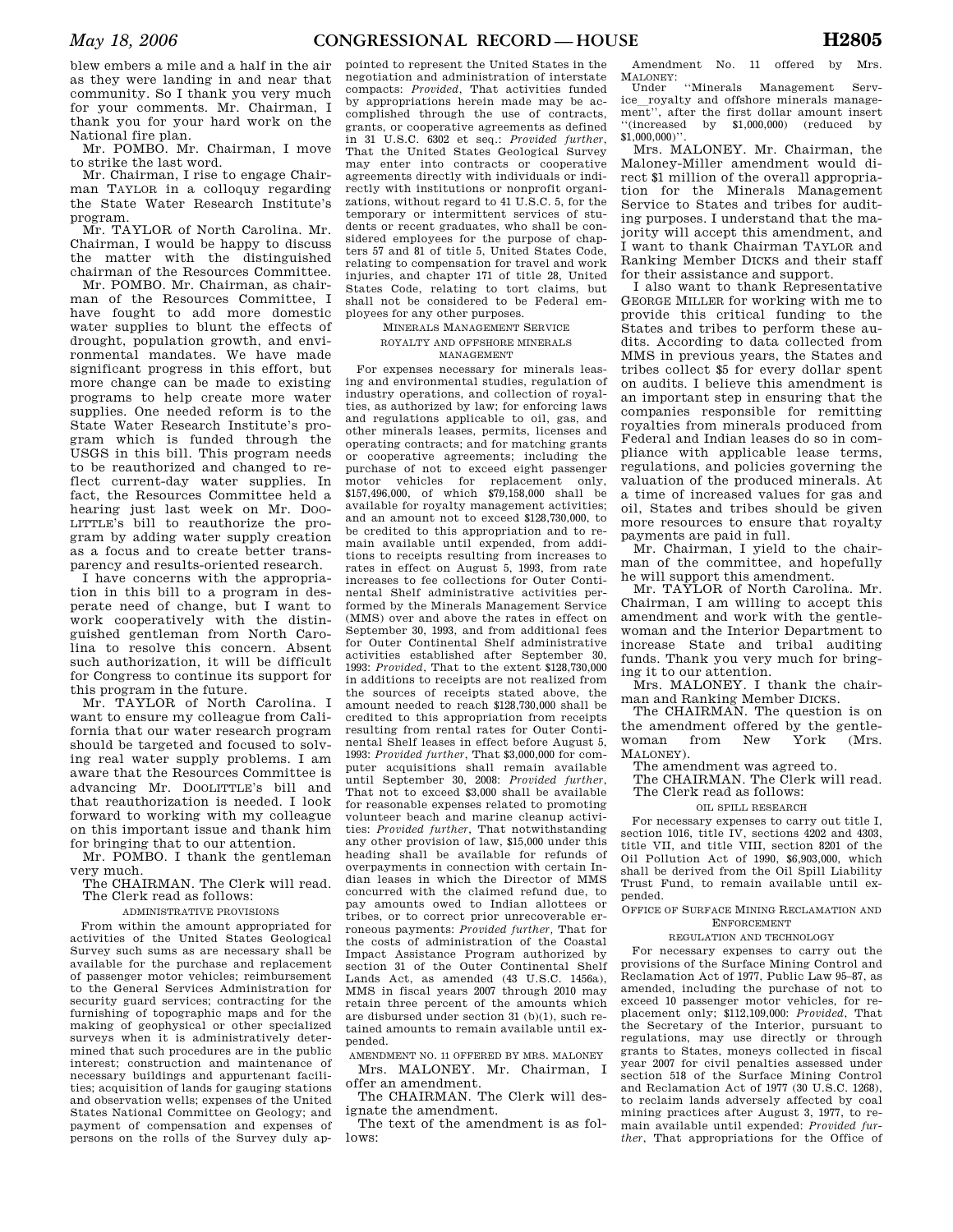blew embers a mile and a half in the air as they were landing in and near that community. So I thank you very much for your comments. Mr. Chairman, I thank you for your hard work on the National fire plan.

Mr. POMBO. Mr. Chairman, I move to strike the last word.

Mr. Chairman, I rise to engage Chairman TAYLOR in a colloquy regarding the State Water Research Institute's program.

Mr. TAYLOR of North Carolina. Mr. Chairman, I would be happy to discuss the matter with the distinguished chairman of the Resources Committee.

Mr. POMBO. Mr. Chairman, as chairman of the Resources Committee, I have fought to add more domestic water supplies to blunt the effects of drought, population growth, and environmental mandates. We have made significant progress in this effort, but more change can be made to existing programs to help create more water supplies. One needed reform is to the State Water Research Institute's program which is funded through the USGS in this bill. This program needs to be reauthorized and changed to reflect current-day water supplies. In fact, the Resources Committee held a hearing just last week on Mr. DOOLITTLE's bill to reauthorize the program by adding water supply creation as a focus and to create better transparency and results-oriented research.

I have concerns with the appropriation in this bill to a program in desperate need of change, but I want to work cooperatively with the distinguished gentleman from North Carolina to resolve this concern. Absent such authorization, it will be difficult for Congress to continue its support for this program in the future.

Mr. TAYLOR of North Carolina. I want to ensure my colleague from California that our water research program should be targeted and focused to solving real water supply problems. I am aware that the Resources Committee is advancing Mr. DOOLITTLE's bill and that reauthorization is needed. I look forward to working with my colleague on this important issue and thank him for bringing that to our attention.

Mr. POMBO. I thank the gentleman very much.

The CHAIRMAN. The Clerk will read.

The Clerk read as follows:

ADMINISTRATIVE PROVISIONS

From within the amount appropriated for activities of the United States Geological Survey such sums as are necessary shall be available for the purchase and replacement of passenger motor vehicles; reimbursement to the General Services Administration for security guard services; contracting for the furnishing of topographic maps and for the making of geophysical or other specialized surveys when it is administratively determined that such procedures are in the public interest; construction and maintenance of necessary buildings and appurtenant facilities; acquisition of lands for gauging stations and observation wells; expenses of the United States National Committee on Geology; and payment of compensation and expenses of persons on the rolls of the Survey duly appointed to represent the United States in the negotiation and administration of interstate compacts: *Provided*, That activities funded by appropriations herein made may be accomplished through the use of contracts, grants, or cooperative agreements as defined in 31 U.S.C. 6302 et seq.: *Provided further*, That the United States Geological Survey may enter into contracts or cooperative agreements directly with individuals or indirectly with institutions or nonprofit organizations, without regard to 41 U.S.C. 5, for the temporary or intermittent services of students or recent graduates, who shall be considered employees for the purpose of chapters 57 and 81 of title 5, United States Code, relating to compensation for travel and work injuries, and chapter 171 of title 28, United States Code, relating to tort claims, but shall not be considered to be Federal employees for any other purposes.

MINERALS MANAGEMENT SERVICE

ROYALTY AND OFFSHORE MINERALS MANAGEMENT

For expenses necessary for minerals leasing and environmental studies, regulation of industry operations, and collection of royalties, as authorized by law; for enforcing laws and regulations applicable to oil, gas, and other minerals leases, permits, licenses and operating contracts; and for matching grants or cooperative agreements; including the purchase of not to exceed eight passenger motor vehicles for replacement only, $157,496,000, of which $79,158,000 shall be available for royalty management activities; and an amount not to exceed $128,730,000, to be credited to this appropriation and to remain available until expended, from additions to receipts resulting from increases to rates in effect on August 5, 1993, from rate increases to fee collections for Outer Continental Shelf administrative activities performed by the Minerals Management Service (MMS) over and above the rates in effect on September 30, 1993, and from additional fees for Outer Continental Shelf administrative activities established after September 30, 1993: *Provided*, That to the extent $128,730,000 in additions to receipts are not realized from the sources of receipts stated above, the amount needed to reach $128,730,000 shall be credited to this appropriation from receipts resulting from rental rates for Outer Continental Shelf leases in effect before August 5, 1993: *Provided further*, That $3,000,000 for computer acquisitions shall remain available until September 30, 2008: *Provided further*, That not to exceed $3,000 shall be available for reasonable expenses related to promoting volunteer beach and marine cleanup activities: *Provided further*, That notwithstanding any other provision of law, $15,000 under this heading shall be available for refunds of overpayments in connection with certain Indian leases in which the Director of MMS concurred with the claimed refund due, to pay amounts owed to Indian allottees or tribes, or to correct prior unrecoverable erroneous payments: *Provided further*, That for the costs of administration of the Coastal Impact Assistance Program authorized by section 31 of the Outer Continental Shelf Lands Act, as amended (43 U.S.C. 1456a), MMS in fiscal years 2007 through 2010 may retain three percent of the amounts which are disbursed under section 31 (b)(1), such retained amounts to remain available until expended.

AMENDMENT NO. 11 OFFERED BY MRS. MALONEY

Mrs. MALONEY. Mr. Chairman, I offer an amendment.

The CHAIRMAN. The Clerk will designate the amendment.

The text of the amendment is as follows:

Amendment No. 11 offered by Mrs. MALONEY:

Under "Minerals Management Service_royalty and offshore minerals management", after the first dollar amount insert "(increased by $1,000,000) (reduced by $1,000,000)".

Mrs. MALONEY. Mr. Chairman, the Maloney-Miller amendment would direct $1 million of the overall appropriation for the Minerals Management Service to States and tribes for auditing purposes. I understand that the majority will accept this amendment, and I want to thank Chairman TAYLOR and Ranking Member DICKS and their staff for their assistance and support.

I also want to thank Representative GEORGE MILLER for working with me to provide this critical funding to the States and tribes to perform these audits. According to data collected from MMS in previous years, the States and tribes collect $5 for every dollar spent on audits. I believe this amendment is an important step in ensuring that the companies responsible for remitting royalties from minerals produced from Federal and Indian leases do so in compliance with applicable lease terms, regulations, and policies governing the valuation of the produced minerals. At a time of increased values for gas and oil, States and tribes should be given more resources to ensure that royalty payments are paid in full.

Mr. Chairman, I yield to the chairman of the committee, and hopefully he will support this amendment.

Mr. TAYLOR of North Carolina. Mr. Chairman, I am willing to accept this amendment and work with the gentlewoman and the Interior Department to increase State and tribal auditing funds. Thank you very much for bringing it to our attention.

Mrs. MALONEY. I thank the chairman and Ranking Member DICKS.

The CHAIRMAN. The question is on the amendment offered by the gentlewoman from New York (Mrs. MALONEY).

The amendment was agreed to.

The CHAIRMAN. The Clerk will read.

The Clerk read as follows:

OIL SPILL RESEARCH

For necessary expenses to carry out title I, section 1016, title IV, sections 4202 and 4303, title VII, and title VIII, section 8201 of the Oil Pollution Act of 1990, $6,903,000, which shall be derived from the Oil Spill Liability Trust Fund, to remain available until expended.

OFFICE OF SURFACE MINING RECLAMATION AND ENFORCEMENT

REGULATION AND TECHNOLOGY

For necessary expenses to carry out the provisions of the Surface Mining Control and Reclamation Act of 1977, Public Law 95–87, as amended, including the purchase of not to exceed 10 passenger motor vehicles, for replacement only; $112,109,000: *Provided*, That the Secretary of the Interior, pursuant to regulations, may use directly or through grants to States, moneys collected in fiscal year 2007 for civil penalties assessed under section 518 of the Surface Mining Control and Reclamation Act of 1977 (30 U.S.C. 1268), to reclaim lands adversely affected by coal mining practices after August 3, 1977, to remain available until expended: *Provided further*, That appropriations for the Office of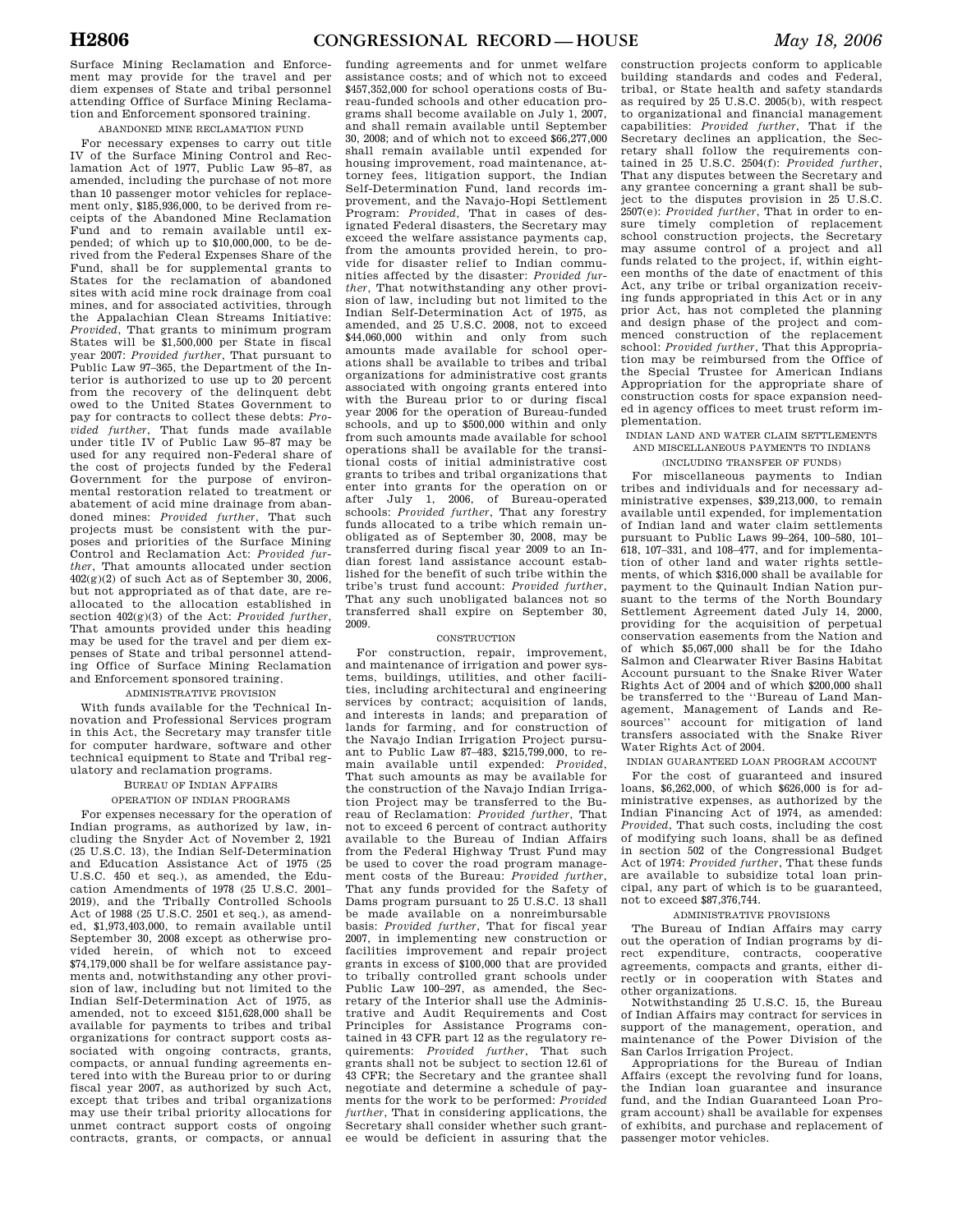Surface Mining Reclamation and Enforcement may provide for the travel and per diem expenses of State and tribal personnel attending Office of Surface Mining Reclamation and Enforcement sponsored training.

ABANDONED MINE RECLAMATION FUND

For necessary expenses to carry out title IV of the Surface Mining Control and Reclamation Act of 1977, Public Law 95–87, as amended, including the purchase of not more than 10 passenger motor vehicles for replacement only, $185,936,000, to be derived from receipts of the Abandoned Mine Reclamation Fund and to remain available until expended; of which up to $10,000,000, to be derived from the Federal Expenses Share of the Fund, shall be for supplemental grants to States for the reclamation of abandoned sites with acid mine rock drainage from coal mines, and for associated activities, through the Appalachian Clean Streams Initiative: *Provided*, That grants to minimum program States will be $1,500,000 per State in fiscal year 2007: *Provided further*, That pursuant to Public Law 97–365, the Department of the Interior is authorized to use up to 20 percent from the recovery of the delinquent debt owed to the United States Government to pay for contracts to collect these debts: *Provided further*, That funds made available under title IV of Public Law 95–87 may be used for any required non-Federal share of the cost of projects funded by the Federal Government for the purpose of environmental restoration related to treatment or abatement of acid mine drainage from abandoned mines: *Provided further*, That such projects must be consistent with the purposes and priorities of the Surface Mining Control and Reclamation Act: *Provided further*, That amounts allocated under section 402(g)(2) of such Act as of September 30, 2006, but not appropriated as of that date, are reallocated to the allocation established in section 402(g)(3) of the Act: *Provided further*, That amounts provided under this heading may be used for the travel and per diem expenses of State and tribal personnel attending Office of Surface Mining Reclamation and Enforcement sponsored training.

ADMINISTRATIVE PROVISION

With funds available for the Technical Innovation and Professional Services program in this Act, the Secretary may transfer title for computer hardware, software and other technical equipment to State and Tribal regulatory and reclamation programs.

BUREAU OF INDIAN AFFAIRS

OPERATION OF INDIAN PROGRAMS

For expenses necessary for the operation of Indian programs, as authorized by law, including the Snyder Act of November 2, 1921 (25 U.S.C. 13), the Indian Self-Determination and Education Assistance Act of 1975 (25 U.S.C. 450 et seq.), as amended, the Education Amendments of 1978 (25 U.S.C. 2001–2019), and the Tribally Controlled Schools Act of 1988 (25 U.S.C. 2501 et seq.), as amended, $1,973,403,000, to remain available until September 30, 2008 except as otherwise provided herein, of which not to exceed $74,179,000 shall be for welfare assistance payments and, notwithstanding any other provision of law, including but not limited to the Indian Self-Determination Act of 1975, as amended, not to exceed $151,628,000 shall be available for payments to tribes and tribal organizations for contract support costs associated with ongoing contracts, grants, compacts, or annual funding agreements entered into with the Bureau prior to or during fiscal year 2007, as authorized by such Act, except that tribes and tribal organizations may use their tribal priority allocations for unmet contract support costs of ongoing contracts, grants, or compacts, or annual funding agreements and for unmet welfare assistance costs; and of which not to exceed $457,352,000 for school operations costs of Bureau-funded schools and other education programs shall become available on July 1, 2007, and shall remain available until September 30, 2008; and of which not to exceed $66,277,000 shall remain available until expended for housing improvement, road maintenance, attorney fees, litigation support, the Indian Self-Determination Fund, land records improvement, and the Navajo-Hopi Settlement Program: *Provided*, That in cases of designated Federal disasters, the Secretary may exceed the welfare assistance payments cap, from the amounts provided herein, to provide for disaster relief to Indian communities affected by the disaster: *Provided further*, That notwithstanding any other provision of law, including but not limited to the Indian Self-Determination Act of 1975, as amended, and 25 U.S.C. 2008, not to exceed $44,060,000 within and only from such amounts made available for school operations shall be available to tribes and tribal organizations for administrative cost grants associated with ongoing grants entered into with the Bureau prior to or during fiscal year 2006 for the operation of Bureau-funded schools, and up to $500,000 within and only from such amounts made available for school operations shall be available for the transitional costs of initial administrative cost grants to tribes and tribal organizations that enter into grants for the operation on or after July 1, 2006, of Bureau-operated schools: *Provided further*, That any forestry funds allocated to a tribe which remain unobligated as of September 30, 2008, may be transferred during fiscal year 2009 to an Indian forest land assistance account established for the benefit of such tribe within the tribe's trust fund account: *Provided further*, That any such unobligated balances not so transferred shall expire on September 30, 2009.

CONSTRUCTION

For construction, repair, improvement, and maintenance of irrigation and power systems, buildings, utilities, and other facilities, including architectural and engineering services by contract; acquisition of lands, and interests in lands; and preparation of lands for farming, and for construction of the Navajo Indian Irrigation Project pursuant to Public Law 87–483, $215,799,000, to remain available until expended: *Provided*, That such amounts as may be available for the construction of the Navajo Indian Irrigation Project may be transferred to the Bureau of Reclamation: *Provided further*, That not to exceed 6 percent of contract authority available to the Bureau of Indian Affairs from the Federal Highway Trust Fund may be used to cover the road program management costs of the Bureau: *Provided further*, That any funds provided for the Safety of Dams program pursuant to 25 U.S.C. 13 shall be made available on a nonreimbursable basis: *Provided further*, That for fiscal year 2007, in implementing new construction or facilities improvement and repair project grants in excess of $100,000 that are provided to tribally controlled grant schools under Public Law 100–297, as amended, the Secretary of the Interior shall use the Administrative and Audit Requirements and Cost Principles for Assistance Programs contained in 43 CFR part 12 as the regulatory requirements: *Provided further*, That such grants shall not be subject to section 12.61 of 43 CFR; the Secretary and the grantee shall negotiate and determine a schedule of payments for the work to be performed: *Provided further*, That in considering applications, the Secretary shall consider whether such grantee would be deficient in assuring that the construction projects conform to applicable building standards and codes and Federal, tribal, or State health and safety standards as required by 25 U.S.C. 2005(b), with respect to organizational and financial management capabilities: *Provided further*, That if the Secretary declines an application, the Secretary shall follow the requirements contained in 25 U.S.C. 2504(f): *Provided further*, That any disputes between the Secretary and any grantee concerning a grant shall be subject to the disputes provision in 25 U.S.C. 2507(e): *Provided further*, That in order to ensure timely completion of replacement school construction projects, the Secretary may assume control of a project and all funds related to the project, if, within eighteen months of the date of enactment of this Act, any tribe or tribal organization receiving funds appropriated in this Act or in any prior Act, has not completed the planning and design phase of the project and commenced construction of the replacement school: *Provided further*, That this Appropriation may be reimbursed from the Office of the Special Trustee for American Indians Appropriation for the appropriate share of construction costs for space expansion needed in agency offices to meet trust reform implementation.

INDIAN LAND AND WATER CLAIM SETTLEMENTS AND MISCELLANEOUS PAYMENTS TO INDIANS

(INCLUDING TRANSFER OF FUNDS)

For miscellaneous payments to Indian tribes and individuals and for necessary administrative expenses, $39,213,000, to remain available until expended, for implementation of Indian land and water claim settlements pursuant to Public Laws 99–264, 100–580, 101–618, 107–331, and 108–477, and for implementation of other land and water rights settlements, of which $316,000 shall be available for payment to the Quinault Indian Nation pursuant to the terms of the North Boundary Settlement Agreement dated July 14, 2000, providing for the acquisition of perpetual conservation easements from the Nation and of which $5,067,000 shall be for the Idaho Salmon and Clearwater River Basins Habitat Account pursuant to the Snake River Water Rights Act of 2004 and of which $200,000 shall be transferred to the ''Bureau of Land Management, Management of Lands and Resources'' account for mitigation of land transfers associated with the Snake River Water Rights Act of 2004.

INDIAN GUARANTEED LOAN PROGRAM ACCOUNT

For the cost of guaranteed and insured loans, $6,262,000, of which $626,000 is for administrative expenses, as authorized by the Indian Financing Act of 1974, as amended: *Provided*, That such costs, including the cost of modifying such loans, shall be as defined in section 502 of the Congressional Budget Act of 1974: *Provided further*, That these funds are available to subsidize total loan principal, any part of which is to be guaranteed, not to exceed $87,376,744.

ADMINISTRATIVE PROVISIONS

The Bureau of Indian Affairs may carry out the operation of Indian programs by direct expenditure, contracts, cooperative agreements, compacts and grants, either directly or in cooperation with States and other organizations.

Notwithstanding 25 U.S.C. 15, the Bureau of Indian Affairs may contract for services in support of the management, operation, and maintenance of the Power Division of the San Carlos Irrigation Project.

Appropriations for the Bureau of Indian Affairs (except the revolving fund for loans, the Indian loan guarantee and insurance fund, and the Indian Guaranteed Loan Program account) shall be available for expenses of exhibits, and purchase and replacement of passenger motor vehicles.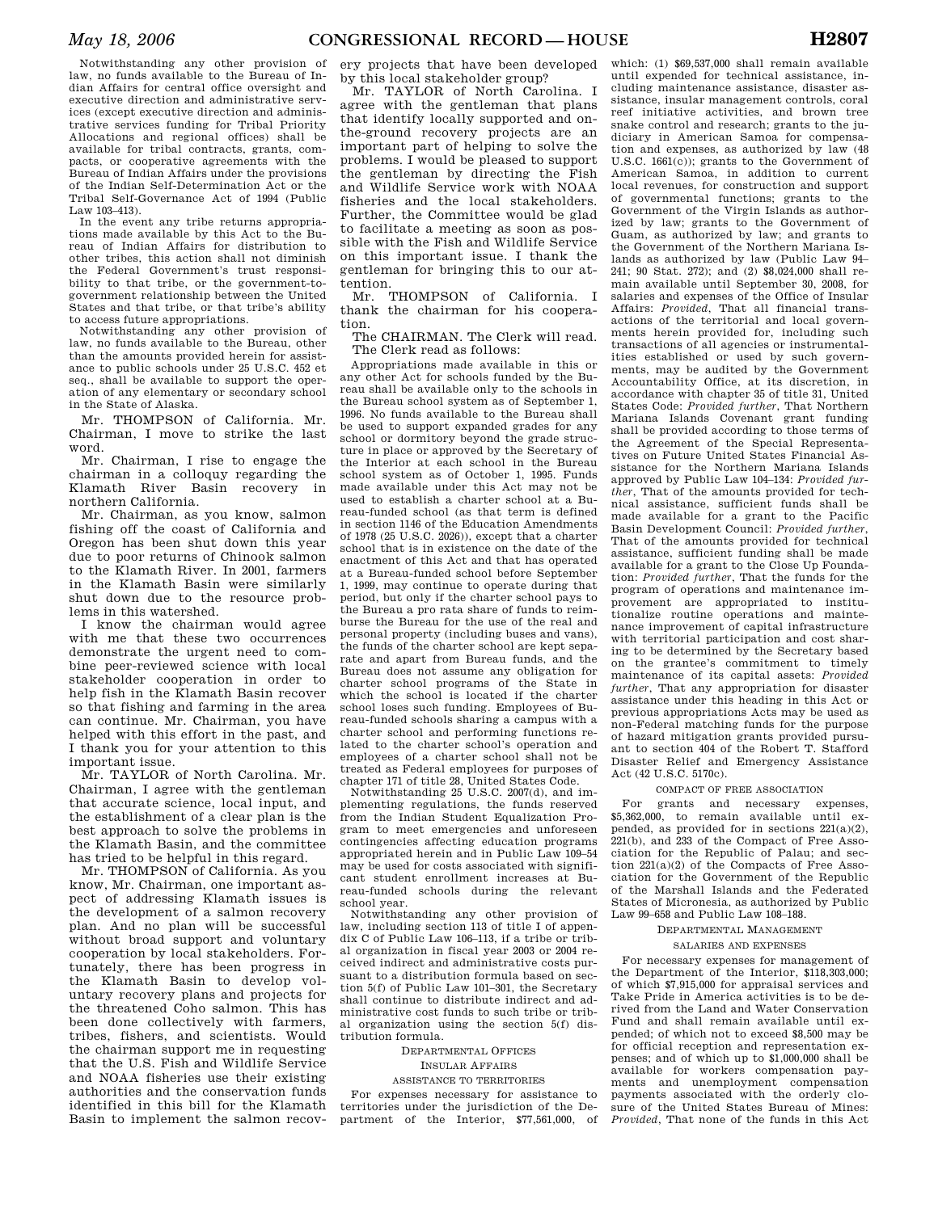Notwithstanding any other provision of law, no funds available to the Bureau of Indian Affairs for central office oversight and executive direction and administrative services (except executive direction and administrative services funding for Tribal Priority Allocations and regional offices) shall be available for tribal contracts, grants, compacts, or cooperative agreements with the Bureau of Indian Affairs under the provisions of the Indian Self-Determination Act or the Tribal Self-Governance Act of 1994 (Public Law 103–413).

In the event any tribe returns appropriations made available by this Act to the Bureau of Indian Affairs for distribution to other tribes, this action shall not diminish the Federal Government's trust responsibility to that tribe, or the government-to-government relationship between the United States and that tribe, or that tribe's ability to access future appropriations.

Notwithstanding any other provision of law, no funds available to the Bureau, other than the amounts provided herein for assistance to public schools under 25 U.S.C. 452 et seq., shall be available to support the operation of any elementary or secondary school in the State of Alaska.

Mr. THOMPSON of California. Mr. Chairman, I move to strike the last word.

Mr. Chairman, I rise to engage the chairman in a colloquy regarding the Klamath River Basin recovery in northern California.

Mr. Chairman, as you know, salmon fishing off the coast of California and Oregon has been shut down this year due to poor returns of Chinook salmon to the Klamath River. In 2001, farmers in the Klamath Basin were similarly shut down due to the resource problems in this watershed.

I know the chairman would agree with me that these two occurrences demonstrate the urgent need to combine peer-reviewed science with local stakeholder cooperation in order to help fish in the Klamath Basin recover so that fishing and farming in the area can continue. Mr. Chairman, you have helped with this effort in the past, and I thank you for your attention to this important issue.

Mr. TAYLOR of North Carolina. Mr. Chairman, I agree with the gentleman that accurate science, local input, and the establishment of a clear plan is the best approach to solve the problems in the Klamath Basin, and the committee has tried to be helpful in this regard.

Mr. THOMPSON of California. As you know, Mr. Chairman, one important aspect of addressing Klamath issues is the development of a salmon recovery plan. And no plan will be successful without broad support and voluntary cooperation by local stakeholders. Fortunately, there has been progress in the Klamath Basin to develop voluntary recovery plans and projects for the threatened Coho salmon. This has been done collectively with farmers, tribes, fishers, and scientists. Would the chairman support me in requesting that the U.S. Fish and Wildlife Service and NOAA fisheries use their existing authorities and the conservation funds identified in this bill for the Klamath Basin to implement the salmon recovery projects that have been developed by this local stakeholder group?

Mr. TAYLOR of North Carolina. I agree with the gentleman that plans that identify locally supported and on-the-ground recovery projects are an important part of helping to solve the problems. I would be pleased to support the gentleman by directing the Fish and Wildlife Service work with NOAA fisheries and the local stakeholders. Further, the Committee would be glad to facilitate a meeting as soon as possible with the Fish and Wildlife Service on this important issue. I thank the gentleman for bringing this to our attention.

Mr. THOMPSON of California. I thank the chairman for his cooperation.

The CHAIRMAN. The Clerk will read.

The Clerk read as follows:

Appropriations made available in this or any other Act for schools funded by the Bureau shall be available only to the schools in the Bureau school system as of September 1, 1996. No funds available to the Bureau shall be used to support expanded grades for any school or dormitory beyond the grade structure in place or approved by the Secretary of the Interior at each school in the Bureau school system as of October 1, 1995. Funds made available under this Act may not be used to establish a charter school at a Bureau-funded school (as that term is defined in section 1146 of the Education Amendments of 1978 (25 U.S.C. 2026)), except that a charter school that is in existence on the date of the enactment of this Act and that has operated at a Bureau-funded school before September 1, 1999, may continue to operate during that period, but only if the charter school pays to the Bureau a pro rata share of funds to reimburse the Bureau for the use of the real and personal property (including buses and vans), the funds of the charter school are kept separate and apart from Bureau funds, and the Bureau does not assume any obligation for charter school programs of the State in which the school is located if the charter school loses such funding. Employees of Bureau-funded schools sharing a campus with a charter school and performing functions related to the charter school's operation and employees of a charter school shall not be treated as Federal employees for purposes of chapter 171 of title 28, United States Code.

Notwithstanding 25 U.S.C. 2007(d), and implementing regulations, the funds reserved from the Indian Student Equalization Program to meet emergencies and unforeseen contingencies affecting education programs appropriated herein and in Public Law 109–54 may be used for costs associated with significant student enrollment increases at Bureau-funded schools during the relevant school year.

Notwithstanding any other provision of law, including section 113 of title I of appendix C of Public Law 106–113, if a tribe or tribal organization in fiscal year 2003 or 2004 received indirect and administrative costs pursuant to a distribution formula based on section 5(f) of Public Law 101–301, the Secretary shall continue to distribute indirect and administrative cost funds to such tribe or tribal organization using the section 5(f) distribution formula.

DEPARTMENTAL OFFICES

INSULAR AFFAIRS

ASSISTANCE TO TERRITORIES

For expenses necessary for assistance to territories under the jurisdiction of the Department of the Interior, $77,561,000, of which: (1) $69,537,000 shall remain available until expended for technical assistance, including maintenance assistance, disaster assistance, insular management controls, coral reef initiative activities, and brown tree snake control and research; grants to the judiciary in American Samoa for compensation and expenses, as authorized by law (48 U.S.C. 1661(c)); grants to the Government of American Samoa, in addition to current local revenues, for construction and support of governmental functions; grants to the Government of the Virgin Islands as authorized by law; grants to the Government of Guam, as authorized by law; and grants to the Government of the Northern Mariana Islands as authorized by law (Public Law 94–241; 90 Stat. 272); and (2) $8,024,000 shall remain available until September 30, 2008, for salaries and expenses of the Office of Insular Affairs: *Provided*, That all financial transactions of the territorial and local governments herein provided for, including such transactions of all agencies or instrumentalities established or used by such governments, may be audited by the Government Accountability Office, at its discretion, in accordance with chapter 35 of title 31, United States Code: *Provided further*, That Northern Mariana Islands Covenant grant funding shall be provided according to those terms of the Agreement of the Special Representatives on Future United States Financial Assistance for the Northern Mariana Islands approved by Public Law 104–134: *Provided further*, That of the amounts provided for technical assistance, sufficient funds shall be made available for a grant to the Pacific Basin Development Council: *Provided further*, That of the amounts provided for technical assistance, sufficient funding shall be made available for a grant to the Close Up Foundation: *Provided further*, That the funds for the program of operations and maintenance improvement are appropriated to institutionalize routine operations and maintenance improvement of capital infrastructure with territorial participation and cost sharing to be determined by the Secretary based on the grantee's commitment to timely maintenance of its capital assets: *Provided further*, That any appropriation for disaster assistance under this heading in this Act or previous appropriations Acts may be used as non-Federal matching funds for the purpose of hazard mitigation grants provided pursuant to section 404 of the Robert T. Stafford Disaster Relief and Emergency Assistance Act (42 U.S.C. 5170c).

COMPACT OF FREE ASSOCIATION

For grants and necessary expenses, $5,362,000, to remain available until expended, as provided for in sections 221(a)(2), 221(b), and 233 of the Compact of Free Association for the Republic of Palau; and section 221(a)(2) of the Compacts of Free Association for the Government of the Republic of the Marshall Islands and the Federated States of Micronesia, as authorized by Public Law 99–658 and Public Law 108–188.

DEPARTMENTAL MANAGEMENT

SALARIES AND EXPENSES

For necessary expenses for management of the Department of the Interior, $118,303,000; of which $7,915,000 for appraisal services and Take Pride in America activities is to be derived from the Land and Water Conservation Fund and shall remain available until expended; of which not to exceed $8,500 may be for official reception and representation expenses; and of which up to $1,000,000 shall be available for workers compensation payments and unemployment compensation payments associated with the orderly closure of the United States Bureau of Mines: *Provided*, That none of the funds in this Act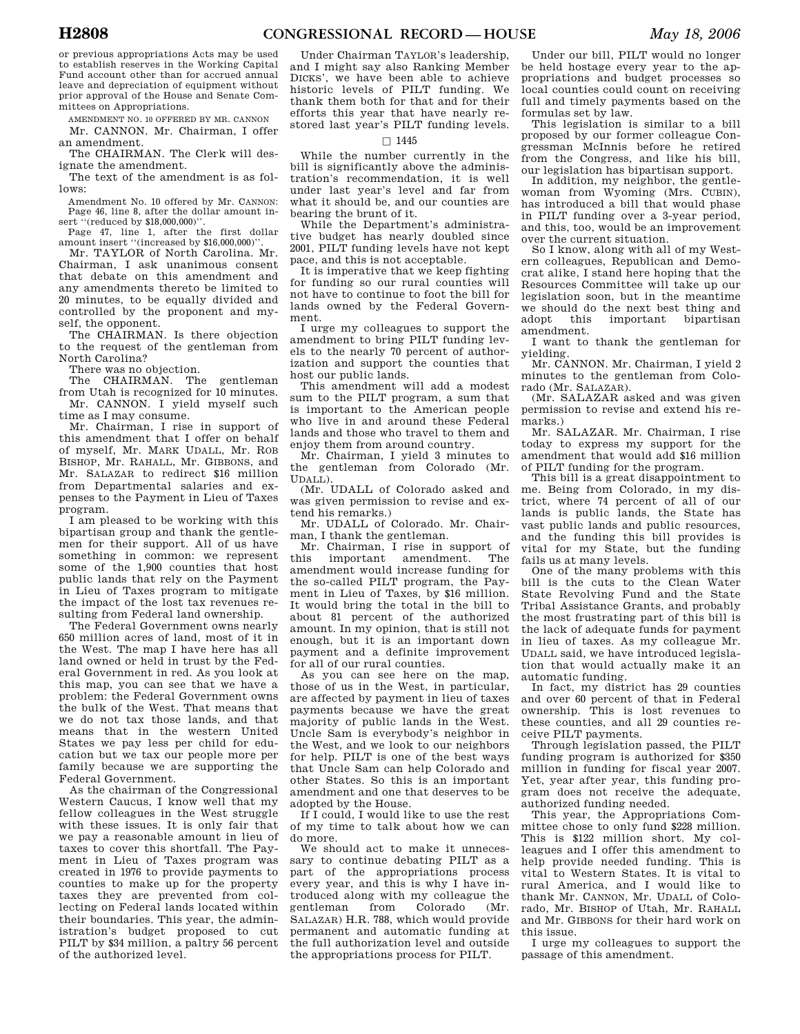or previous appropriations Acts may be used to establish reserves in the Working Capital Fund account other than for accrued annual leave and depreciation of equipment without prior approval of the House and Senate Committees on Appropriations.

AMENDMENT NO. 10 OFFERED BY MR. CANNON

Mr. CANNON. Mr. Chairman, I offer an amendment.

The CHAIRMAN. The Clerk will designate the amendment.

The text of the amendment is as follows:

Amendment No. 10 offered by Mr. CANNON:

Page 46, line 8, after the dollar amount insert ''(reduced by $18,000,000)''.

Page 47, line 1, after the first dollar amount insert ''(increased by $16,000,000)''.

Mr. TAYLOR of North Carolina. Mr. Chairman, I ask unanimous consent that debate on this amendment and any amendments thereto be limited to 20 minutes, to be equally divided and controlled by the proponent and myself, the opponent.

The CHAIRMAN. Is there objection to the request of the gentleman from North Carolina?

There was no objection.

The CHAIRMAN. The gentleman from Utah is recognized for 10 minutes.

Mr. CANNON. I yield myself such time as I may consume.

Mr. Chairman, I rise in support of this amendment that I offer on behalf of myself, Mr. MARK UDALL, Mr. ROB BISHOP, Mr. RAHALL, Mr. GIBBONS, and Mr. SALAZAR to redirect $16 million from Departmental salaries and expenses to the Payment in Lieu of Taxes program.

I am pleased to be working with this bipartisan group and thank the gentlemen for their support. All of us have something in common: we represent some of the 1,900 counties that host public lands that rely on the Payment in Lieu of Taxes program to mitigate the impact of the lost tax revenues resulting from Federal land ownership.

The Federal Government owns nearly 650 million acres of land, most of it in the West. The map I have here has all land owned or held in trust by the Federal Government in red. As you look at this map, you can see that we have a problem: the Federal Government owns the bulk of the West. That means that we do not tax those lands, and that means that in the western United States we pay less per child for education but we tax our people more per family because we are supporting the Federal Government.

As the chairman of the Congressional Western Caucus, I know well that my fellow colleagues in the West struggle with these issues. It is only fair that we pay a reasonable amount in lieu of taxes to cover this shortfall. The Payment in Lieu of Taxes program was created in 1976 to provide payments to counties to make up for the property taxes they are prevented from collecting on Federal lands located within their boundaries. This year, the administration's budget proposed to cut PILT by $34 million, a paltry 56 percent of the authorized level.

Under Chairman TAYLOR's leadership, and I might say also Ranking Member DICKS', we have been able to achieve historic levels of PILT funding. We thank them both for that and for their efforts this year that have nearly restored last year's PILT funding levels.

□ 1445

While the number currently in the bill is significantly above the administration's recommendation, it is well under last year's level and far from what it should be, and our counties are bearing the brunt of it.

While the Department's administrative budget has nearly doubled since 2001, PILT funding levels have not kept pace, and this is not acceptable.

It is imperative that we keep fighting for funding so our rural counties will not have to continue to foot the bill for lands owned by the Federal Government.

I urge my colleagues to support the amendment to bring PILT funding levels to the nearly 70 percent of authorization and support the counties that host our public lands.

This amendment will add a modest sum to the PILT program, a sum that is important to the American people who live in and around these Federal lands and those who travel to them and enjoy them from around country.

Mr. Chairman, I yield 3 minutes to the gentleman from Colorado (Mr. UDALL).

(Mr. UDALL of Colorado asked and was given permission to revise and extend his remarks.)

Mr. UDALL of Colorado. Mr. Chairman, I thank the gentleman.

Mr. Chairman, I rise in support of this important amendment. The amendment would increase funding for the so-called PILT program, the Payment in Lieu of Taxes, by $16 million. It would bring the total in the bill to about 81 percent of the authorized amount. In my opinion, that is still not enough, but it is an important down payment and a definite improvement for all of our rural counties.

As you can see here on the map, those of us in the West, in particular, are affected by payment in lieu of taxes payments because we have the great majority of public lands in the West. Uncle Sam is everybody's neighbor in the West, and we look to our neighbors for help. PILT is one of the best ways that Uncle Sam can help Colorado and other States. So this is an important amendment and one that deserves to be adopted by the House.

If I could, I would like to use the rest of my time to talk about how we can do more.

We should act to make it unnecessary to continue debating PILT as a part of the appropriations process every year, and this is why I have introduced along with my colleague the gentleman from Colorado (Mr. SALAZAR) H.R. 788, which would provide permanent and automatic funding at the full authorization level and outside the appropriations process for PILT.

Under our bill, PILT would no longer be held hostage every year to the appropriations and budget processes so local counties could count on receiving full and timely payments based on the formulas set by law.

This legislation is similar to a bill proposed by our former colleague Congressman McInnis before he retired from the Congress, and like his bill, our legislation has bipartisan support.

In addition, my neighbor, the gentlewoman from Wyoming (Mrs. CUBIN), has introduced a bill that would phase in PILT funding over a 3-year period, and this, too, would be an improvement over the current situation.

So I know, along with all of my Western colleagues, Republican and Democrat alike, I stand here hoping that the Resources Committee will take up our legislation soon, but in the meantime we should do the next best thing and adopt this important bipartisan amendment.

I want to thank the gentleman for yielding.

Mr. CANNON. Mr. Chairman, I yield 2 minutes to the gentleman from Colorado (Mr. SALAZAR).

(Mr. SALAZAR asked and was given permission to revise and extend his remarks.)

Mr. SALAZAR. Mr. Chairman, I rise today to express my support for the amendment that would add $16 million of PILT funding for the program.

This bill is a great disappointment to me. Being from Colorado, in my district, where 74 percent of all of our lands is public lands, the State has vast public lands and public resources, and the funding this bill provides is vital for my State, but the funding fails us at many levels.

One of the many problems with this bill is the cuts to the Clean Water State Revolving Fund and the State Tribal Assistance Grants, and probably the most frustrating part of this bill is the lack of adequate funds for payment in lieu of taxes. As my colleague Mr. UDALL said, we have introduced legislation that would actually make it an automatic funding.

In fact, my district has 29 counties and over 60 percent of that in Federal ownership. This is lost revenues to these counties, and all 29 counties receive PILT payments.

Through legislation passed, the PILT funding program is authorized for $350 million in funding for fiscal year 2007. Yet, year after year, this funding program does not receive the adequate, authorized funding needed.

This year, the Appropriations Committee chose to only fund $228 million. This is $122 million short. My colleagues and I offer this amendment to help provide needed funding. This is vital to Western States. It is vital to rural America, and I would like to thank Mr. CANNON, Mr. UDALL of Colorado, Mr. BISHOP of Utah, Mr. RAHALL and Mr. GIBBONS for their hard work on this issue.

I urge my colleagues to support the passage of this amendment.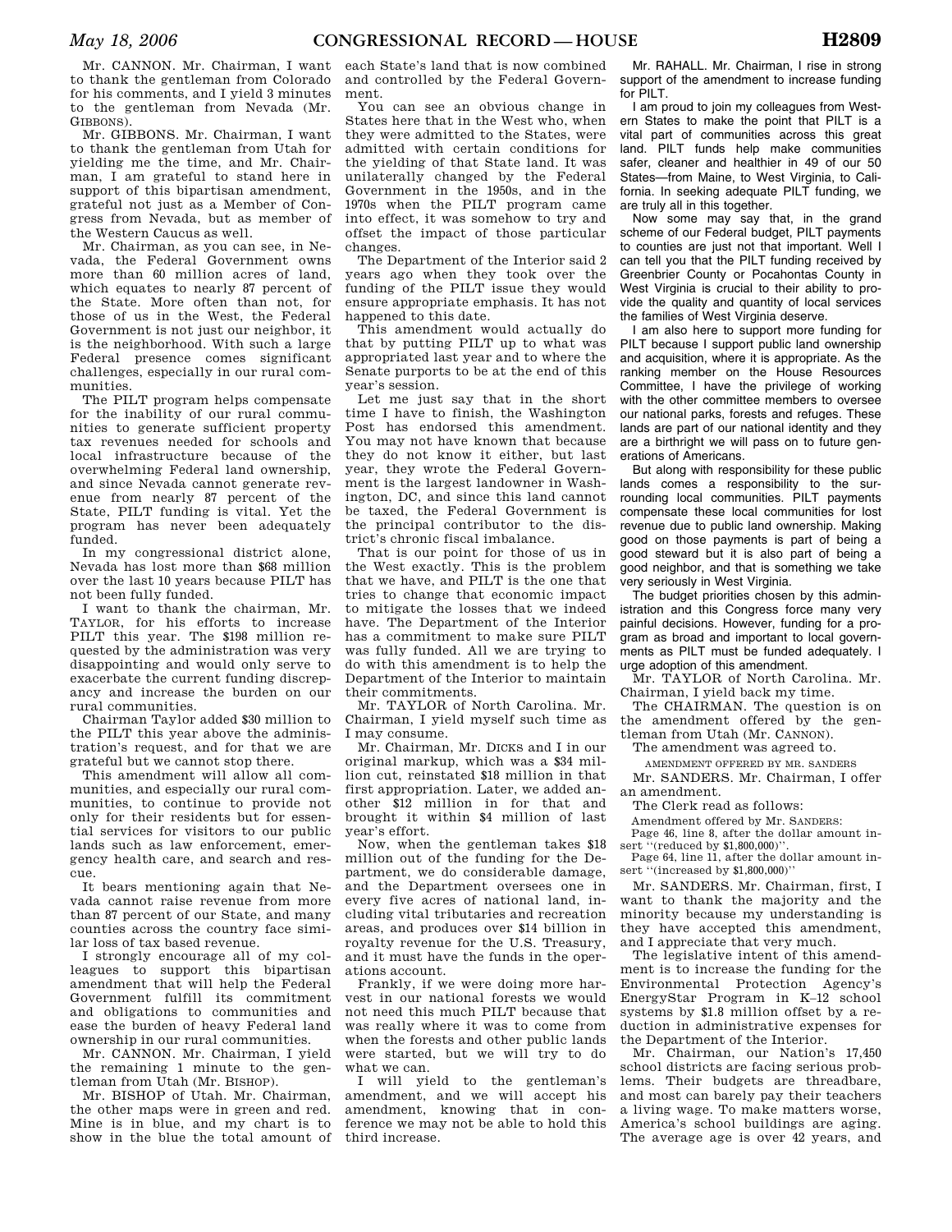Mr. CANNON. Mr. Chairman, I want to thank the gentleman from Colorado for his comments, and I yield 3 minutes to the gentleman from Nevada (Mr. GIBBONS).

Mr. GIBBONS. Mr. Chairman, I want to thank the gentleman from Utah for yielding me the time, and Mr. Chairman, I am grateful to stand here in support of this bipartisan amendment, grateful not just as a Member of Congress from Nevada, but as member of the Western Caucus as well.

Mr. Chairman, as you can see, in Nevada, the Federal Government owns more than 60 million acres of land, which equates to nearly 87 percent of the State. More often than not, for those of us in the West, the Federal Government is not just our neighbor, it is the neighborhood. With such a large Federal presence comes significant challenges, especially in our rural communities.

The PILT program helps compensate for the inability of our rural communities to generate sufficient property tax revenues needed for schools and local infrastructure because of the overwhelming Federal land ownership, and since Nevada cannot generate revenue from nearly 87 percent of the State, PILT funding is vital. Yet the program has never been adequately funded.

In my congressional district alone, Nevada has lost more than $68 million over the last 10 years because PILT has not been fully funded.

I want to thank the chairman, Mr. TAYLOR, for his efforts to increase PILT this year. The $198 million requested by the administration was very disappointing and would only serve to exacerbate the current funding discrepancy and increase the burden on our rural communities.

Chairman Taylor added $30 million to the PILT this year above the administration's request, and for that we are grateful but we cannot stop there.

This amendment will allow all communities, and especially our rural communities, to continue to provide not only for their residents but for essential services for visitors to our public lands such as law enforcement, emergency health care, and search and rescue.

It bears mentioning again that Nevada cannot raise revenue from more than 87 percent of our State, and many counties across the country face similar loss of tax based revenue.

I strongly encourage all of my colleagues to support this bipartisan amendment that will help the Federal Government fulfill its commitment and obligations to communities and ease the burden of heavy Federal land ownership in our rural communities.

Mr. CANNON. Mr. Chairman, I yield the remaining 1 minute to the gentleman from Utah (Mr. BISHOP).

Mr. BISHOP of Utah. Mr. Chairman, the other maps were in green and red. Mine is in blue, and my chart is to show in the blue the total amount of each State's land that is now combined and controlled by the Federal Government.

You can see an obvious change in States here that in the West who, when they were admitted to the States, were admitted with certain conditions for the yielding of that State land. It was unilaterally changed by the Federal Government in the 1950s, and in the 1970s when the PILT program came into effect, it was somehow to try and offset the impact of those particular changes.

The Department of the Interior said 2 years ago when they took over the funding of the PILT issue they would ensure appropriate emphasis. It has not happened to this date.

This amendment would actually do that by putting PILT up to what was appropriated last year and to where the Senate purports to be at the end of this year's session.

Let me just say that in the short time I have to finish, the Washington Post has endorsed this amendment. You may not have known that because they do not know it either, but last year, they wrote the Federal Government is the largest landowner in Washington, DC, and since this land cannot be taxed, the Federal Government is the principal contributor to the district's chronic fiscal imbalance.

That is our point for those of us in the West exactly. This is the problem that we have, and PILT is the one that tries to change that economic impact to mitigate the losses that we indeed have. The Department of the Interior has a commitment to make sure PILT was fully funded. All we are trying to do with this amendment is to help the Department of the Interior to maintain their commitments.

Mr. TAYLOR of North Carolina. Mr. Chairman, I yield myself such time as I may consume.

Mr. Chairman, Mr. DICKS and I in our original markup, which was a $34 million cut, reinstated $18 million in that first appropriation. Later, we added another $12 million in for that and brought it within $4 million of last year's effort.

Now, when the gentleman takes $18 million out of the funding for the Department, we do considerable damage, and the Department oversees one in every five acres of national land, including vital tributaries and recreation areas, and produces over $14 billion in royalty revenue for the U.S. Treasury, and it must have the funds in the operations account.

Frankly, if we were doing more harvest in our national forests we would not need this much PILT because that was really where it was to come from when the forests and other public lands were started, but we will try to do what we can.

I will yield to the gentleman's amendment, and we will accept his amendment, knowing that in conference we may not be able to hold this third increase.

Mr. RAHALL. Mr. Chairman, I rise in strong support of the amendment to increase funding for PILT.

I am proud to join my colleagues from Western States to make the point that PILT is a vital part of communities across this great land. PILT funds help make communities safer, cleaner and healthier in 49 of our 50 States—from Maine, to West Virginia, to California. In seeking adequate PILT funding, we are truly all in this together.

Now some may say that, in the grand scheme of our Federal budget, PILT payments to counties are just not that important. Well I can tell you that the PILT funding received by Greenbrier County or Pocahontas County in West Virginia is crucial to their ability to provide the quality and quantity of local services the families of West Virginia deserve.

I am also here to support more funding for PILT because I support public land ownership and acquisition, where it is appropriate. As the ranking member on the House Resources Committee, I have the privilege of working with the other committee members to oversee our national parks, forests and refuges. These lands are part of our national identity and they are a birthright we will pass on to future generations of Americans.

But along with responsibility for these public lands comes a responsibility to the surrounding local communities. PILT payments compensate these local communities for lost revenue due to public land ownership. Making good on those payments is part of being a good steward but it is also part of being a good neighbor, and that is something we take very seriously in West Virginia.

The budget priorities chosen by this administration and this Congress force many very painful decisions. However, funding for a program as broad and important to local governments as PILT must be funded adequately. I urge adoption of this amendment.

Mr. TAYLOR of North Carolina. Mr. Chairman, I yield back my time.

The CHAIRMAN. The question is on the amendment offered by the gentleman from Utah (Mr. CANNON).

The amendment was agreed to.

AMENDMENT OFFERED BY MR. SANDERS

Mr. SANDERS. Mr. Chairman, I offer an amendment.

The Clerk read as follows:

Amendment offered by Mr. SANDERS:

Page 46, line 8, after the dollar amount insert "(reduced by $1,800,000)".

Page 64, line 11, after the dollar amount insert "(increased by $1,800,000)"

Mr. SANDERS. Mr. Chairman, first, I want to thank the majority and the minority because my understanding is they have accepted this amendment, and I appreciate that very much.

The legislative intent of this amendment is to increase the funding for the Environmental Protection Agency's EnergyStar Program in K–12 school systems by $1.8 million offset by a reduction in administrative expenses for the Department of the Interior.

Mr. Chairman, our Nation's 17,450 school districts are facing serious problems. Their budgets are threadbare, and most can barely pay their teachers a living wage. To make matters worse, America's school buildings are aging. The average age is over 42 years, and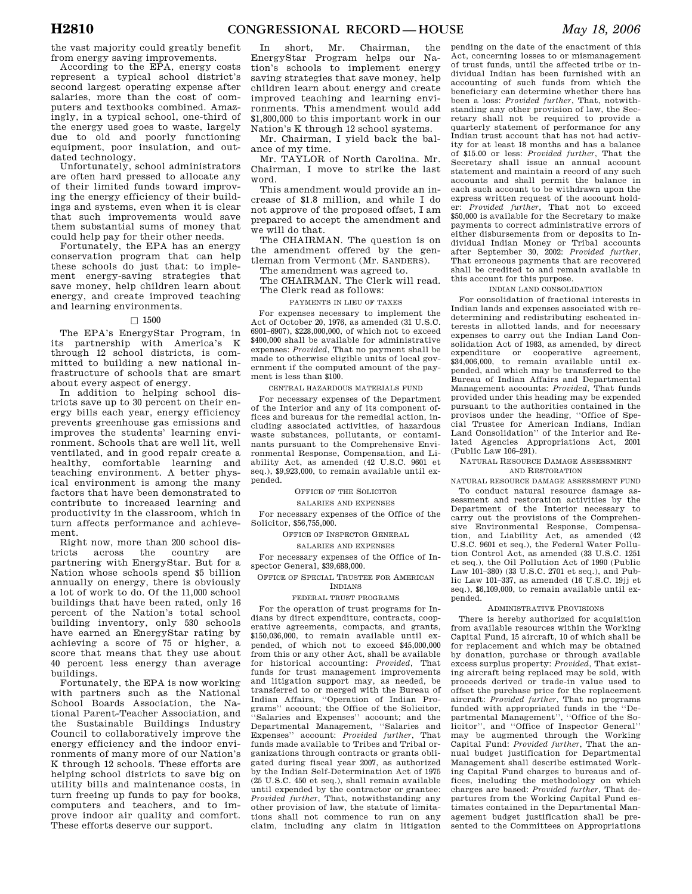the vast majority could greatly benefit from energy saving improvements.

According to the EPA, energy costs represent a typical school district's second largest operating expense after salaries, more than the cost of computers and textbooks combined. Amazingly, in a typical school, one-third of the energy used goes to waste, largely due to old and poorly functioning equipment, poor insulation, and outdated technology.

Unfortunately, school administrators are often hard pressed to allocate any of their limited funds toward improving the energy efficiency of their buildings and systems, even when it is clear that such improvements would save them substantial sums of money that could help pay for their other needs.

Fortunately, the EPA has an energy conservation program that can help these schools do just that: to implement energy-saving strategies that save money, help children learn about energy, and create improved teaching and learning environments.

□ 1500

The EPA's EnergyStar Program, in its partnership with America's K through 12 school districts, is committed to building a new national infrastructure of schools that are smart about every aspect of energy.

In addition to helping school districts save up to 30 percent on their energy bills each year, energy efficiency prevents greenhouse gas emissions and improves the students' learning environment. Schools that are well lit, well ventilated, and in good repair create a healthy, comfortable learning and teaching environment. A better physical environment is among the many factors that have been demonstrated to contribute to increased learning and productivity in the classroom, which in turn affects performance and achievement.

Right now, more than 200 school districts across the country are partnering with EnergyStar. But for a Nation whose schools spend $5 billion annually on energy, there is obviously a lot of work to do. Of the 11,000 school buildings that have been rated, only 16 percent of the Nation's total school building inventory, only 530 schools have earned an EnergyStar rating by achieving a score of 75 or higher, a score that means that they use about 40 percent less energy than average buildings.

Fortunately, the EPA is now working with partners such as the National School Boards Association, the National Parent-Teacher Association, and the Sustainable Buildings Industry Council to collaboratively improve the energy efficiency and the indoor environments of many more of our Nation's K through 12 schools. These efforts are helping school districts to save big on utility bills and maintenance costs, in turn freeing up funds to pay for books, computers and teachers, and to improve indoor air quality and comfort. These efforts deserve our support.

In short, Mr. Chairman, the EnergyStar Program helps our Nation's schools to implement energy saving strategies that save money, help children learn about energy and create improved teaching and learning environments. This amendment would add $1,800,000 to this important work in our Nation's K through 12 school systems.

Mr. Chairman, I yield back the balance of my time.

Mr. TAYLOR of North Carolina. Mr. Chairman, I move to strike the last word.

This amendment would provide an increase of $1.8 million, and while I do not approve of the proposed offset, I am prepared to accept the amendment and we will do that.

The CHAIRMAN. The question is on the amendment offered by the gentleman from Vermont (Mr. SANDERS).

The amendment was agreed to.

The CHAIRMAN. The Clerk will read.

The Clerk read as follows:

PAYMENTS IN LIEU OF TAXES

For expenses necessary to implement the Act of October 20, 1976, as amended (31 U.S.C. 6901–6907), $228,000,000, of which not to exceed $400,000 shall be available for administrative expenses: *Provided*, That no payment shall be made to otherwise eligible units of local government if the computed amount of the payment is less than $100.

CENTRAL HAZARDOUS MATERIALS FUND

For necessary expenses of the Department of the Interior and any of its component offices and bureaus for the remedial action, including associated activities, of hazardous waste substances, pollutants, or contaminants pursuant to the Comprehensive Environmental Response, Compensation, and Liability Act, as amended (42 U.S.C. 9601 et seq.), $9,923,000, to remain available until expended.

OFFICE OF THE SOLICITOR

SALARIES AND EXPENSES

For necessary expenses of the Office of the Solicitor, $56,755,000.

OFFICE OF INSPECTOR GENERAL

SALARIES AND EXPENSES

For necessary expenses of the Office of Inspector General, $39,688,000.

OFFICE OF SPECIAL TRUSTEE FOR AMERICAN INDIANS

FEDERAL TRUST PROGRAMS

For the operation of trust programs for Indians by direct expenditure, contracts, cooperative agreements, compacts, and grants, $150,036,000, to remain available until expended, of which not to exceed $45,000,000 from this or any other Act, shall be available for historical accounting: *Provided*, That funds for trust management improvements and litigation support may, as needed, be transferred to or merged with the Bureau of Indian Affairs, ''Operation of Indian Programs'' account; the Office of the Solicitor, ''Salaries and Expenses'' account; and the Departmental Management, ''Salaries and Expenses'' account: *Provided further*, That funds made available to Tribes and Tribal organizations through contracts or grants obligated during fiscal year 2007, as authorized by the Indian Self-Determination Act of 1975 (25 U.S.C. 450 et seq.), shall remain available until expended by the contractor or grantee: *Provided further*, That, notwithstanding any other provision of law, the statute of limitations shall not commence to run on any claim, including any claim in litigation pending on the date of the enactment of this Act, concerning losses to or mismanagement of trust funds, until the affected tribe or individual Indian has been furnished with an accounting of such funds from which the beneficiary can determine whether there has been a loss: *Provided further*, That, notwithstanding any other provision of law, the Secretary shall not be required to provide a quarterly statement of performance for any Indian trust account that has not had activity for at least 18 months and has a balance of $15.00 or less: *Provided further*, That the Secretary shall issue an annual account statement and maintain a record of any such accounts and shall permit the balance in each such account to be withdrawn upon the express written request of the account holder: *Provided further*, That not to exceed $50,000 is available for the Secretary to make payments to correct administrative errors of either disbursements from or deposits to Individual Indian Money or Tribal accounts after September 30, 2002: *Provided further*, That erroneous payments that are recovered shall be credited to and remain available in this account for this purpose.

INDIAN LAND CONSOLIDATION

For consolidation of fractional interests in Indian lands and expenses associated with redetermining and redistributing escheated interests in allotted lands, and for necessary expenses to carry out the Indian Land Consolidation Act of 1983, as amended, by direct expenditure or cooperative agreement, $34,006,000, to remain available until expended, and which may be transferred to the Bureau of Indian Affairs and Departmental Management accounts: *Provided*, That funds provided under this heading may be expended pursuant to the authorities contained in the provisos under the heading, ''Office of Special Trustee for American Indians, Indian Land Consolidation'' of the Interior and Related Agencies Appropriations Act, 2001 (Public Law 106–291).

NATURAL RESOURCE DAMAGE ASSESSMENT AND RESTORATION

NATURAL RESOURCE DAMAGE ASSESSMENT FUND

To conduct natural resource damage assessment and restoration activities by the Department of the Interior necessary to carry out the provisions of the Comprehensive Environmental Response, Compensation, and Liability Act, as amended (42 U.S.C. 9601 et seq.), the Federal Water Pollution Control Act, as amended (33 U.S.C. 1251 et seq.), the Oil Pollution Act of 1990 (Public Law 101–380) (33 U.S.C. 2701 et seq.), and Public Law 101–337, as amended (16 U.S.C. 19jj et seq.), $6,109,000, to remain available until expended.

ADMINISTRATIVE PROVISIONS

There is hereby authorized for acquisition from available resources within the Working Capital Fund, 15 aircraft, 10 of which shall be for replacement and which may be obtained by donation, purchase or through available excess surplus property: *Provided*, That existing aircraft being replaced may be sold, with proceeds derived or trade-in value used to offset the purchase price for the replacement aircraft: *Provided further*, That no programs funded with appropriated funds in the ''Departmental Management'', ''Office of the Solicitor'', and ''Office of Inspector General'' may be augmented through the Working Capital Fund: *Provided further*, That the annual budget justification for Departmental Management shall describe estimated Working Capital Fund charges to bureaus and offices, including the methodology on which charges are based: *Provided further*, That departures from the Working Capital Fund estimates contained in the Departmental Management budget justification shall be presented to the Committees on Appropriations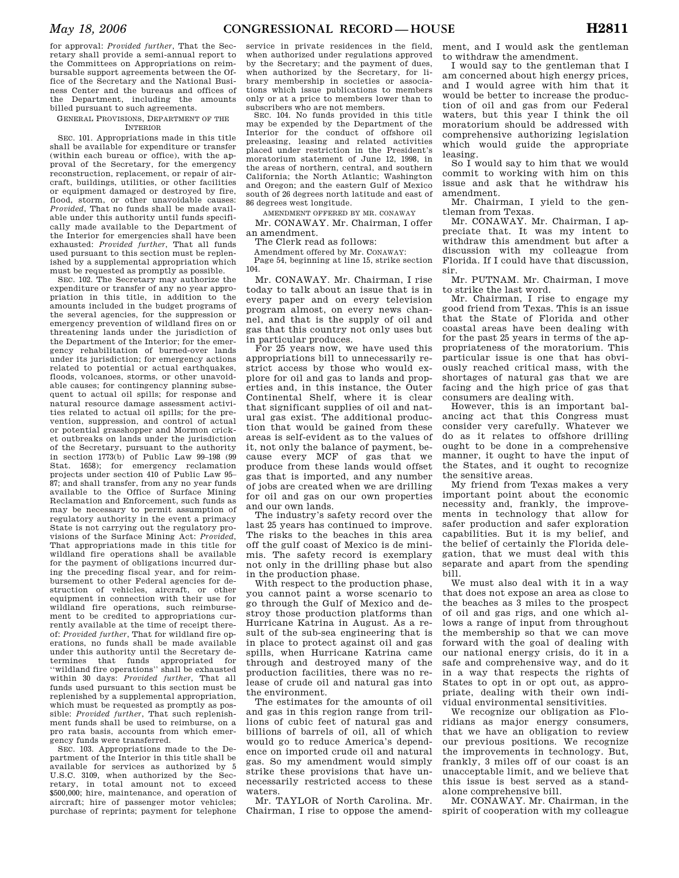for approval: *Provided further*, That the Secretary shall provide a semi-annual report to the Committees on Appropriations on reimbursable support agreements between the Office of the Secretary and the National Business Center and the bureaus and offices of the Department, including the amounts billed pursuant to such agreements.

GENERAL PROVISIONS, DEPARTMENT OF THE INTERIOR

SEC. 101. Appropriations made in this title shall be available for expenditure or transfer (within each bureau or office), with the approval of the Secretary, for the emergency reconstruction, replacement, or repair of aircraft, buildings, utilities, or other facilities or equipment damaged or destroyed by fire, flood, storm, or other unavoidable causes: *Provided*, That no funds shall be made available under this authority until funds specifically made available to the Department of the Interior for emergencies shall have been exhausted: *Provided further*, That all funds used pursuant to this section must be replenished by a supplemental appropriation which must be requested as promptly as possible.

SEC. 102. The Secretary may authorize the expenditure or transfer of any no year appropriation in this title, in addition to the amounts included in the budget programs of the several agencies, for the suppression or emergency prevention of wildland fires on or threatening lands under the jurisdiction of the Department of the Interior; for the emergency rehabilitation of burned-over lands under its jurisdiction; for emergency actions related to potential or actual earthquakes, floods, volcanoes, storms, or other unavoidable causes; for contingency planning subsequent to actual oil spills; for response and natural resource damage assessment activities related to actual oil spills; for the prevention, suppression, and control of actual or potential grasshopper and Mormon cricket outbreaks on lands under the jurisdiction of the Secretary, pursuant to the authority in section 1773(b) of Public Law 99–198 (99 Stat. 1658); for emergency reclamation projects under section 410 of Public Law 95–87; and shall transfer, from any no year funds available to the Office of Surface Mining Reclamation and Enforcement, such funds as may be necessary to permit assumption of regulatory authority in the event a primacy State is not carrying out the regulatory provisions of the Surface Mining Act: *Provided*, That appropriations made in this title for wildland fire operations shall be available for the payment of obligations incurred during the preceding fiscal year, and for reimbursement to other Federal agencies for destruction of vehicles, aircraft, or other equipment in connection with their use for wildland fire operations, such reimbursement to be credited to appropriations currently available at the time of receipt thereof: *Provided further*, That for wildland fire operations, no funds shall be made available under this authority until the Secretary determines that funds appropriated for "wildland fire operations" shall be exhausted within 30 days: *Provided further*, That all funds used pursuant to this section must be replenished by a supplemental appropriation, which must be requested as promptly as possible: *Provided further*, That such replenishment funds shall be used to reimburse, on a pro rata basis, accounts from which emergency funds were transferred.

SEC. 103. Appropriations made to the Department of the Interior in this title shall be available for services as authorized by 5 U.S.C. 3109, when authorized by the Secretary, in total amount not to exceed $500,000; hire, maintenance, and operation of aircraft; hire of passenger motor vehicles; purchase of reprints; payment for telephone service in private residences in the field, when authorized under regulations approved by the Secretary; and the payment of dues, when authorized by the Secretary, for library membership in societies or associations which issue publications to members only or at a price to members lower than to subscribers who are not members.

SEC. 104. No funds provided in this title may be expended by the Department of the Interior for the conduct of offshore oil preleasing, leasing and related activities placed under restriction in the President's moratorium statement of June 12, 1998, in the areas of northern, central, and southern California; the North Atlantic; Washington and Oregon; and the eastern Gulf of Mexico south of 26 degrees north latitude and east of 86 degrees west longitude.

AMENDMENT OFFERED BY MR. CONAWAY

Mr. CONAWAY. Mr. Chairman, I offer an amendment.

The Clerk read as follows:

Amendment offered by Mr. CONAWAY:

Page 54, beginning at line 15, strike section 104.

Mr. CONAWAY. Mr. Chairman, I rise today to talk about an issue that is in every paper and on every television program almost, on every news channel, and that is the supply of oil and gas that this country not only uses but in particular produces.

For 25 years now, we have used this appropriations bill to unnecessarily restrict access by those who would explore for oil and gas to lands and properties and, in this instance, the Outer Continental Shelf, where it is clear that significant supplies of oil and natural gas exist. The additional production that would be gained from these areas is self-evident as to the values of it, not only the balance of payment, because every MCF of gas that we produce from these lands would offset gas that is imported, and any number of jobs are created when we are drilling for oil and gas on our own properties and our own lands.

The industry's safety record over the last 25 years has continued to improve. The risks to the beaches in this area off the gulf coast of Mexico is de minimis. The safety record is exemplary not only in the drilling phase but also in the production phase.

With respect to the production phase, you cannot paint a worse scenario to go through the Gulf of Mexico and destroy those production platforms than Hurricane Katrina in August. As a result of the sub-sea engineering that is in place to protect against oil and gas spills, when Hurricane Katrina came through and destroyed many of the production facilities, there was no release of crude oil and natural gas into the environment.

The estimates for the amounts of oil and gas in this region range from trillions of cubic feet of natural gas and billions of barrels of oil, all of which would go to reduce America's dependence on imported crude oil and natural gas. So my amendment would simply strike these provisions that have unnecessarily restricted access to these waters.

Mr. TAYLOR of North Carolina. Mr. Chairman, I rise to oppose the amendment, and I would ask the gentleman to withdraw the amendment.

I would say to the gentleman that I am concerned about high energy prices, and I would agree with him that it would be better to increase the production of oil and gas from our Federal waters, but this year I think the oil moratorium should be addressed with comprehensive authorizing legislation which would guide the appropriate leasing.

So I would say to him that we would commit to working with him on this issue and ask that he withdraw his amendment.

Mr. Chairman, I yield to the gentleman from Texas.

Mr. CONAWAY. Mr. Chairman, I appreciate that. It was my intent to withdraw this amendment but after a discussion with my colleague from Florida. If I could have that discussion, sir.

Mr. PUTNAM. Mr. Chairman, I move to strike the last word.

Mr. Chairman, I rise to engage my good friend from Texas. This is an issue that the State of Florida and other coastal areas have been dealing with for the past 25 years in terms of the appropriateness of the moratorium. This particular issue is one that has obviously reached critical mass, with the shortages of natural gas that we are facing and the high price of gas that consumers are dealing with.

However, this is an important balancing act that this Congress must consider very carefully. Whatever we do as it relates to offshore drilling ought to be done in a comprehensive manner, it ought to have the input of the States, and it ought to recognize the sensitive areas.

My friend from Texas makes a very important point about the economic necessity and, frankly, the improvements in technology that allow for safer production and safer exploration capabilities. But it is my belief, and the belief of certainly the Florida delegation, that we must deal with this separate and apart from the spending bill.

We must also deal with it in a way that does not expose an area as close to the beaches as 3 miles to the prospect of oil and gas rigs, and one which allows a range of input from throughout the membership so that we can move forward with the goal of dealing with our national energy crisis, do it in a safe and comprehensive way, and do it in a way that respects the rights of States to opt in or opt out, as appropriate, dealing with their own individual environmental sensitivities.

We recognize our obligation as Floridians as major energy consumers, that we have an obligation to review our previous positions. We recognize the improvements in technology. But, frankly, 3 miles off of our coast is an unacceptable limit, and we believe that this issue is best served as a standalone comprehensive bill.

Mr. CONAWAY. Mr. Chairman, in the spirit of cooperation with my colleague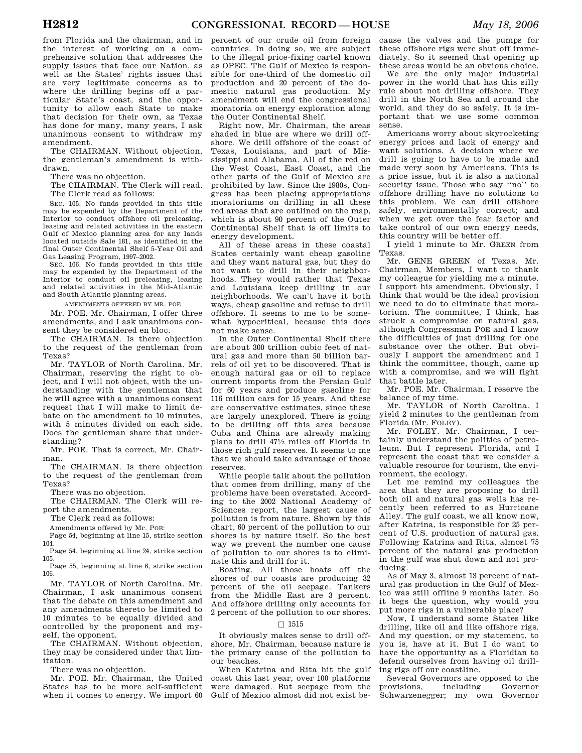from Florida and the chairman, and in the interest of working on a comprehensive solution that addresses the supply issues that face our Nation, as well as the States' rights issues that are very legitimate concerns as to where the drilling begins off a particular State's coast, and the opportunity to allow each State to make that decision for their own, as Texas has done for many, many years, I ask unanimous consent to withdraw my amendment.

The CHAIRMAN. Without objection, the gentleman's amendment is withdrawn.

There was no objection.

The CHAIRMAN. The Clerk will read.

The Clerk read as follows:

SEC. 105. No funds provided in this title may be expended by the Department of the Interior to conduct offshore oil preleasing, leasing and related activities in the eastern Gulf of Mexico planning area for any lands located outside Sale 181, as identified in the final Outer Continental Shelf 5-Year Oil and Gas Leasing Program, 1997–2002.

SEC. 106. No funds provided in this title may be expended by the Department of the Interior to conduct oil preleasing, leasing and related activities in the Mid-Atlantic and South Atlantic planning areas.

AMENDMENTS OFFERED BY MR. POE

Mr. POE. Mr. Chairman, I offer three amendments, and I ask unanimous consent they be considered en bloc.

The CHAIRMAN. Is there objection to the request of the gentleman from Texas?

Mr. TAYLOR of North Carolina. Mr. Chairman, reserving the right to object, and I will not object, with the understanding with the gentleman that he will agree with a unanimous consent request that I will make to limit debate on the amendment to 10 minutes, with 5 minutes divided on each side. Does the gentleman share that understanding?

Mr. POE. That is correct, Mr. Chairman.

The CHAIRMAN. Is there objection to the request of the gentleman from Texas?

There was no objection.

The CHAIRMAN. The Clerk will report the amendments.

The Clerk read as follows:

Amendments offered by Mr. POE:

Page 54, beginning at line 15, strike section 104.

Page 54, beginning at line 24, strike section 105.

Page 55, beginning at line 6, strike section 106.

Mr. TAYLOR of North Carolina. Mr. Chairman, I ask unanimous consent that the debate on this amendment and any amendments thereto be limited to 10 minutes to be equally divided and controlled by the proponent and myself, the opponent.

The CHAIRMAN. Without objection, they may be considered under that limitation.

There was no objection.

Mr. POE. Mr. Chairman, the United States has to be more self-sufficient when it comes to energy. We import 60 percent of our crude oil from foreign countries. In doing so, we are subject to the illegal price-fixing cartel known as OPEC. The Gulf of Mexico is responsible for one-third of the domestic oil production and 20 percent of the domestic natural gas production. My amendment will end the congressional moratoria on energy exploration along the Outer Continental Shelf.

Right now, Mr. Chairman, the areas shaded in blue are where we drill offshore. We drill offshore of the coast of Texas, Louisiana, and part of Mississippi and Alabama. All of the red on the West Coast, East Coast, and the other parts of the Gulf of Mexico are prohibited by law. Since the 1980s, Congress has been placing appropriations moratoriums on drilling in all these red areas that are outlined on the map, which is about 90 percent of the Outer Continental Shelf that is off limits to energy development.

All of these areas in these coastal States certainly want cheap gasoline and they want natural gas, but they do not want to drill in their neighborhoods. They would rather that Texas and Louisiana keep drilling in our neighborhoods. We can't have it both ways, cheap gasoline and refuse to drill offshore. It seems to me to be somewhat hypocritical, because this does not make sense.

In the Outer Continental Shelf there are about 300 trillion cubic feet of natural gas and more than 50 billion barrels of oil yet to be discovered. That is enough natural gas or oil to replace current imports from the Persian Gulf for 60 years and produce gasoline for 116 million cars for 15 years. And these are conservative estimates, since these are largely unexplored. There is going to be drilling off this area because Cuba and China are already making plans to drill 47½ miles off Florida in those rich gulf reserves. It seems to me that we should take advantage of those reserves.

While people talk about the pollution that comes from drilling, many of the problems have been overstated. According to the 2002 National Academy of Sciences report, the largest cause of pollution is from nature. Shown by this chart, 60 percent of the pollution to our shores is by nature itself. So the best way we prevent the number one cause of pollution to our shores is to eliminate this and drill for it.

Boating. All those boats off the shores of our coasts are producing 32 percent of the oil seepage. Tankers from the Middle East are 3 percent. And offshore drilling only accounts for 2 percent of the pollution to our shores.

□ 1515

It obviously makes sense to drill offshore, Mr. Chairman, because nature is the primary cause of the pollution to our beaches.

When Katrina and Rita hit the gulf coast this last year, over 100 platforms were damaged. But seepage from the Gulf of Mexico almost did not exist because the valves and the pumps for these offshore rigs were shut off immediately. So it seemed that opening up these areas would be an obvious choice.

We are the only major industrial power in the world that has this silly rule about not drilling offshore. They drill in the North Sea and around the world, and they do so safely. It is important that we use some common sense.

Americans worry about skyrocketing energy prices and lack of energy and want solutions. A decision where we drill is going to have to be made and made very soon by Americans. This is a price issue, but it is also a national security issue. Those who say "no" to offshore drilling have no solutions to this problem. We can drill offshore safely, environmentally correct; and when we get over the fear factor and take control of our own energy needs, this country will be better off.

I yield 1 minute to Mr. GREEN from Texas.

Mr. GENE GREEN of Texas. Mr. Chairman, Members, I want to thank my colleague for yielding me a minute. I support his amendment. Obviously, I think that would be the ideal provision we need to do to eliminate that moratorium. The committee, I think, has struck a compromise on natural gas, although Congressman POE and I know the difficulties of just drilling for one substance over the other. But obviously I support the amendment and I think the committee, though, came up with a compromise, and we will fight that battle later.

Mr. POE. Mr. Chairman, I reserve the balance of my time.

Mr. TAYLOR of North Carolina. I yield 2 minutes to the gentleman from Florida (Mr. FOLEY).

Mr. FOLEY. Mr. Chairman, I certainly understand the politics of petroleum. But I represent Florida, and I represent the coast that we consider a valuable resource for tourism, the environment, the ecology.

Let me remind my colleagues the area that they are proposing to drill both oil and natural gas wells has recently been referred to as Hurricane Alley. The gulf coast, we all know now, after Katrina, is responsible for 25 percent of U.S. production of natural gas. Following Katrina and Rita, almost 75 percent of the natural gas production in the gulf was shut down and not producing.

As of May 3, almost 13 percent of natural gas production in the Gulf of Mexico was still offline 9 months later. So it begs the question, why would you put more rigs in a vulnerable place?

Now, I understand some States like drilling, like oil and like offshore rigs. And my question, or my statement, to you is, have at it. But I do want to have the opportunity as a Floridian to defend ourselves from having oil drilling rigs off our coastline.

Several Governors are opposed to the provisions, including Governor Schwarzenegger; my own Governor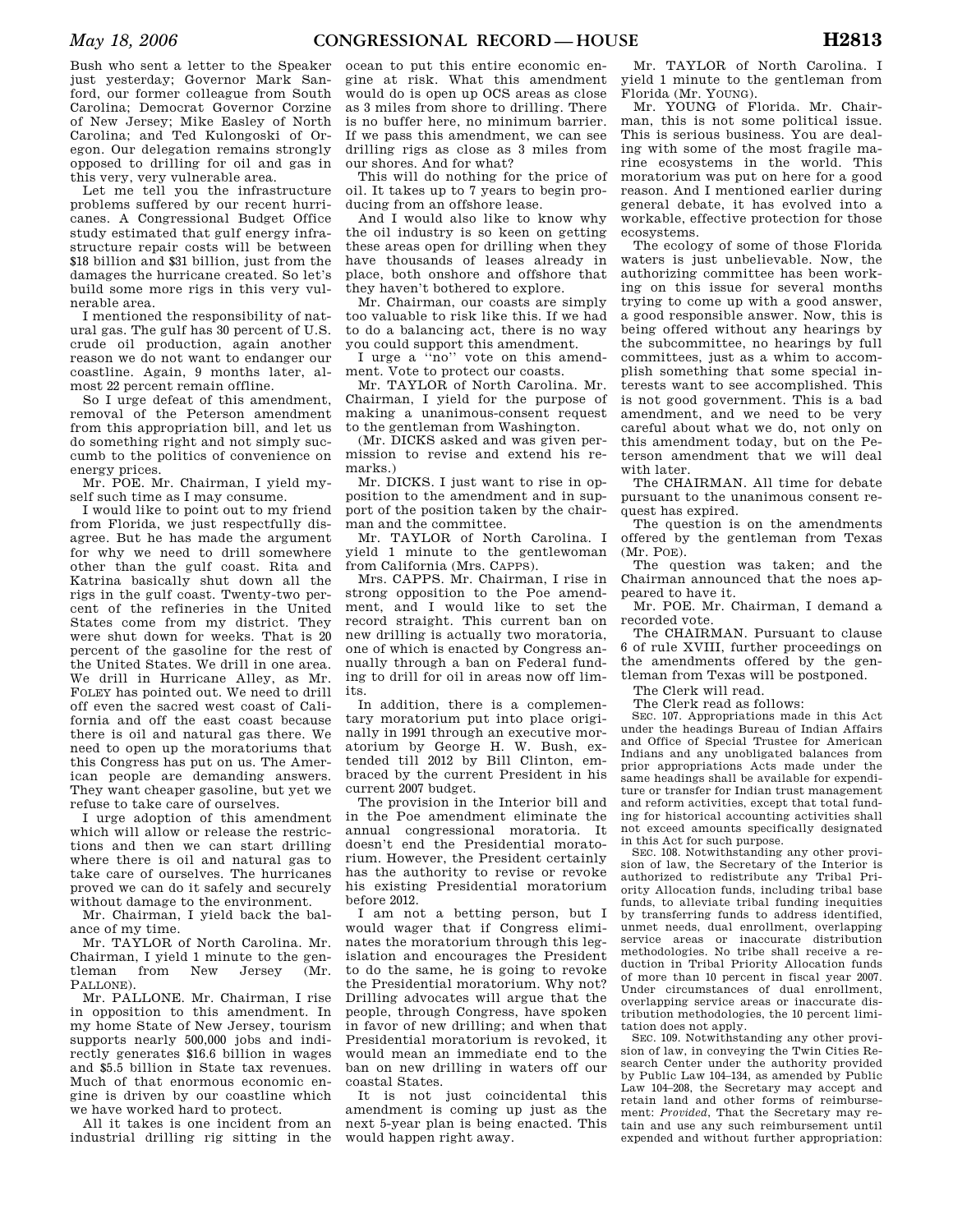Bush who sent a letter to the Speaker just yesterday; Governor Mark Sanford, our former colleague from South Carolina; Democrat Governor Corzine of New Jersey; Mike Easley of North Carolina; and Ted Kulongoski of Oregon. Our delegation remains strongly opposed to drilling for oil and gas in this very, very vulnerable area.

Let me tell you the infrastructure problems suffered by our recent hurricanes. A Congressional Budget Office study estimated that gulf energy infrastructure repair costs will be between $18 billion and $31 billion, just from the damages the hurricane created. So let's build some more rigs in this very vulnerable area.

I mentioned the responsibility of natural gas. The gulf has 30 percent of U.S. crude oil production, again another reason we do not want to endanger our coastline. Again, 9 months later, almost 22 percent remain offline.

So I urge defeat of this amendment, removal of the Peterson amendment from this appropriation bill, and let us do something right and not simply succumb to the politics of convenience on energy prices.

Mr. POE. Mr. Chairman, I yield myself such time as I may consume.

I would like to point out to my friend from Florida, we just respectfully disagree. But he has made the argument for why we need to drill somewhere other than the gulf coast. Rita and Katrina basically shut down all the rigs in the gulf coast. Twenty-two percent of the refineries in the United States come from my district. They were shut down for weeks. That is 20 percent of the gasoline for the rest of the United States. We drill in one area. We drill in Hurricane Alley, as Mr. FOLEY has pointed out. We need to drill off even the sacred west coast of California and off the east coast because there is oil and natural gas there. We need to open up the moratoriums that this Congress has put on us. The American people are demanding answers. They want cheaper gasoline, but yet we refuse to take care of ourselves.

I urge adoption of this amendment which will allow or release the restrictions and then we can start drilling where there is oil and natural gas to take care of ourselves. The hurricanes proved we can do it safely and securely without damage to the environment.

Mr. Chairman, I yield back the balance of my time.

Mr. TAYLOR of North Carolina. Mr. Chairman, I yield 1 minute to the gentleman from New Jersey (Mr. PALLONE).

Mr. PALLONE. Mr. Chairman, I rise in opposition to this amendment. In my home State of New Jersey, tourism supports nearly 500,000 jobs and indirectly generates $16.6 billion in wages and $5.5 billion in State tax revenues. Much of that enormous economic engine is driven by our coastline which we have worked hard to protect.

All it takes is one incident from an industrial drilling rig sitting in the ocean to put this entire economic engine at risk. What this amendment would do is open up OCS areas as close as 3 miles from shore to drilling. There is no buffer here, no minimum barrier. If we pass this amendment, we can see drilling rigs as close as 3 miles from our shores. And for what?

This will do nothing for the price of oil. It takes up to 7 years to begin producing from an offshore lease.

And I would also like to know why the oil industry is so keen on getting these areas open for drilling when they have thousands of leases already in place, both onshore and offshore that they haven't bothered to explore.

Mr. Chairman, our coasts are simply too valuable to risk like this. If we had to do a balancing act, there is no way you could support this amendment.

I urge a ''no'' vote on this amendment. Vote to protect our coasts.

Mr. TAYLOR of North Carolina. Mr. Chairman, I yield for the purpose of making a unanimous-consent request to the gentleman from Washington.

(Mr. DICKS asked and was given permission to revise and extend his remarks.)

Mr. DICKS. I just want to rise in opposition to the amendment and in support of the position taken by the chairman and the committee.

Mr. TAYLOR of North Carolina. I yield 1 minute to the gentlewoman from California (Mrs. CAPPS).

Mrs. CAPPS. Mr. Chairman, I rise in strong opposition to the Poe amendment, and I would like to set the record straight. This current ban on new drilling is actually two moratoria, one of which is enacted by Congress annually through a ban on Federal funding to drill for oil in areas now off limits.

In addition, there is a complementary moratorium put into place originally in 1991 through an executive moratorium by George H. W. Bush, extended till 2012 by Bill Clinton, embraced by the current President in his current 2007 budget.

The provision in the Interior bill and in the Poe amendment eliminate the annual congressional moratoria. It doesn't end the Presidential moratorium. However, the President certainly has the authority to revise or revoke his existing Presidential moratorium before 2012.

I am not a betting person, but I would wager that if Congress eliminates the moratorium through this legislation and encourages the President to do the same, he is going to revoke the Presidential moratorium. Why not? Drilling advocates will argue that the people, through Congress, have spoken in favor of new drilling; and when that Presidential moratorium is revoked, it would mean an immediate end to the ban on new drilling in waters off our coastal States.

It is not just coincidental this amendment is coming up just as the next 5-year plan is being enacted. This would happen right away.

Mr. TAYLOR of North Carolina. I yield 1 minute to the gentleman from Florida (Mr. YOUNG).

Mr. YOUNG of Florida. Mr. Chairman, this is not some political issue. This is serious business. You are dealing with some of the most fragile marine ecosystems in the world. This moratorium was put on here for a good reason. And I mentioned earlier during general debate, it has evolved into a workable, effective protection for those ecosystems.

The ecology of some of those Florida waters is just unbelievable. Now, the authorizing committee has been working on this issue for several months trying to come up with a good answer, a good responsible answer. Now, this is being offered without any hearings by the subcommittee, no hearings by full committees, just as a whim to accomplish something that some special interests want to see accomplished. This is not good government. This is a bad amendment, and we need to be very careful about what we do, not only on this amendment today, but on the Peterson amendment that we will deal with later.

The CHAIRMAN. All time for debate pursuant to the unanimous consent request has expired.

The question is on the amendments offered by the gentleman from Texas (Mr. POE).

The question was taken; and the Chairman announced that the noes appeared to have it.

Mr. POE. Mr. Chairman, I demand a recorded vote.

The CHAIRMAN. Pursuant to clause 6 of rule XVIII, further proceedings on the amendments offered by the gentleman from Texas will be postponed.

The Clerk will read.

The Clerk read as follows:

SEC. 107. Appropriations made in this Act under the headings Bureau of Indian Affairs and Office of Special Trustee for American Indians and any unobligated balances from prior appropriations Acts made under the same headings shall be available for expenditure or transfer for Indian trust management and reform activities, except that total funding for historical accounting activities shall not exceed amounts specifically designated in this Act for such purpose.

SEC. 108. Notwithstanding any other provision of law, the Secretary of the Interior is authorized to redistribute any Tribal Priority Allocation funds, including tribal base funds, to alleviate tribal funding inequities by transferring funds to address identified, unmet needs, dual enrollment, overlapping service areas or inaccurate distribution methodologies. No tribe shall receive a reduction in Tribal Priority Allocation funds of more than 10 percent in fiscal year 2007. Under circumstances of dual enrollment, overlapping service areas or inaccurate distribution methodologies, the 10 percent limitation does not apply.

SEC. 109. Notwithstanding any other provision of law, in conveying the Twin Cities Research Center under the authority provided by Public Law 104–134, as amended by Public Law 104–208, the Secretary may accept and retain land and other forms of reimbursement: *Provided*, That the Secretary may retain and use any such reimbursement until expended and without further appropriation: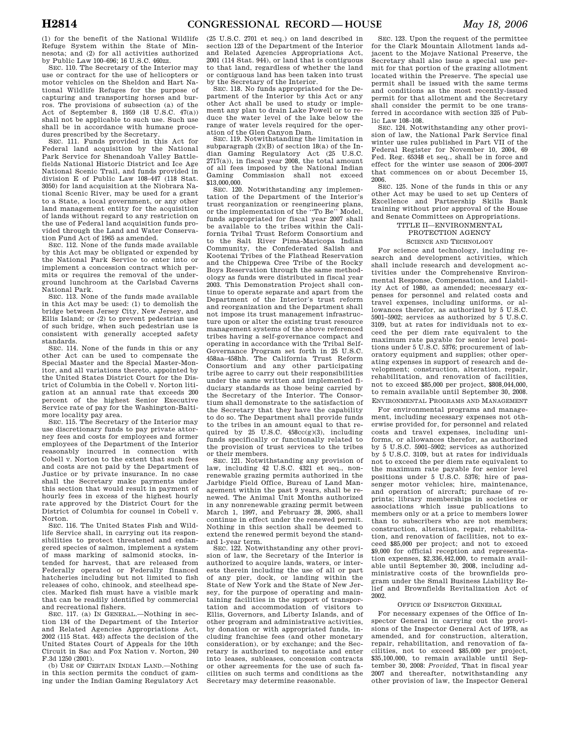(1) for the benefit of the National Wildlife Refuge System within the State of Minnesota; and (2) for all activities authorized by Public Law 100–696; 16 U.S.C. 460zz.

SEC. 110. The Secretary of the Interior may use or contract for the use of helicopters or motor vehicles on the Sheldon and Hart National Wildlife Refuges for the purpose of capturing and transporting horses and burros. The provisions of subsection (a) of the Act of September 8, 1959 (18 U.S.C. 47(a)) shall not be applicable to such use. Such use shall be in accordance with humane procedures prescribed by the Secretary.

SEC. 111. Funds provided in this Act for Federal land acquisition by the National Park Service for Shenandoah Valley Battlefields National Historic District and Ice Age National Scenic Trail, and funds provided in division E of Public Law 108–447 (118 Stat. 3050) for land acquisition at the Niobrara National Scenic River, may be used for a grant to a State, a local government, or any other land management entity for the acquisition of lands without regard to any restriction on the use of Federal land acquisition funds provided through the Land and Water Conservation Fund Act of 1965 as amended.

SEC. 112. None of the funds made available by this Act may be obligated or expended by the National Park Service to enter into or implement a concession contract which permits or requires the removal of the underground lunchroom at the Carlsbad Caverns National Park.

SEC. 113. None of the funds made available in this Act may be used: (1) to demolish the bridge between Jersey City, New Jersey, and Ellis Island; or (2) to prevent pedestrian use of such bridge, when such pedestrian use is consistent with generally accepted safety standards.

SEC. 114. None of the funds in this or any other Act can be used to compensate the Special Master and the Special Master-Monitor, and all variations thereto, appointed by the United States District Court for the District of Columbia in the Cobell v. Norton litigation at an annual rate that exceeds 200 percent of the highest Senior Executive Service rate of pay for the Washington-Baltimore locality pay area.

SEC. 115. The Secretary of the Interior may use discretionary funds to pay private attorney fees and costs for employees and former employees of the Department of the Interior reasonably incurred in connection with Cobell v. Norton to the extent that such fees and costs are not paid by the Department of Justice or by private insurance. In no case shall the Secretary make payments under this section that would result in payment of hourly fees in excess of the highest hourly rate approved by the District Court for the District of Columbia for counsel in Cobell v. Norton.

SEC. 116. The United States Fish and Wildlife Service shall, in carrying out its responsibilities to protect threatened and endangered species of salmon, implement a system of mass marking of salmonid stocks, intended for harvest, that are released from Federally operated or Federally financed hatcheries including but not limited to fish releases of coho, chinook, and steelhead species. Marked fish must have a visible mark that can be readily identified by commercial and recreational fishers.

SEC. 117. (a) IN GENERAL.—Nothing in section 134 of the Department of the Interior and Related Agencies Appropriations Act, 2002 (115 Stat. 443) affects the decision of the United States Court of Appeals for the 10th Circuit in Sac and Fox Nation v. Norton, 240 F.3d 1250 (2001).

(b) USE OF CERTAIN INDIAN LAND.—Nothing in this section permits the conduct of gaming under the Indian Gaming Regulatory Act (25 U.S.C. 2701 et seq.) on land described in section 123 of the Department of the Interior and Related Agencies Appropriations Act, 2001 (114 Stat. 944), or land that is contiguous to that land, regardless of whether the land or contiguous land has been taken into trust by the Secretary of the Interior.

SEC. 118. No funds appropriated for the Department of the Interior by this Act or any other Act shall be used to study or implement any plan to drain Lake Powell or to reduce the water level of the lake below the range of water levels required for the operation of the Glen Canyon Dam.

SEC. 119. Notwithstanding the limitation in subparagraph (2)(B) of section 18(a) of the Indian Gaming Regulatory Act (25 U.S.C. 2717(a)), in fiscal year 2008, the total amount of all fees imposed by the National Indian Gaming Commission shall not exceed $13,000,000.

SEC. 120. Notwithstanding any implementation of the Department of the Interior's trust reorganization or reengineering plans, or the implementation of the "To Be" Model, funds appropriated for fiscal year 2007 shall be available to the tribes within the California Tribal Trust Reform Consortium and to the Salt River Pima-Maricopa Indian Community, the Confederated Salish and Kootenai Tribes of the Flathead Reservation and the Chippewa Cree Tribe of the Rocky Boys Reservation through the same methodology as funds were distributed in fiscal year 2003. This Demonstration Project shall continue to operate separate and apart from the Department of the Interior's trust reform and reorganization and the Department shall not impose its trust management infrastructure upon or alter the existing trust resource management systems of the above referenced tribes having a self-governance compact and operating in accordance with the Tribal Self-Governance Program set forth in 25 U.S.C. 458aa–458hh. The California Trust Reform Consortium and any other participating tribe agree to carry out their responsibilities under the same written and implemented fiduciary standards as those being carried by the Secretary of the Interior. The Consortium shall demonstrate to the satisfaction of the Secretary that they have the capability to do so. The Department shall provide funds to the tribes in an amount equal to that required by 25 U.S.C. 458cc(g)(3), including funds specifically or functionally related to the provision of trust services to the tribes or their members.

SEC. 121. Notwithstanding any provision of law, including 42 U.S.C. 4321 et seq., nonrenewable grazing permits authorized in the Jarbidge Field Office, Bureau of Land Management within the past 9 years, shall be renewed. The Animal Unit Months authorized in any nonrenewable grazing permit between March 1, 1997, and February 28, 2005, shall continue in effect under the renewed permit. Nothing in this section shall be deemed to extend the renewed permit beyond the standard 1-year term.

SEC. 122. Notwithstanding any other provision of law, the Secretary of the Interior is authorized to acquire lands, waters, or interests therein including the use of all or part of any pier, dock, or landing within the State of New York and the State of New Jersey, for the purpose of operating and maintaining facilities in the support of transportation and accommodation of visitors to Ellis, Governors, and Liberty Islands, and of other program and administrative activities, by donation or with appropriated funds, including franchise fees (and other monetary consideration), or by exchange; and the Secretary is authorized to negotiate and enter into leases, subleases, concession contracts or other agreements for the use of such facilities on such terms and conditions as the Secretary may determine reasonable.

SEC. 123. Upon the request of the permittee for the Clark Mountain Allotment lands adjacent to the Mojave National Preserve, the Secretary shall also issue a special use permit for that portion of the grazing allotment located within the Preserve. The special use permit shall be issued with the same terms and conditions as the most recently-issued permit for that allotment and the Secretary shall consider the permit to be one transferred in accordance with section 325 of Public Law 108–108.

SEC. 124. Notwithstanding any other provision of law, the National Park Service final winter use rules published in Part VII of the Federal Register for November 10, 2004, 69 Fed. Reg. 65348 et seq., shall be in force and effect for the winter use season of 2006–2007 that commences on or about December 15, 2006.

SEC. 125. None of the funds in this or any other Act may be used to set up Centers of Excellence and Partnership Skills Bank training without prior approval of the House and Senate Committees on Appropriations.

## TITLE II—ENVIRONMENTAL PROTECTION AGENCY

### SCIENCE AND TECHNOLOGY

For science and technology, including research and development activities, which shall include research and development activities under the Comprehensive Environmental Response, Compensation, and Liability Act of 1980, as amended; necessary expenses for personnel and related costs and travel expenses, including uniforms, or allowances therefor, as authorized by 5 U.S.C. 5901–5902; services as authorized by 5 U.S.C. 3109, but at rates for individuals not to exceed the per diem rate equivalent to the maximum rate payable for senior level positions under 5 U.S.C. 5376; procurement of laboratory equipment and supplies; other operating expenses in support of research and development; construction, alteration, repair, rehabilitation, and renovation of facilities, not to exceed $85,000 per project, $808,044,000, to remain available until September 30, 2008.

### ENVIRONMENTAL PROGRAMS AND MANAGEMENT

For environmental programs and management, including necessary expenses not otherwise provided for, for personnel and related costs and travel expenses, including uniforms, or allowances therefor, as authorized by 5 U.S.C. 5901–5902; services as authorized by 5 U.S.C. 3109, but at rates for individuals not to exceed the per diem rate equivalent to the maximum rate payable for senior level positions under 5 U.S.C. 5376; hire of passenger motor vehicles; hire, maintenance, and operation of aircraft; purchase of reprints; library memberships in societies or associations which issue publications to members only or at a price to members lower than to subscribers who are not members; construction, alteration, repair, rehabilitation, and renovation of facilities, not to exceed $85,000 per project; and not to exceed $9,000 for official reception and representation expenses, $2,336,442,000, to remain available until September 30, 2008, including administrative costs of the brownfields program under the Small Business Liability Relief and Brownfields Revitalization Act of 2002.

### OFFICE OF INSPECTOR GENERAL

For necessary expenses of the Office of Inspector General in carrying out the provisions of the Inspector General Act of 1978, as amended, and for construction, alteration, repair, rehabilitation, and renovation of facilities, not to exceed $85,000 per project, $35,100,000, to remain available until September 30, 2008: *Provided*, That in fiscal year 2007 and thereafter, notwithstanding any other provision of law, the Inspector General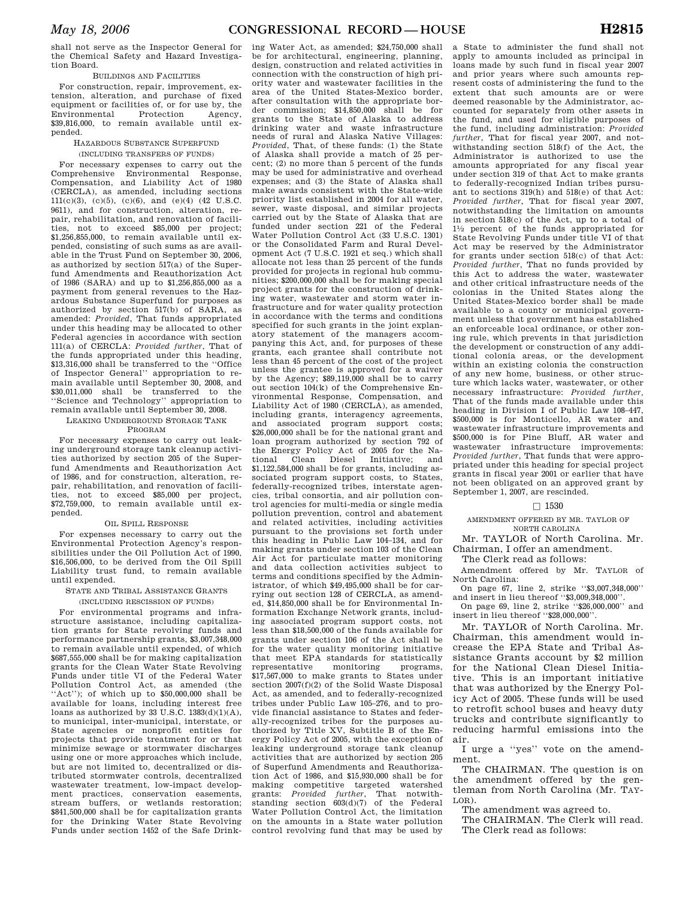shall not serve as the Inspector General for the Chemical Safety and Hazard Investigation Board.

BUILDINGS AND FACILITIES

For construction, repair, improvement, extension, alteration, and purchase of fixed equipment or facilities of, or for use by, the Environmental Protection Agency, $39,816,000, to remain available until expended.

HAZARDOUS SUBSTANCE SUPERFUND

(INCLUDING TRANSFERS OF FUNDS)

For necessary expenses to carry out the Comprehensive Environmental Response, Compensation, and Liability Act of 1980 (CERCLA), as amended, including sections 111(c)(3), (c)(5), (c)(6), and (e)(4) (42 U.S.C. 9611), and for construction, alteration, repair, rehabilitation, and renovation of facilities, not to exceed $85,000 per project; $1,256,855,000, to remain available until expended, consisting of such sums as are available in the Trust Fund on September 30, 2006, as authorized by section 517(a) of the Superfund Amendments and Reauthorization Act of 1986 (SARA) and up to $1,256,855,000 as a payment from general revenues to the Hazardous Substance Superfund for purposes as authorized by section 517(b) of SARA, as amended: *Provided*, That funds appropriated under this heading may be allocated to other Federal agencies in accordance with section 111(a) of CERCLA: *Provided further*, That of the funds appropriated under this heading, $13,316,000 shall be transferred to the "Office of Inspector General" appropriation to remain available until September 30, 2008, and $30,011,000 shall be transferred to the "Science and Technology" appropriation to remain available until September 30, 2008.

LEAKING UNDERGROUND STORAGE TANK PROGRAM

For necessary expenses to carry out leaking underground storage tank cleanup activities authorized by section 205 of the Superfund Amendments and Reauthorization Act of 1986, and for construction, alteration, repair, rehabilitation, and renovation of facilities, not to exceed $85,000 per project, $72,759,000, to remain available until expended.

OIL SPILL RESPONSE

For expenses necessary to carry out the Environmental Protection Agency's responsibilities under the Oil Pollution Act of 1990, $16,506,000, to be derived from the Oil Spill Liability trust fund, to remain available until expended.

STATE AND TRIBAL ASSISTANCE GRANTS

(INCLUDING RESCISSION OF FUNDS)

For environmental programs and infrastructure assistance, including capitalization grants for State revolving funds and performance partnership grants, $3,007,348,000 to remain available until expended, of which $687,555,000 shall be for making capitalization grants for the Clean Water State Revolving Funds under title VI of the Federal Water Pollution Control Act, as amended (the "Act"); of which up to $50,000,000 shall be available for loans, including interest free loans as authorized by 33 U.S.C. 1383(d)(1)(A), to municipal, inter-municipal, interstate, or State agencies or nonprofit entities for projects that provide treatment for or that minimize sewage or stormwater discharges using one or more approaches which include, but are not limited to, decentralized or distributed stormwater controls, decentralized wastewater treatment, low-impact development practices, conservation easements, stream buffers, or wetlands restoration; $841,500,000 shall be for capitalization grants for the Drinking Water State Revolving Funds under section 1452 of the Safe Drinking Water Act, as amended; $24,750,000 shall be for architectural, engineering, planning, design, construction and related activities in connection with the construction of high priority water and wastewater facilities in the area of the United States-Mexico border, after consultation with the appropriate border commission; $14,850,000 shall be for grants to the State of Alaska to address drinking water and waste infrastructure needs of rural and Alaska Native Villages: *Provided*, That, of these funds: (1) the State of Alaska shall provide a match of 25 percent; (2) no more than 5 percent of the funds may be used for administrative and overhead expenses; and (3) the State of Alaska shall make awards consistent with the State-wide priority list established in 2004 for all water, sewer, waste disposal, and similar projects carried out by the State of Alaska that are funded under section 221 of the Federal Water Pollution Control Act (33 U.S.C. 1301) or the Consolidated Farm and Rural Development Act (7 U.S.C. 1921 et seq.) which shall allocate not less than 25 percent of the funds provided for projects in regional hub communities; $200,000,000 shall be for making special project grants for the construction of drinking water, wastewater and storm water infrastructure and for water quality protection in accordance with the terms and conditions specified for such grants in the joint explanatory statement of the managers accompanying this Act, and, for purposes of these grants, each grantee shall contribute not less than 45 percent of the cost of the project unless the grantee is approved for a waiver by the Agency; $89,119,000 shall be to carry out section 104(k) of the Comprehensive Environmental Response, Compensation, and Liability Act of 1980 (CERCLA), as amended, including grants, interagency agreements, and associated program support costs; $26,000,000 shall be for the national grant and loan program authorized by section 792 of the Energy Policy Act of 2005 for the National Clean Diesel Initiative; and $1,122,584,000 shall be for grants, including associated program support costs, to States, federally-recognized tribes, interstate agencies, tribal consortia, and air pollution control agencies for multi-media or single media pollution prevention, control and abatement and related activities, including activities pursuant to the provisions set forth under this heading in Public Law 104–134, and for making grants under section 103 of the Clean Air Act for particulate matter monitoring and data collection activities subject to terms and conditions specified by the Administrator, of which $49,495,000 shall be for carrying out section 128 of CERCLA, as amended, $14,850,000 shall be for Environmental Information Exchange Network grants, including associated program support costs, not less than $18,500,000 of the funds available for grants under section 106 of the Act shall be for the water quality monitoring initiative that meet EPA standards for statistically representative monitoring programs, $17,567,000 to make grants to States under section 2007(f)(2) of the Solid Waste Disposal Act, as amended, and to federally-recognized tribes under Public Law 105–276, and to provide financial assistance to States and federally-recognized tribes for the purposes authorized by Title XV, Subtitle B of the Energy Policy Act of 2005, with the exception of leaking underground storage tank cleanup activities that are authorized by section 205 of Superfund Amendments and Reauthorization Act of 1986, and $15,930,000 shall be for making competitive targeted watershed grants: *Provided further*, That notwithstanding section 603(d)(7) of the Federal Water Pollution Control Act, the limitation on the amounts in a State water pollution control revolving fund that may be used by a State to administer the fund shall not apply to amounts included as principal in loans made by such fund in fiscal year 2007 and prior years where such amounts represent costs of administering the fund to the extent that such amounts are or were deemed reasonable by the Administrator, accounted for separately from other assets in the fund, and used for eligible purposes of the fund, including administration: *Provided further*, That for fiscal year 2007, and notwithstanding section 518(f) of the Act, the Administrator is authorized to use the amounts appropriated for any fiscal year under section 319 of that Act to make grants to federally-recognized Indian tribes pursuant to sections 319(h) and 518(e) of that Act: *Provided further*, That for fiscal year 2007, notwithstanding the limitation on amounts in section 518(c) of the Act, up to a total of 1½ percent of the funds appropriated for State Revolving Funds under title VI of that Act may be reserved by the Administrator for grants under section 518(c) of that Act: *Provided further*, That no funds provided by this Act to address the water, wastewater and other critical infrastructure needs of the colonias in the United States along the United States-Mexico border shall be made available to a county or municipal government unless that government has established an enforceable local ordinance, or other zoning rule, which prevents in that jurisdiction the development or construction of any additional colonia areas, or the development within an existing colonia the construction of any new home, business, or other structure which lacks water, wastewater, or other necessary infrastructure: *Provided further*, That of the funds made available under this heading in Division I of Public Law 108–447, $500,000 is for Monticello, AR water and wastewater infrastructure improvements and $500,000 is for Pine Bluff, AR water and wastewater infrastructure improvements: *Provided further*, That funds that were appropriated under this heading for special project grants in fiscal year 2001 or earlier that have not been obligated on an approved grant by September 1, 2007, are rescinded.

□ 1530

AMENDMENT OFFERED BY MR. TAYLOR OF NORTH CAROLINA

Mr. TAYLOR of North Carolina. Mr. Chairman, I offer an amendment.

The Clerk read as follows:

Amendment offered by Mr. TAYLOR of North Carolina:

On page 67, line 2, strike "$3,007,348,000" and insert in lieu thereof "$3,009,348,000".

On page 69, line 2, strike "$26,000,000" and insert in lieu thereof "$28,000,000".

Mr. TAYLOR of North Carolina. Mr. Chairman, this amendment would increase the EPA State and Tribal Assistance Grants account by $2 million for the National Clean Diesel Initiative. This is an important initiative that was authorized by the Energy Policy Act of 2005. These funds will be used to retrofit school buses and heavy duty trucks and contribute significantly to reducing harmful emissions into the air.

I urge a "yes" vote on the amendment.

The CHAIRMAN. The question is on the amendment offered by the gentleman from North Carolina (Mr. TAYLOR).

The amendment was agreed to.

The CHAIRMAN. The Clerk will read.

The Clerk read as follows: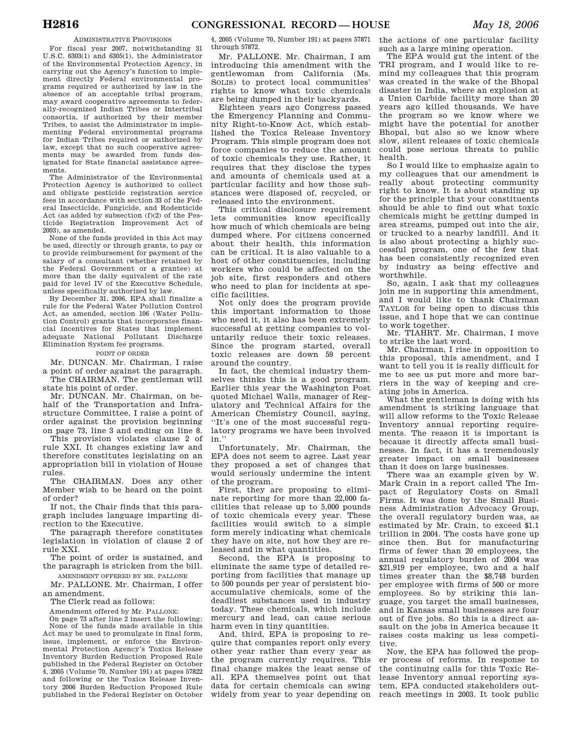ADMINISTRATIVE PROVISIONS

For fiscal year 2007, notwithstanding 31 U.S.C. 6303(1) and 6305(1), the Administrator of the Environmental Protection Agency, in carrying out the Agency's function to implement directly Federal environmental programs required or authorized by law in the absence of an acceptable tribal program, may award cooperative agreements to federally-recognized Indian Tribes or Intertribal consortia, if authorized by their member Tribes, to assist the Administrator in implementing Federal environmental programs for Indian Tribes required or authorized by law, except that no such cooperative agreements may be awarded from funds designated for State financial assistance agreements.

The Administrator of the Environmental Protection Agency is authorized to collect and obligate pesticide registration service fees in accordance with section 33 of the Federal Insecticide, Fungicide, and Rodenticide Act (as added by subsection (f)(2) of the Pesticide Registration Improvement Act of 2003), as amended.

None of the funds provided in this Act may be used, directly or through grants, to pay or to provide reimbursement for payment of the salary of a consultant (whether retained by the Federal Government or a grantee) at more than the daily equivalent of the rate paid for level IV of the Executive Schedule, unless specifically authorized by law.

By December 31, 2006, EPA shall finalize a rule for the Federal Water Pollution Control Act, as amended, section 106 (Water Pollution Control) grants that incorporates financial incentives for States that implement adequate National Pollutant Discharge Elimination System fee programs.

POINT OF ORDER

Mr. DUNCAN. Mr. Chairman, I raise a point of order against the paragraph.

The CHAIRMAN. The gentleman will state his point of order.

Mr. DUNCAN. Mr. Chairman, on behalf of the Transportation and Infrastructure Committee, I raise a point of order against the provision beginning on page 73, line 3 and ending on line 8.

This provision violates clause 2 of rule XXI. It changes existing law and therefore constitutes legislating on an appropriation bill in violation of House rules.

The CHAIRMAN. Does any other Member wish to be heard on the point of order?

If not, the Chair finds that this paragraph includes language imparting direction to the Executive.

The paragraph therefore constitutes legislation in violation of clause 2 of rule XXI.

The point of order is sustained, and the paragraph is stricken from the bill.

AMENDMENT OFFERED BY MR. PALLONE

Mr. PALLONE. Mr. Chairman, I offer an amendment.

The Clerk read as follows:

Amendment offered by Mr. PALLONE:

On page 73 after line 2 insert the following:

None of the funds made available in this Act may be used to promulgate in final form, issue, implement, or enforce the Environmental Protection Agency's Toxics Release Inventory Burden Reduction Proposed Rule published in the Federal Register on October 4, 2005 (Volume 70, Number 191) at pages 57822 and following or the Toxics Release Inventory 2006 Burden Reduction Proposed Rule published in the Federal Register on October 4, 2005 (Volume 70, Number 191) at pages 57871 through 57872.

Mr. PALLONE. Mr. Chairman, I am introducing this amendment with the gentlewoman from California (Ms. SOLIS) to protect local communities' rights to know what toxic chemicals are being dumped in their backyards.

Eighteen years ago Congress passed the Emergency Planning and Community Right-to-Know Act, which established the Toxics Release Inventory Program. This simple program does not force companies to reduce the amount of toxic chemicals they use. Rather, it requires that they disclose the types and amounts of chemicals used at a particular facility and how those substances were disposed of, recycled, or released into the environment.

This critical disclosure requirement lets communities know specifically how much of which chemicals are being dumped where. For citizens concerned about their health, this information can be critical. It is also valuable to a host of other constituencies, including workers who could be affected on the job site, first responders and others who need to plan for incidents at specific facilities.

Not only does the program provide this important information to those who need it, it also has been extremely successful at getting companies to voluntarily reduce their toxic releases. Since the program started, overall toxic releases are down 59 percent around the country.

In fact, the chemical industry themselves thinks this is a good program. Earlier this year the Washington Post quoted Michael Walls, manager of Regulatory and Technical Affairs for the American Chemistry Council, saying, "It's one of the most successful regulatory programs we have been involved in."

Unfortunately, Mr. Chairman, the EPA does not seem to agree. Last year they proposed a set of changes that would seriously undermine the intent of the program.

First, they are proposing to eliminate reporting for more than 22,000 facilities that release up to 5,000 pounds of toxic chemicals every year. These facilities would switch to a simple form merely indicating what chemicals they have on site, not how they are released and in what quantities.

Second, the EPA is proposing to eliminate the same type of detailed reporting from facilities that manage up to 500 pounds per year of persistent bioaccumulative chemicals, some of the deadliest substances used in industry today. These chemicals, which include mercury and lead, can cause serious harm even in tiny quantities.

And, third, EPA is proposing to require that companies report only every other year rather than every year as the program currently requires. This final change makes the least sense of all. EPA themselves point out that data for certain chemicals can swing widely from year to year depending on the actions of one particular facility such as a large mining operation.

The EPA would gut the intent of the TRI program, and I would like to remind my colleagues that this program was created in the wake of the Bhopal disaster in India, where an explosion at a Union Carbide facility more than 20 years ago killed thousands. We have the program so we know where we might have the potential for another Bhopal, but also so we know where slow, silent releases of toxic chemicals could pose serious threats to public health.

So I would like to emphasize again to my colleagues that our amendment is really about protecting community right to know. It is about standing up for the principle that your constituents should be able to find out what toxic chemicals might be getting dumped in area streams, pumped out into the air, or trucked to a nearby landfill. And it is also about protecting a highly successful program, one of the few that has been consistently recognized even by industry as being effective and worthwhile.

So, again, I ask that my colleagues join me in supporting this amendment, and I would like to thank Chairman TAYLOR for being open to discuss this issue, and I hope that we can continue to work together.

Mr. TIAHRT. Mr. Chairman, I move to strike the last word.

Mr. Chairman, I rise in opposition to this proposal, this amendment, and I want to tell you it is really difficult for me to see us put more and more barriers in the way of keeping and creating jobs in America.

What the gentleman is doing with his amendment is striking language that will allow reforms to the Toxic Release Inventory annual reporting requirements. The reason it is important is because it directly affects small businesses. In fact, it has a tremendously greater impact on small businesses than it does on large businesses.

There was an example given by W. Mark Crain in a report called The Impact of Regulatory Costs on Small Firms. It was done by the Small Business Administration Advocacy Group, the overall regulatory burden was, as estimated by Mr. Crain, to exceed $1.1 trillion in 2004. The costs have gone up since then. But for manufacturing firms of fewer than 20 employees, the annual regulatory burden of 2004 was $21,919 per employee, two and a half times greater than the $8,748 burden per employee with firms of 500 or more employees. So by striking this language, you target the small businesses, and in Kansas small businesses are four out of five jobs. So this is a direct assault on the jobs in America because it raises costs making us less competitive.

Now, the EPA has followed the proper process of reforms. In response to the continuing calls for this Toxic Release Inventory annual reporting system, EPA conducted stakeholders outreach meetings in 2003. It took public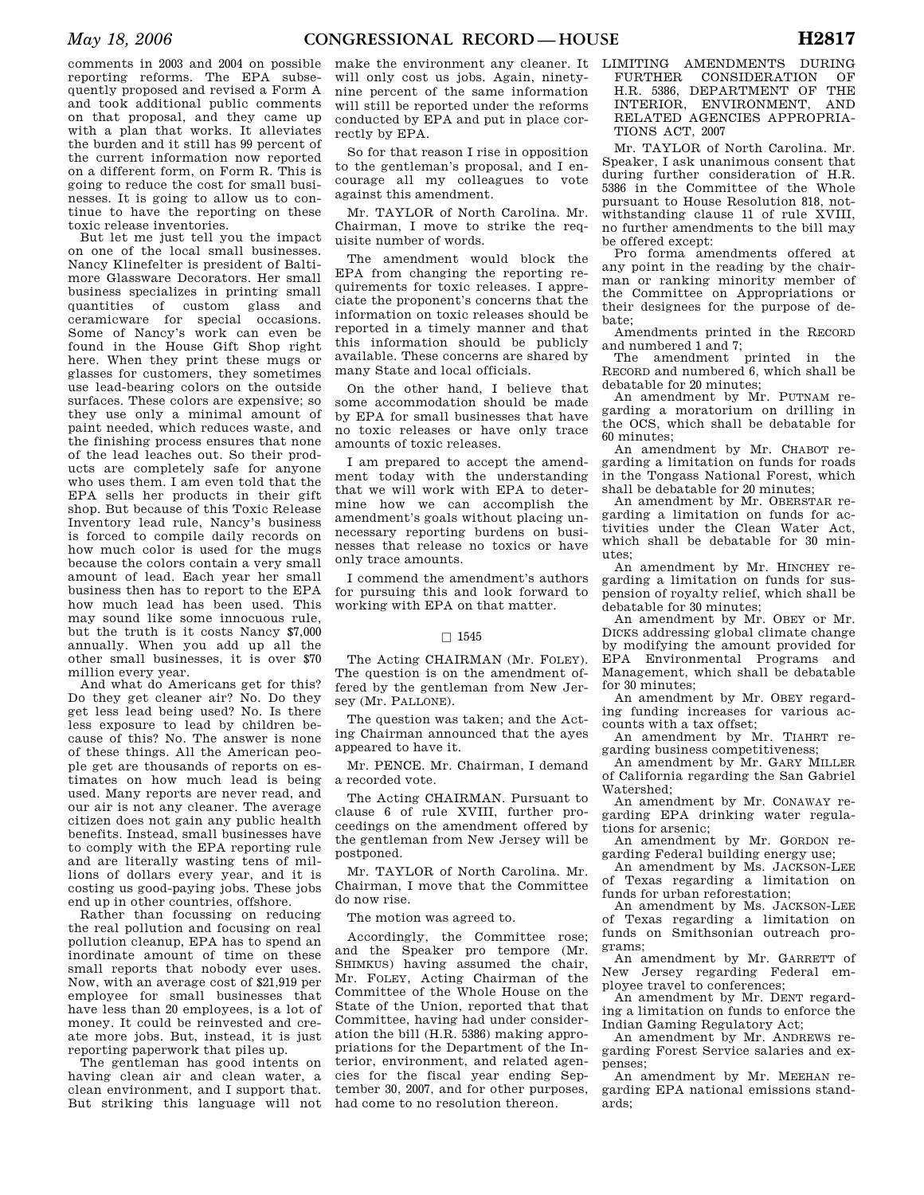comments in 2003 and 2004 on possible reporting reforms. The EPA subsequently proposed and revised a Form A and took additional public comments on that proposal, and they came up with a plan that works. It alleviates the burden and it still has 99 percent of the current information now reported on a different form, on Form R. This is going to reduce the cost for small businesses. It is going to allow us to continue to have the reporting on these toxic release inventories.

But let me just tell you the impact on one of the local small businesses. Nancy Klinefelter is president of Baltimore Glassware Decorators. Her small business specializes in printing small quantities of custom glass and ceramicware for special occasions. Some of Nancy's work can even be found in the House Gift Shop right here. When they print these mugs or glasses for customers, they sometimes use lead-bearing colors on the outside surfaces. These colors are expensive; so they use only a minimal amount of paint needed, which reduces waste, and the finishing process ensures that none of the lead leaches out. So their products are completely safe for anyone who uses them. I am even told that the EPA sells her products in their gift shop. But because of this Toxic Release Inventory lead rule, Nancy's business is forced to compile daily records on how much color is used for the mugs because the colors contain a very small amount of lead. Each year her small business then has to report to the EPA how much lead has been used. This may sound like some innocuous rule, but the truth is it costs Nancy $7,000 annually. When you add up all the other small businesses, it is over $70 million every year.

And what do Americans get for this? Do they get cleaner air? No. Do they get less lead being used? No. Is there less exposure to lead by children because of this? No. The answer is none of these things. All the American people get are thousands of reports on estimates on how much lead is being used. Many reports are never read, and our air is not any cleaner. The average citizen does not gain any public health benefits. Instead, small businesses have to comply with the EPA reporting rule and are literally wasting tens of millions of dollars every year, and it is costing us good-paying jobs. These jobs end up in other countries, offshore.

Rather than focussing on reducing the real pollution and focusing on real pollution cleanup, EPA has to spend an inordinate amount of time on these small reports that nobody ever uses. Now, with an average cost of $21,919 per employee for small businesses that have less than 20 employees, is a lot of money. It could be reinvested and create more jobs. But, instead, it is just reporting paperwork that piles up.

The gentleman has good intents on having clean air and clean water, a clean environment, and I support that. But striking this language will not make the environment any cleaner. It will only cost us jobs. Again, ninety-nine percent of the same information will still be reported under the reforms conducted by EPA and put in place correctly by EPA.

So for that reason I rise in opposition to the gentleman's proposal, and I encourage all my colleagues to vote against this amendment.

Mr. TAYLOR of North Carolina. Mr. Chairman, I move to strike the requisite number of words.

The amendment would block the EPA from changing the reporting requirements for toxic releases. I appreciate the proponent's concerns that the information on toxic releases should be reported in a timely manner and that this information should be publicly available. These concerns are shared by many State and local officials.

On the other hand, I believe that some accommodation should be made by EPA for small businesses that have no toxic releases or have only trace amounts of toxic releases.

I am prepared to accept the amendment today with the understanding that we will work with EPA to determine how we can accomplish the amendment's goals without placing unnecessary reporting burdens on businesses that release no toxics or have only trace amounts.

I commend the amendment's authors for pursuing this and look forward to working with EPA on that matter.

□ 1545

The Acting CHAIRMAN (Mr. FOLEY). The question is on the amendment offered by the gentleman from New Jersey (Mr. PALLONE).

The question was taken; and the Acting Chairman announced that the ayes appeared to have it.

Mr. PENCE. Mr. Chairman, I demand a recorded vote.

The Acting CHAIRMAN. Pursuant to clause 6 of rule XVIII, further proceedings on the amendment offered by the gentleman from New Jersey will be postponed.

Mr. TAYLOR of North Carolina. Mr. Chairman, I move that the Committee do now rise.

The motion was agreed to.

Accordingly, the Committee rose; and the Speaker pro tempore (Mr. SHIMKUS) having assumed the chair, Mr. FOLEY, Acting Chairman of the Committee of the Whole House on the State of the Union, reported that that Committee, having had under consideration the bill (H.R. 5386) making appropriations for the Department of the Interior, environment, and related agencies for the fiscal year ending September 30, 2007, and for other purposes, had come to no resolution thereon.

## LIMITING AMENDMENTS DURING FURTHER CONSIDERATION OF H.R. 5386, DEPARTMENT OF THE INTERIOR, ENVIRONMENT, AND RELATED AGENCIES APPROPRIATIONS ACT, 2007

Mr. TAYLOR of North Carolina. Mr. Speaker, I ask unanimous consent that during further consideration of H.R. 5386 in the Committee of the Whole pursuant to House Resolution 818, notwithstanding clause 11 of rule XVIII, no further amendments to the bill may be offered except:

Pro forma amendments offered at any point in the reading by the chairman or ranking minority member of the Committee on Appropriations or their designees for the purpose of debate;

Amendments printed in the RECORD and numbered 1 and 7;

The amendment printed in the RECORD and numbered 6, which shall be debatable for 20 minutes;

An amendment by Mr. PUTNAM regarding a moratorium on drilling in the OCS, which shall be debatable for 60 minutes;

An amendment by Mr. CHABOT regarding a limitation on funds for roads in the Tongass National Forest, which shall be debatable for 20 minutes;

An amendment by Mr. OBERSTAR regarding a limitation on funds for activities under the Clean Water Act, which shall be debatable for 30 minutes;

An amendment by Mr. HINCHEY regarding a limitation on funds for suspension of royalty relief, which shall be debatable for 30 minutes;

An amendment by Mr. OBEY or Mr. DICKS addressing global climate change by modifying the amount provided for EPA Environmental Programs and Management, which shall be debatable for 30 minutes;

An amendment by Mr. OBEY regarding funding increases for various accounts with a tax offset;

An amendment by Mr. TIAHRT regarding business competitiveness;

An amendment by Mr. GARY MILLER of California regarding the San Gabriel Watershed;

An amendment by Mr. CONAWAY regarding EPA drinking water regulations for arsenic;

An amendment by Mr. GORDON regarding Federal building energy use;

An amendment by Ms. JACKSON-LEE of Texas regarding a limitation on funds for urban reforestation;

An amendment by Ms. JACKSON-LEE of Texas regarding a limitation on funds on Smithsonian outreach programs;

An amendment by Mr. GARRETT of New Jersey regarding Federal employee travel to conferences;

An amendment by Mr. DENT regarding a limitation on funds to enforce the Indian Gaming Regulatory Act;

An amendment by Mr. ANDREWS regarding Forest Service salaries and expenses;

An amendment by Mr. MEEHAN regarding EPA national emissions standards;